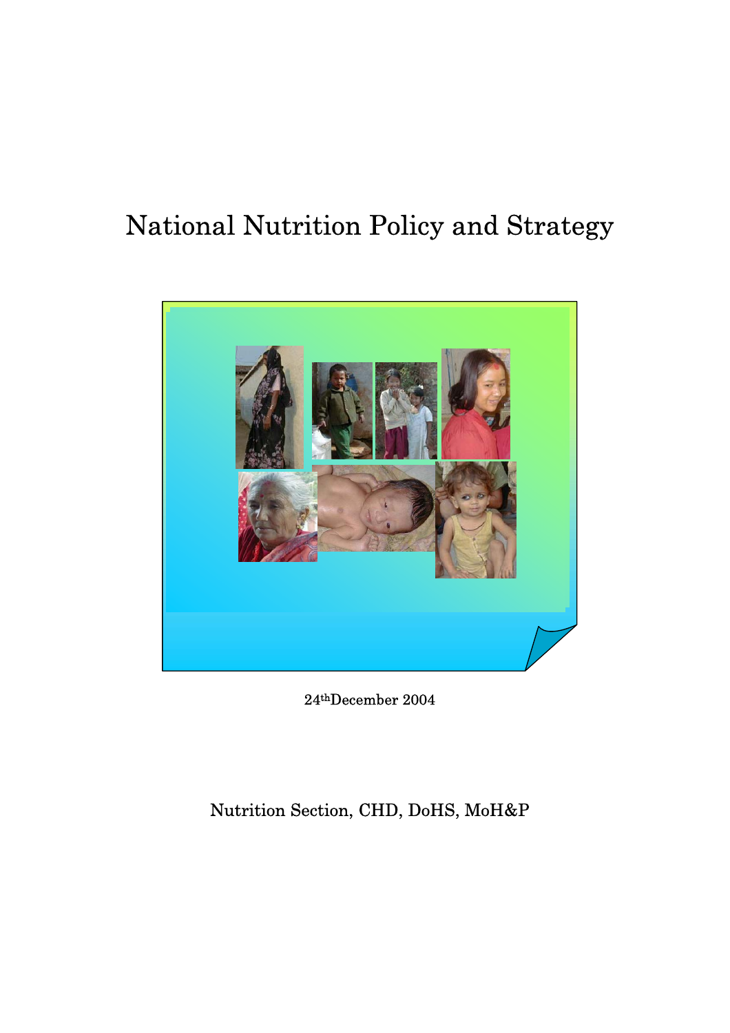# National Nutrition Policy and Strategy

24th December 2004

Nutrition Section, CHD, DoHS, MoH&P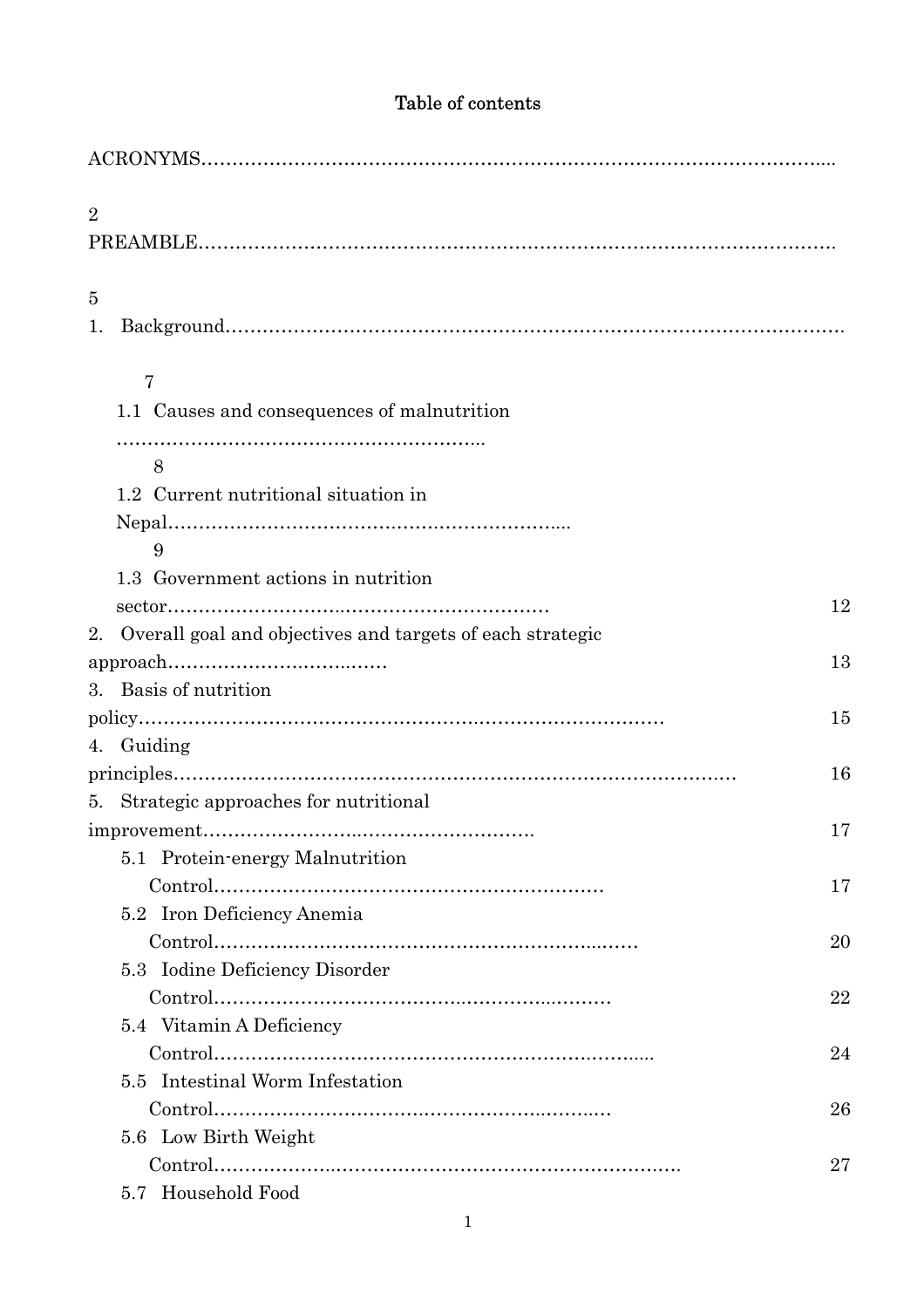## Table of contents

| | |
|---|---|
| ACRONYMS | 2 |
| PREAMBLE | 5 |
| 1. Background | 7 |
| 1.1 Causes and consequences of malnutrition | 8 |
| 1.2 Current nutritional situation in Nepal | 9 |
| 1.3 Government actions in nutrition sector | 12 |
| 2. Overall goal and objectives and targets of each strategic approach | 13 |
| 3. Basis of nutrition policy | 15 |
| 4. Guiding principles | 16 |
| 5. Strategic approaches for nutritional improvement | 17 |
| 5.1 Protein-energy Malnutrition Control | 17 |
| 5.2 Iron Deficiency Anemia Control | 20 |
| 5.3 Iodine Deficiency Disorder Control | 22 |
| 5.4 Vitamin A Deficiency Control | 24 |
| 5.5 Intestinal Worm Infestation Control | 26 |
| 5.6 Low Birth Weight Control | 27 |
| 5.7 Household Food | |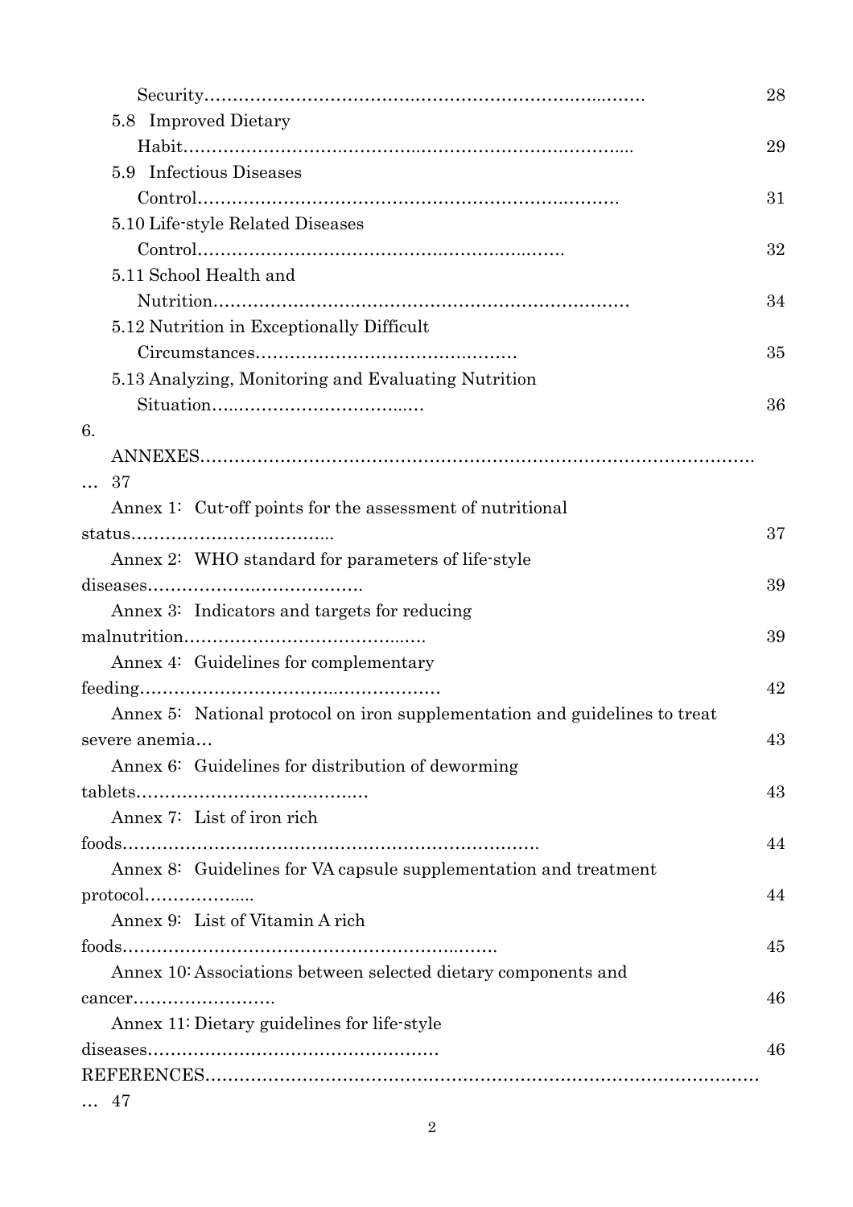Security……………………………………………………………………… 28

5.8 Improved Dietary Habit……………………………………………………………………… 29

5.9 Infectious Diseases Control……………………………………………………………………… 31

5.10 Life-style Related Diseases Control……………………………………………………………… 32

5.11 School Health and Nutrition……………………………………………………………………… 34

5.12 Nutrition in Exceptionally Difficult Circumstances……………………………………………… 35

5.13 Analyzing, Monitoring and Evaluating Nutrition Situation……………………………………… 36

6. ANNEXES……………………………………………………………………………………… 37

Annex 1: Cut-off points for the assessment of nutritional status……………………………… 37

Annex 2: WHO standard for parameters of life-style diseases………………………………… 39

Annex 3: Indicators and targets for reducing malnutrition…………………………………… 39

Annex 4: Guidelines for complementary feeding……………………………………………… 42

Annex 5: National protocol on iron supplementation and guidelines to treat severe anemia… 43

Annex 6: Guidelines for distribution of deworming tablets…………………………………… 43

Annex 7: List of iron rich foods………………………………………………………………… 44

Annex 8: Guidelines for VA capsule supplementation and treatment protocol……………… 44

Annex 9: List of Vitamin A rich foods………………………………………………………… 45

Annex 10: Associations between selected dietary components and cancer…………………… 46

Annex 11: Dietary guidelines for life-style diseases…………………………………………… 46

REFERENCES…………………………………………………………………………………… 47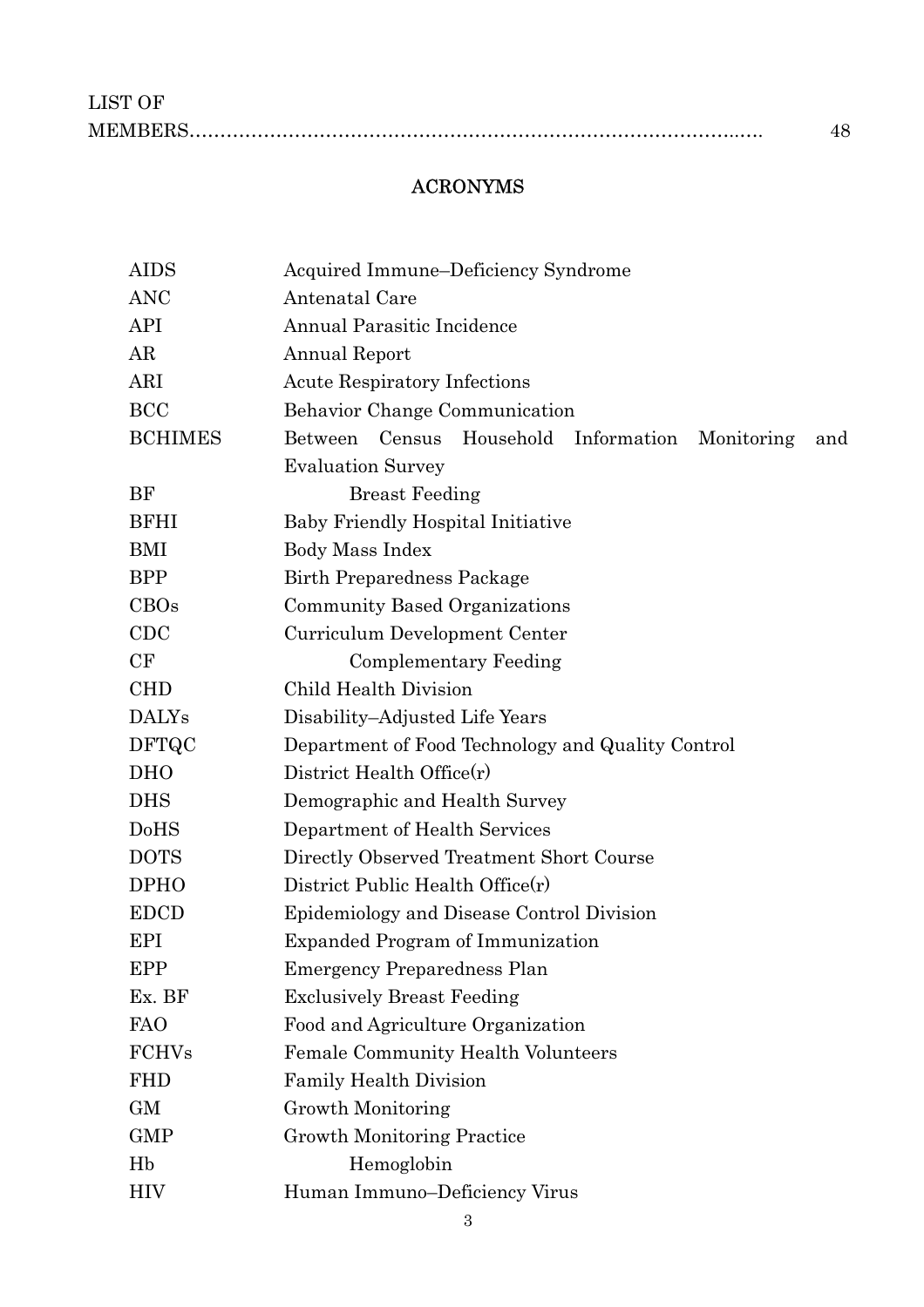LIST OF MEMBERS…………………………………………………………………………..…. 48

## ACRONYMS

| | |
|---|---|
| AIDS | Acquired Immune–Deficiency Syndrome |
| ANC | Antenatal Care |
| API | Annual Parasitic Incidence |
| AR | Annual Report |
| ARI | Acute Respiratory Infections |
| BCC | Behavior Change Communication |
| BCHIMES | Between Census Household Information Monitoring and Evaluation Survey |
| BF | Breast Feeding |
| BFHI | Baby Friendly Hospital Initiative |
| BMI | Body Mass Index |
| BPP | Birth Preparedness Package |
| CBOs | Community Based Organizations |
| CDC | Curriculum Development Center |
| CF | Complementary Feeding |
| CHD | Child Health Division |
| DALYs | Disability–Adjusted Life Years |
| DFTQC | Department of Food Technology and Quality Control |
| DHO | District Health Office(r) |
| DHS | Demographic and Health Survey |
| DoHS | Department of Health Services |
| DOTS | Directly Observed Treatment Short Course |
| DPHO | District Public Health Office(r) |
| EDCD | Epidemiology and Disease Control Division |
| EPI | Expanded Program of Immunization |
| EPP | Emergency Preparedness Plan |
| Ex. BF | Exclusively Breast Feeding |
| FAO | Food and Agriculture Organization |
| FCHVs | Female Community Health Volunteers |
| FHD | Family Health Division |
| GM | Growth Monitoring |
| GMP | Growth Monitoring Practice |
| Hb | Hemoglobin |
| HIV | Human Immuno–Deficiency Virus |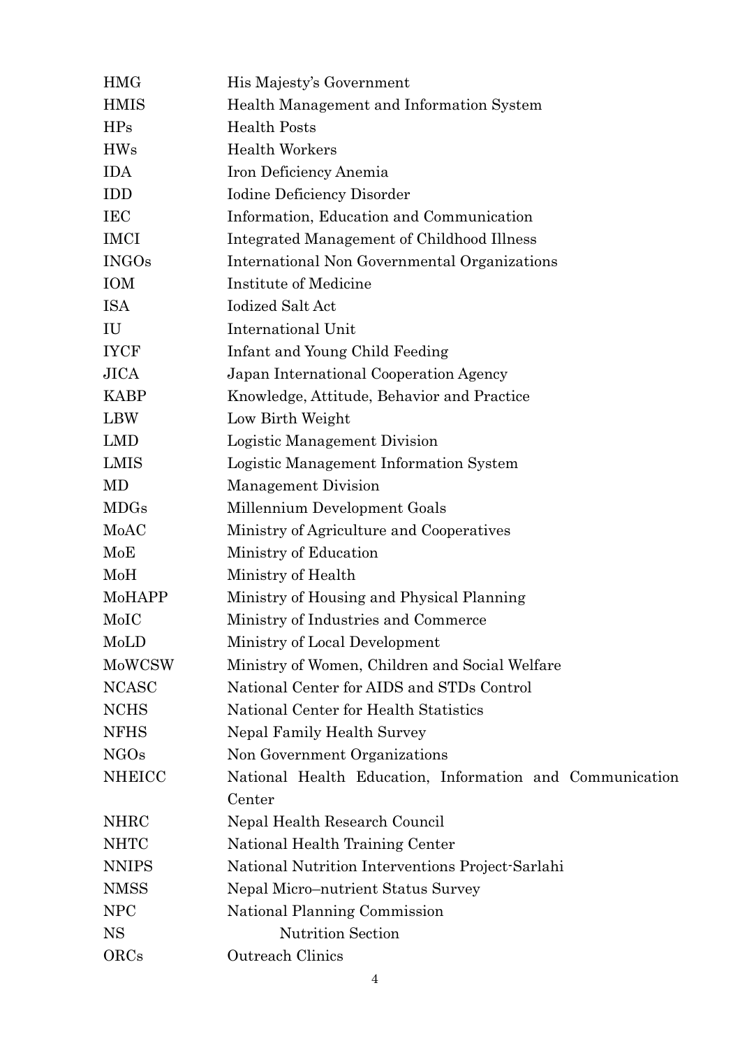| | |
|---|---|
| HMG | His Majesty's Government |
| HMIS | Health Management and Information System |
| HPs | Health Posts |
| HWs | Health Workers |
| IDA | Iron Deficiency Anemia |
| IDD | Iodine Deficiency Disorder |
| IEC | Information, Education and Communication |
| IMCI | Integrated Management of Childhood Illness |
| INGOs | International Non Governmental Organizations |
| IOM | Institute of Medicine |
| ISA | Iodized Salt Act |
| IU | International Unit |
| IYCF | Infant and Young Child Feeding |
| JICA | Japan International Cooperation Agency |
| KABP | Knowledge, Attitude, Behavior and Practice |
| LBW | Low Birth Weight |
| LMD | Logistic Management Division |
| LMIS | Logistic Management Information System |
| MD | Management Division |
| MDGs | Millennium Development Goals |
| MoAC | Ministry of Agriculture and Cooperatives |
| MoE | Ministry of Education |
| MoH | Ministry of Health |
| MoHAPP | Ministry of Housing and Physical Planning |
| MoIC | Ministry of Industries and Commerce |
| MoLD | Ministry of Local Development |
| MoWCSW | Ministry of Women, Children and Social Welfare |
| NCASC | National Center for AIDS and STDs Control |
| NCHS | National Center for Health Statistics |
| NFHS | Nepal Family Health Survey |
| NGOs | Non Government Organizations |
| NHEICC | National Health Education, Information and Communication Center |
| NHRC | Nepal Health Research Council |
| NHTC | National Health Training Center |
| NNIPS | National Nutrition Interventions Project-Sarlahi |
| NMSS | Nepal Micro–nutrient Status Survey |
| NPC | National Planning Commission |
| NS | Nutrition Section |
| ORCs | Outreach Clinics |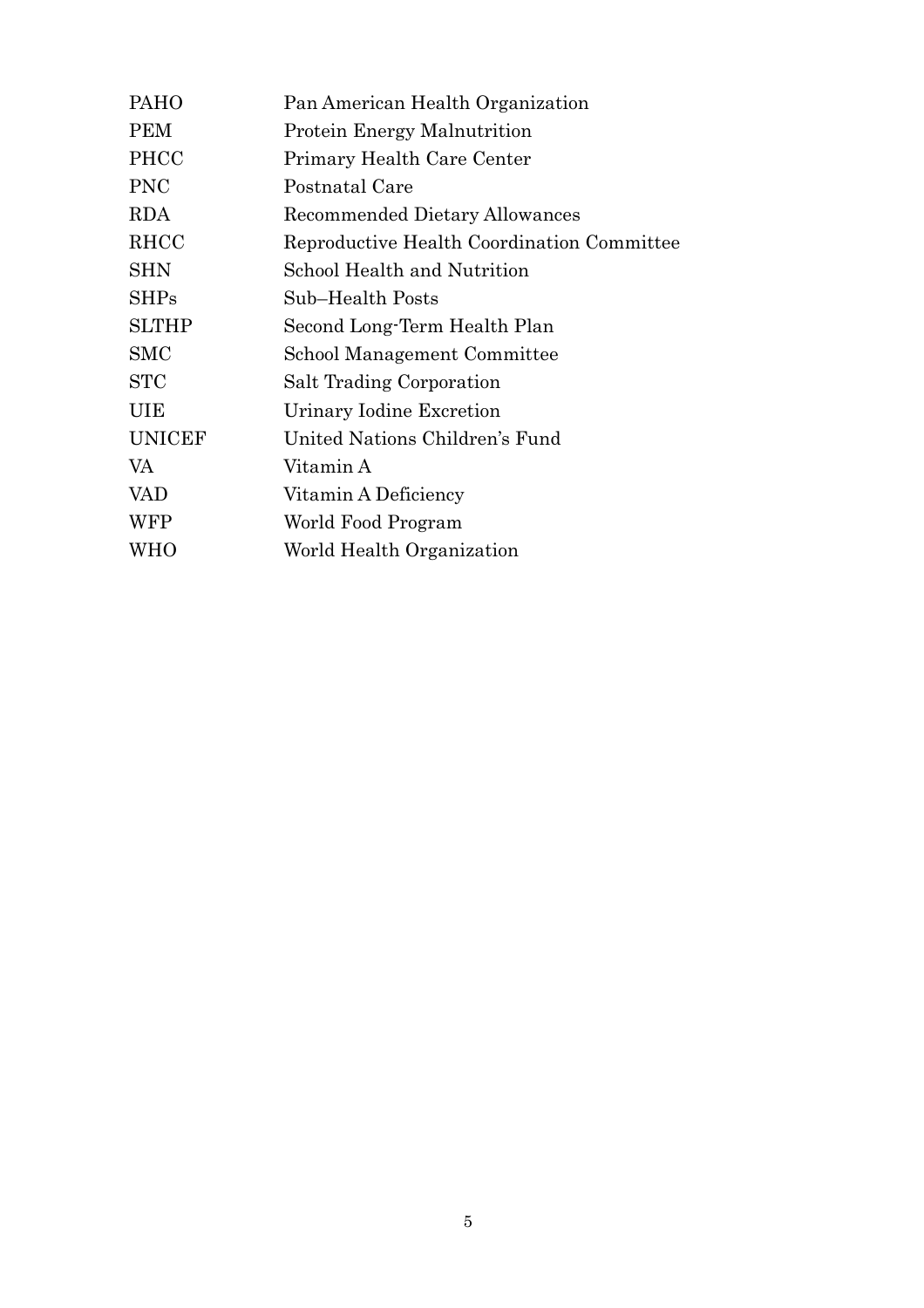| | |
|---|---|
| PAHO | Pan American Health Organization |
| PEM | Protein Energy Malnutrition |
| PHCC | Primary Health Care Center |
| PNC | Postnatal Care |
| RDA | Recommended Dietary Allowances |
| RHCC | Reproductive Health Coordination Committee |
| SHN | School Health and Nutrition |
| SHPs | Sub–Health Posts |
| SLTHP | Second Long-Term Health Plan |
| SMC | School Management Committee |
| STC | Salt Trading Corporation |
| UIE | Urinary Iodine Excretion |
| UNICEF | United Nations Children's Fund |
| VA | Vitamin A |
| VAD | Vitamin A Deficiency |
| WFP | World Food Program |
| WHO | World Health Organization |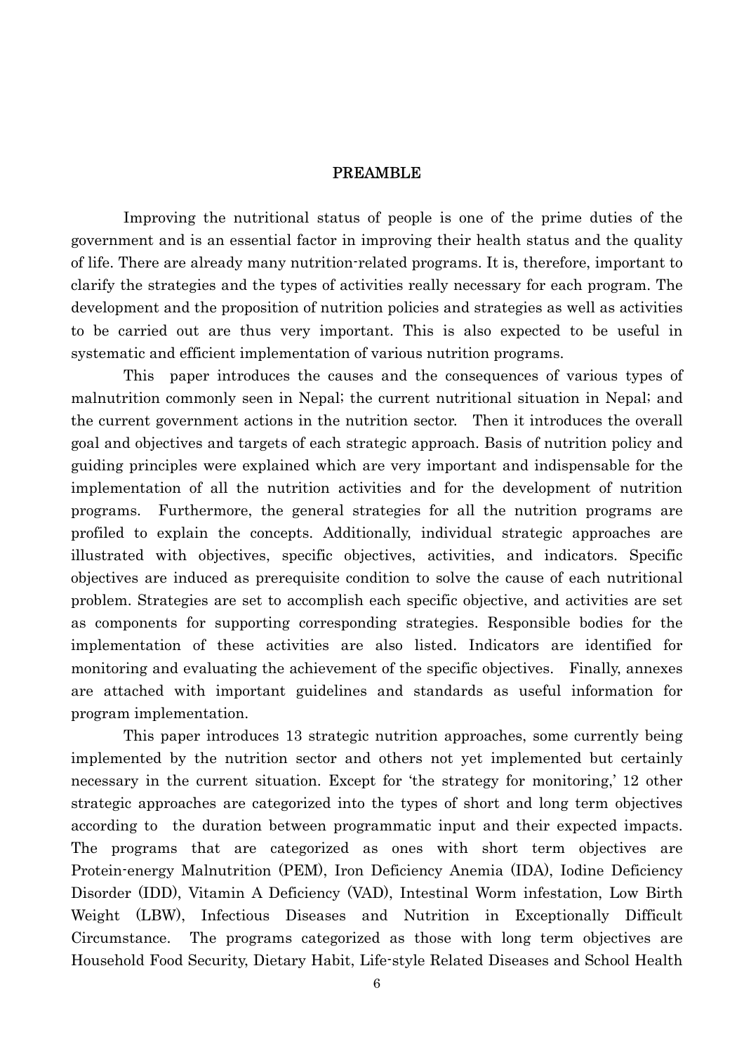# PREAMBLE

Improving the nutritional status of people is one of the prime duties of the government and is an essential factor in improving their health status and the quality of life. There are already many nutrition-related programs. It is, therefore, important to clarify the strategies and the types of activities really necessary for each program. The development and the proposition of nutrition policies and strategies as well as activities to be carried out are thus very important. This is also expected to be useful in systematic and efficient implementation of various nutrition programs.

This paper introduces the causes and the consequences of various types of malnutrition commonly seen in Nepal; the current nutritional situation in Nepal; and the current government actions in the nutrition sector. Then it introduces the overall goal and objectives and targets of each strategic approach. Basis of nutrition policy and guiding principles were explained which are very important and indispensable for the implementation of all the nutrition activities and for the development of nutrition programs. Furthermore, the general strategies for all the nutrition programs are profiled to explain the concepts. Additionally, individual strategic approaches are illustrated with objectives, specific objectives, activities, and indicators. Specific objectives are induced as prerequisite condition to solve the cause of each nutritional problem. Strategies are set to accomplish each specific objective, and activities are set as components for supporting corresponding strategies. Responsible bodies for the implementation of these activities are also listed. Indicators are identified for monitoring and evaluating the achievement of the specific objectives. Finally, annexes are attached with important guidelines and standards as useful information for program implementation.

This paper introduces 13 strategic nutrition approaches, some currently being implemented by the nutrition sector and others not yet implemented but certainly necessary in the current situation. Except for 'the strategy for monitoring,' 12 other strategic approaches are categorized into the types of short and long term objectives according to the duration between programmatic input and their expected impacts. The programs that are categorized as ones with short term objectives are Protein-energy Malnutrition (PEM), Iron Deficiency Anemia (IDA), Iodine Deficiency Disorder (IDD), Vitamin A Deficiency (VAD), Intestinal Worm infestation, Low Birth Weight (LBW), Infectious Diseases and Nutrition in Exceptionally Difficult Circumstance. The programs categorized as those with long term objectives are Household Food Security, Dietary Habit, Life-style Related Diseases and School Health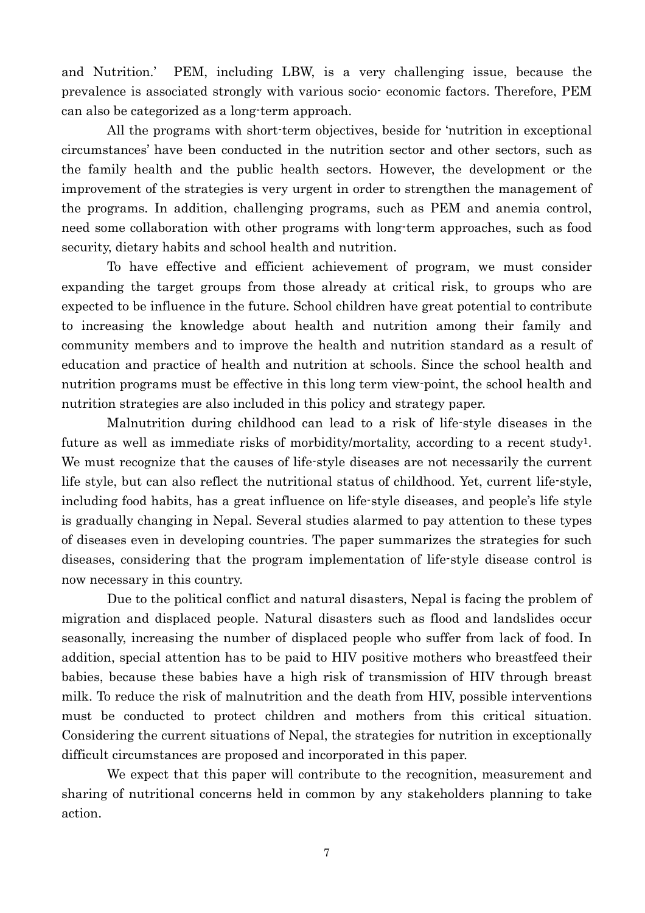and Nutrition.' PEM, including LBW, is a very challenging issue, because the prevalence is associated strongly with various socio- economic factors. Therefore, PEM can also be categorized as a long-term approach.

All the programs with short-term objectives, beside for 'nutrition in exceptional circumstances' have been conducted in the nutrition sector and other sectors, such as the family health and the public health sectors. However, the development or the improvement of the strategies is very urgent in order to strengthen the management of the programs. In addition, challenging programs, such as PEM and anemia control, need some collaboration with other programs with long-term approaches, such as food security, dietary habits and school health and nutrition.

To have effective and efficient achievement of program, we must consider expanding the target groups from those already at critical risk, to groups who are expected to be influence in the future. School children have great potential to contribute to increasing the knowledge about health and nutrition among their family and community members and to improve the health and nutrition standard as a result of education and practice of health and nutrition at schools. Since the school health and nutrition programs must be effective in this long term view-point, the school health and nutrition strategies are also included in this policy and strategy paper.

Malnutrition during childhood can lead to a risk of life-style diseases in the future as well as immediate risks of morbidity/mortality, according to a recent study[1]. We must recognize that the causes of life-style diseases are not necessarily the current life style, but can also reflect the nutritional status of childhood. Yet, current life-style, including food habits, has a great influence on life-style diseases, and people's life style is gradually changing in Nepal. Several studies alarmed to pay attention to these types of diseases even in developing countries. The paper summarizes the strategies for such diseases, considering that the program implementation of life-style disease control is now necessary in this country.

Due to the political conflict and natural disasters, Nepal is facing the problem of migration and displaced people. Natural disasters such as flood and landslides occur seasonally, increasing the number of displaced people who suffer from lack of food. In addition, special attention has to be paid to HIV positive mothers who breastfeed their babies, because these babies have a high risk of transmission of HIV through breast milk. To reduce the risk of malnutrition and the death from HIV, possible interventions must be conducted to protect children and mothers from this critical situation. Considering the current situations of Nepal, the strategies for nutrition in exceptionally difficult circumstances are proposed and incorporated in this paper.

We expect that this paper will contribute to the recognition, measurement and sharing of nutritional concerns held in common by any stakeholders planning to take action.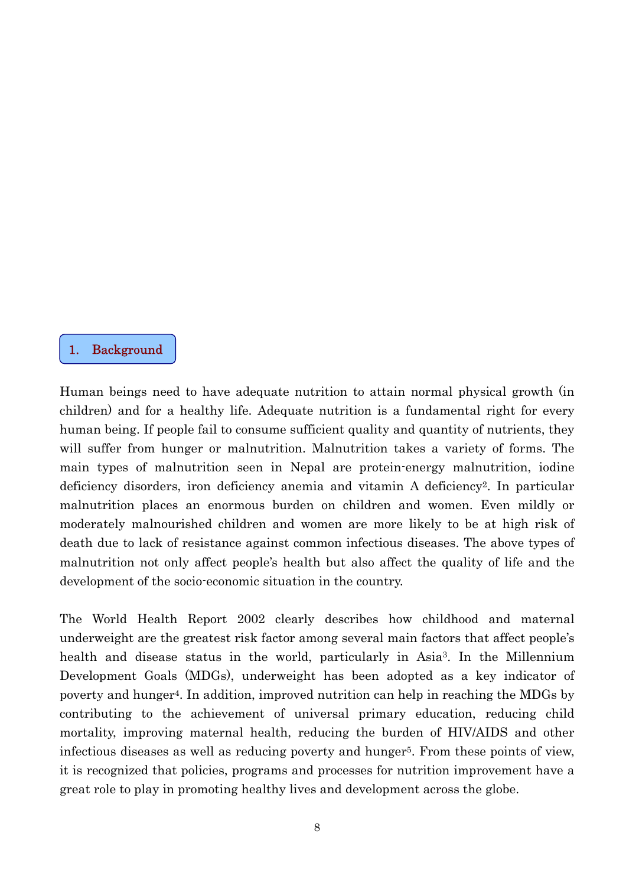# 1. Background

Human beings need to have adequate nutrition to attain normal physical growth (in children) and for a healthy life. Adequate nutrition is a fundamental right for every human being. If people fail to consume sufficient quality and quantity of nutrients, they will suffer from hunger or malnutrition. Malnutrition takes a variety of forms. The main types of malnutrition seen in Nepal are protein-energy malnutrition, iodine deficiency disorders, iron deficiency anemia and vitamin A deficiency[2]. In particular malnutrition places an enormous burden on children and women. Even mildly or moderately malnourished children and women are more likely to be at high risk of death due to lack of resistance against common infectious diseases. The above types of malnutrition not only affect people's health but also affect the quality of life and the development of the socio-economic situation in the country.

The World Health Report 2002 clearly describes how childhood and maternal underweight are the greatest risk factor among several main factors that affect people's health and disease status in the world, particularly in Asia[3]. In the Millennium Development Goals (MDGs), underweight has been adopted as a key indicator of poverty and hunger[4]. In addition, improved nutrition can help in reaching the MDGs by contributing to the achievement of universal primary education, reducing child mortality, improving maternal health, reducing the burden of HIV/AIDS and other infectious diseases as well as reducing poverty and hunger[5]. From these points of view, it is recognized that policies, programs and processes for nutrition improvement have a great role to play in promoting healthy lives and development across the globe.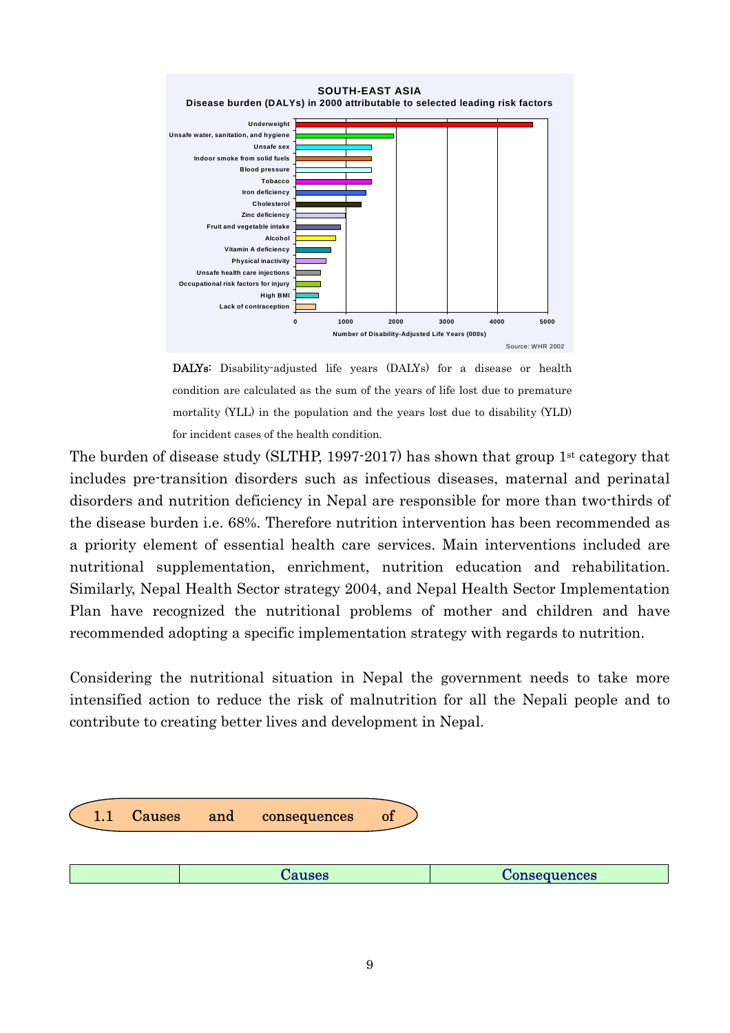**SOUTH-EAST ASIA**
**Disease burden (DALYs) in 2000 attributable to selected leading risk factors**

Risk factors shown: Underweight; Unsafe water, sanitation, and hygiene; Unsafe sex; Indoor smoke from solid fuels; Blood pressure; Tobacco; Iron deficiency; Cholesterol; Zinc deficiency; Fruit and vegetable intake; Alcohol; Vitamin A deficiency; Physical inactivity; Unsafe health care injections; Occupational risk factors for injury; High BMI; Lack of contraception

X-axis: Number of Disability-Adjusted Life Years (000s), with ticks at 0, 1000, 2000, 3000, 4000 and 5000

Source: WHR 2002

**DALYs**: Disability-adjusted life years (DALYs) for a disease or health condition are calculated as the sum of the years of life lost due to premature mortality (YLL) in the population and the years lost due to disability (YLD) for incident cases of the health condition.

The burden of disease study (SLTHP, 1997-2017) has shown that group 1st category that includes pre-transition disorders such as infectious diseases, maternal and perinatal disorders and nutrition deficiency in Nepal are responsible for more than two-thirds of the disease burden i.e. 68%. Therefore nutrition intervention has been recommended as a priority element of essential health care services. Main interventions included are nutritional supplementation, enrichment, nutrition education and rehabilitation. Similarly, Nepal Health Sector strategy 2004, and Nepal Health Sector Implementation Plan have recognized the nutritional problems of mother and children and have recommended adopting a specific implementation strategy with regards to nutrition.

Considering the nutritional situation in Nepal the government needs to take more intensified action to reduce the risk of malnutrition for all the Nepali people and to contribute to creating better lives and development in Nepal.

## 1.1 Causes and consequences of

| | Causes | Consequences |
|---|---|---|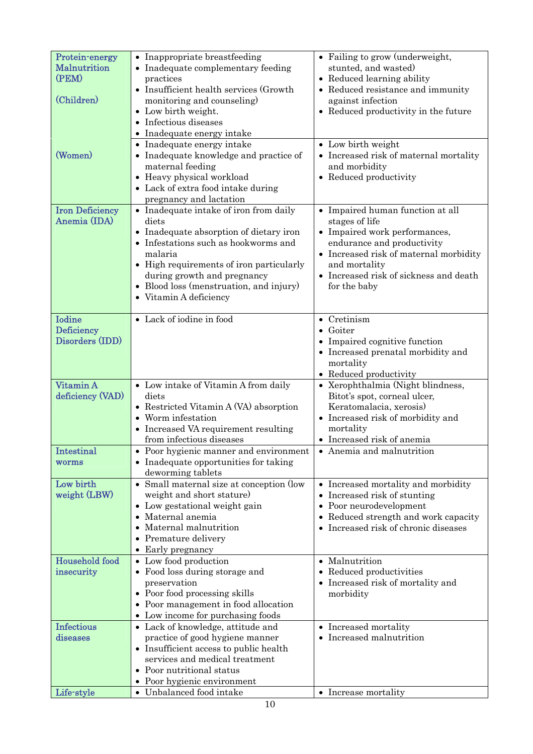| | | |
|---|---|---|
| Protein-energy Malnutrition (PEM)<br><br>(Children) | • Inappropriate breastfeeding<br>• Inadequate complementary feeding practices<br>• Insufficient health services (Growth monitoring and counseling)<br>• Low birth weight.<br>• Infectious diseases<br>• Inadequate energy intake | • Failing to grow (underweight, stunted, and wasted)<br>• Reduced learning ability<br>• Reduced resistance and immunity against infection<br>• Reduced productivity in the future |
| (Women) | • Inadequate energy intake<br>• Inadequate knowledge and practice of maternal feeding<br>• Heavy physical workload<br>• Lack of extra food intake during pregnancy and lactation | • Low birth weight<br>• Increased risk of maternal mortality and morbidity<br>• Reduced productivity |
| Iron Deficiency Anemia (IDA) | • Inadequate intake of iron from daily diets<br>• Inadequate absorption of dietary iron<br>• Infestations such as hookworms and malaria<br>• High requirements of iron particularly during growth and pregnancy<br>• Blood loss (menstruation, and injury)<br>• Vitamin A deficiency | • Impaired human function at all stages of life<br>• Impaired work performances, endurance and productivity<br>• Increased risk of maternal morbidity and mortality<br>• Increased risk of sickness and death for the baby |
| Iodine Deficiency Disorders (IDD) | • Lack of iodine in food | • Cretinism<br>• Goiter<br>• Impaired cognitive function<br>• Increased prenatal morbidity and mortality<br>• Reduced productivity |
| Vitamin A deficiency (VAD) | • Low intake of Vitamin A from daily diets<br>• Restricted Vitamin A (VA) absorption<br>• Worm infestation<br>• Increased VA requirement resulting from infectious diseases | • Xerophthalmia (Night blindness, Bitot's spot, corneal ulcer, Keratomalacia, xerosis)<br>• Increased risk of morbidity and mortality<br>• Increased risk of anemia |
| Intestinal worms | • Poor hygienic manner and environment<br>• Inadequate opportunities for taking deworming tablets | • Anemia and malnutrition |
| Low birth weight (LBW) | • Small maternal size at conception (low weight and short stature)<br>• Low gestational weight gain<br>• Maternal anemia<br>• Maternal malnutrition<br>• Premature delivery<br>• Early pregnancy | • Increased mortality and morbidity<br>• Increased risk of stunting<br>• Poor neurodevelopment<br>• Reduced strength and work capacity<br>• Increased risk of chronic diseases |
| Household food insecurity | • Low food production<br>• Food loss during storage and preservation<br>• Poor food processing skills<br>• Poor management in food allocation<br>• Low income for purchasing foods | • Malnutrition<br>• Reduced productivities<br>• Increased risk of mortality and morbidity |
| Infectious diseases | • Lack of knowledge, attitude and practice of good hygiene manner<br>• Insufficient access to public health services and medical treatment<br>• Poor nutritional status<br>• Poor hygienic environment | • Increased mortality<br>• Increased malnutrition |
| Life-style | • Unbalanced food intake | • Increase mortality |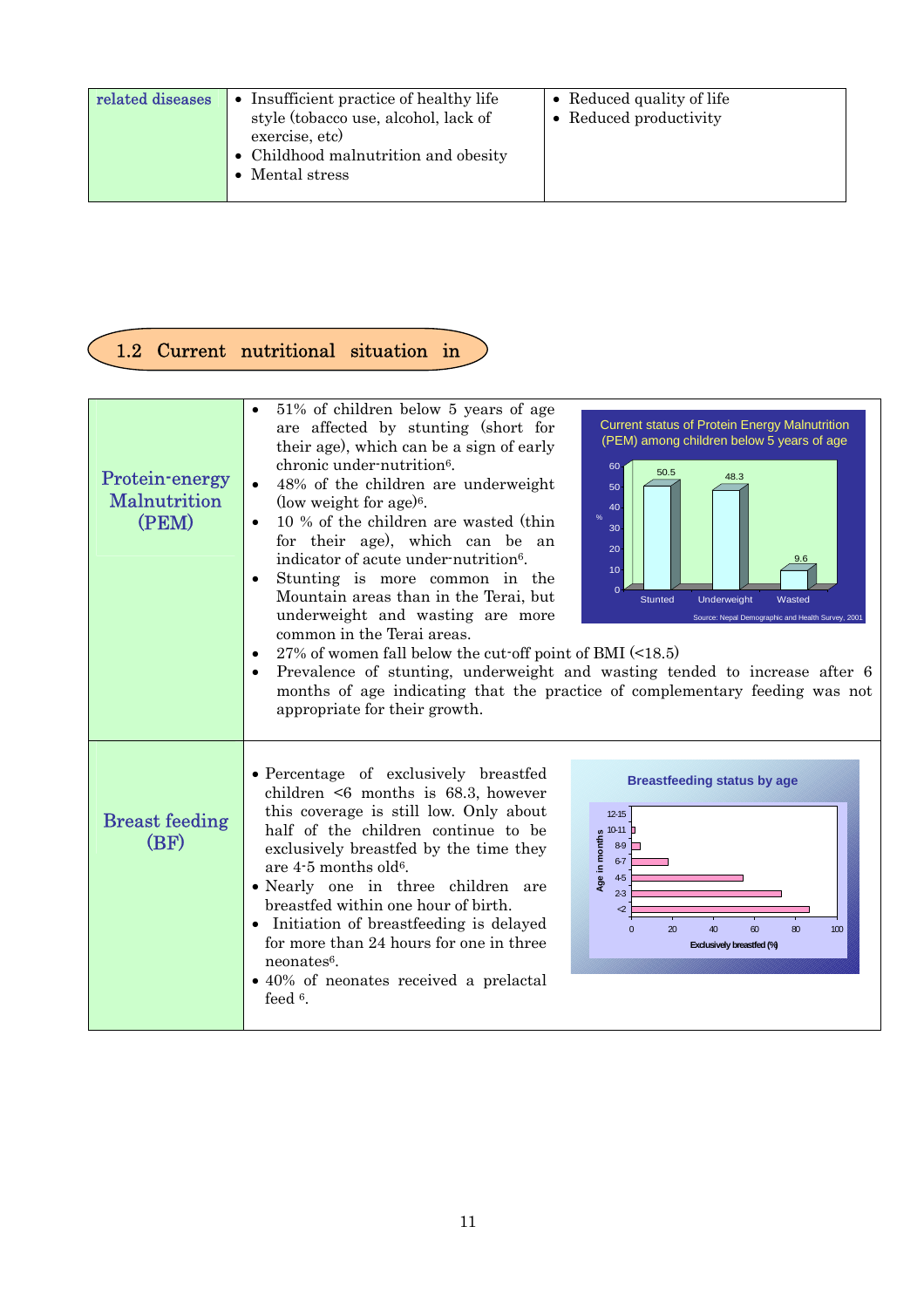| related diseases | • Insufficient practice of healthy life style (tobacco use, alcohol, lack of exercise, etc)<br>• Childhood malnutrition and obesity<br>• Mental stress | • Reduced quality of life<br>• Reduced productivity |
|---|---|---|

## 1.2 Current nutritional situation in

| | |
|---|---|
| Protein-energy Malnutrition (PEM) | • 51% of children below 5 years of age are affected by stunting (short for their age), which can be a sign of early chronic under-nutrition[6].<br>• 48% of the children are underweight (low weight for age)[6].<br>• 10 % of the children are wasted (thin for their age), which can be an indicator of acute under-nutrition[6].<br>• Stunting is more common in the Mountain areas than in the Terai, but underweight and wasting are more common in the Terai areas.<br>• 27% of women fall below the cut-off point of BMI (<18.5)<br>• Prevalence of stunting, underweight and wasting tended to increase after 6 months of age indicating that the practice of complementary feeding was not appropriate for their growth. |
| Breast feeding (BF) | • Percentage of exclusively breastfed children <6 months is 68.3, however this coverage is still low. Only about half of the children continue to be exclusively breastfed by the time they are 4-5 months old[6].<br>• Nearly one in three children are breastfed within one hour of birth.<br>• Initiation of breastfeeding is delayed for more than 24 hours for one in three neonates[6].<br>• 40% of neonates received a prelactal feed [6]. |

Current status of Protein Energy Malnutrition (PEM) among children below 5 years of age

| | Stunted | Underweight | Wasted |
|---|---|---|---|
| % | 50.5 | 48.3 | 9.6 |

Source: Nepal Demographic and Health Survey, 2001

Breastfeeding status by age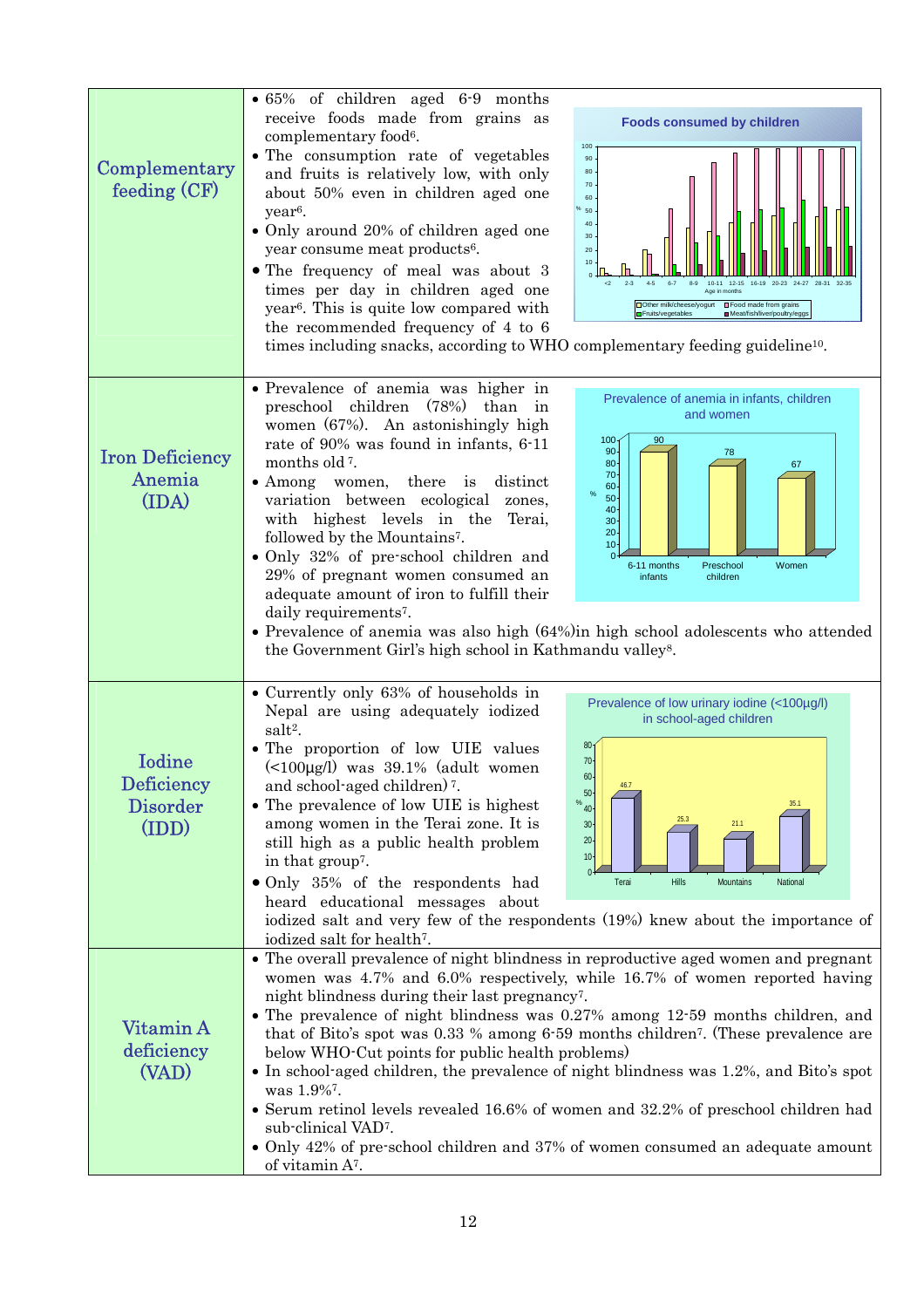| | |
|---|---|
| Complementary feeding (CF) | • 65% of children aged 6-9 months receive foods made from grains as complementary food[6].<br>• The consumption rate of vegetables and fruits is relatively low, with only about 50% even in children aged one year[6].<br>• Only around 20% of children aged one year consume meat products[6].<br>• The frequency of meal was about 3 times per day in children aged one year[6]. This is quite low compared with the recommended frequency of 4 to 6 times including snacks, according to WHO complementary feeding guideline[10]. |
| Iron Deficiency Anemia (IDA) | • Prevalence of anemia was higher in preschool children (78%) than in women (67%). An astonishingly high rate of 90% was found in infants, 6-11 months old [7].<br>• Among women, there is distinct variation between ecological zones, with highest levels in the Terai, followed by the Mountains[7].<br>• Only 32% of pre-school children and 29% of pregnant women consumed an adequate amount of iron to fulfill their daily requirements[7].<br>• Prevalence of anemia was also high (64%)in high school adolescents who attended the Government Girl's high school in Kathmandu valley[8]. |
| Iodine Deficiency Disorder (IDD) | • Currently only 63% of households in Nepal are using adequately iodized salt[2].<br>• The proportion of low UIE values (<100μg/l) was 39.1% (adult women and school-aged children) [7].<br>• The prevalence of low UIE is highest among women in the Terai zone. It is still high as a public health problem in that group[7].<br>• Only 35% of the respondents had heard educational messages about iodized salt and very few of the respondents (19%) knew about the importance of iodized salt for health[7]. |
| Vitamin A deficiency (VAD) | • The overall prevalence of night blindness in reproductive aged women and pregnant women was 4.7% and 6.0% respectively, while 16.7% of women reported having night blindness during their last pregnancy[7].<br>• The prevalence of night blindness was 0.27% among 12-59 months children, and that of Bito's spot was 0.33 % among 6-59 months children[7]. (These prevalence are below WHO-Cut points for public health problems)<br>• In school-aged children, the prevalence of night blindness was 1.2%, and Bito's spot was 1.9%[7].<br>• Serum retinol levels revealed 16.6% of women and 32.2% of preschool children had sub-clinical VAD[7].<br>• Only 42% of pre-school children and 37% of women consumed an adequate amount of vitamin A[7]. |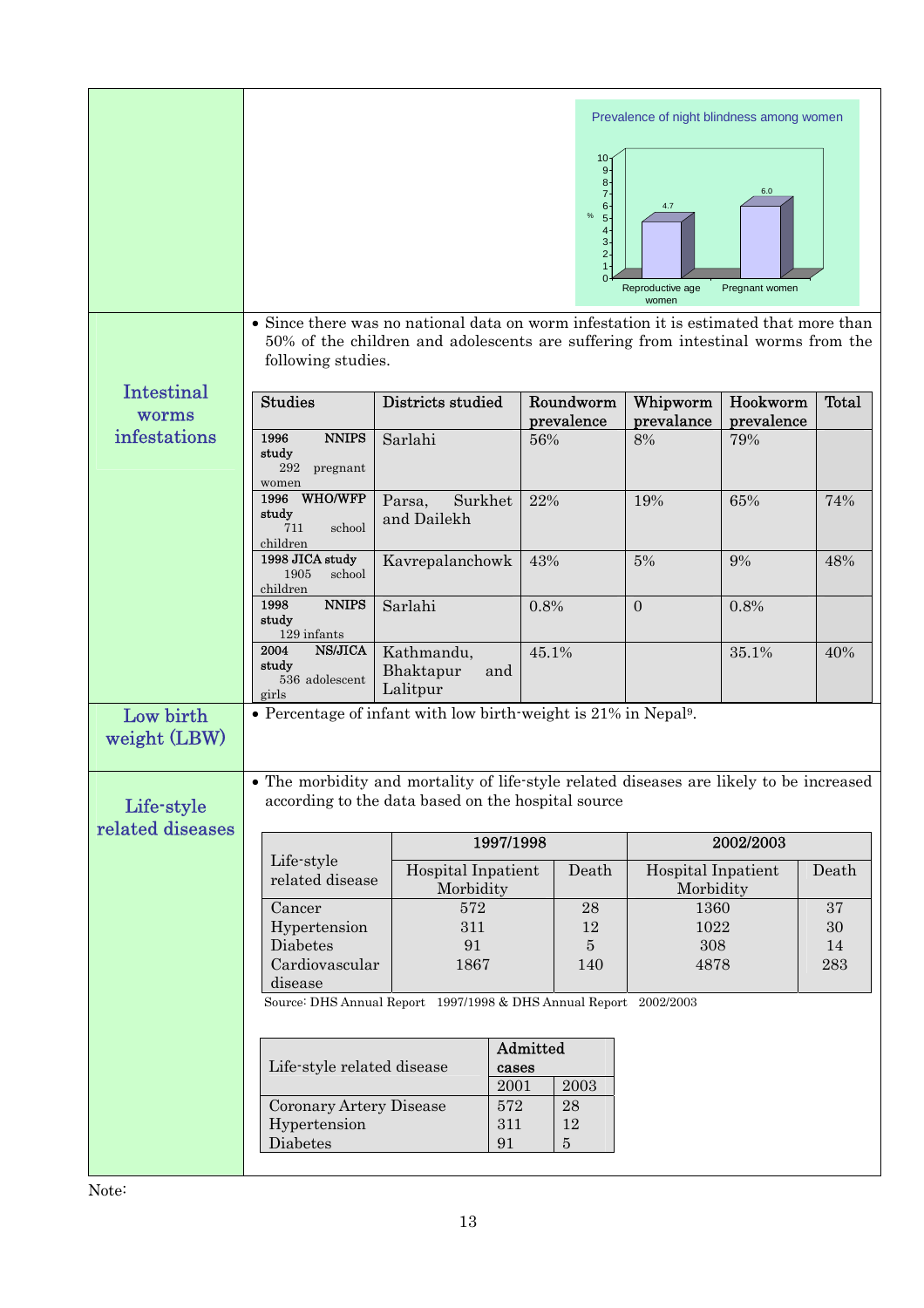Prevalence of night blindness among women

| | % |
|---|---|
| Reproductive age women | 4.7 |
| Pregnant women | 6.0 |

**Intestinal worms infestations**

- Since there was no national data on worm infestation it is estimated that more than 50% of the children and adolescents are suffering from intestinal worms from the following studies.

| Studies | Districts studied | Roundworm prevalence | Whipworm prevalance | Hookworm prevalence | Total |
|---|---|---|---|---|---|
| **1996 NNIPS study** 292 pregnant women | Sarlahi | 56% | 8% | 79% | |
| **1996 WHO/WFP study** 711 school children | Parsa, Surkhet and Dailekh | 22% | 19% | 65% | 74% |
| **1998 JICA study** 1905 school children | Kavrepalanchowk | 43% | 5% | 9% | 48% |
| **1998 NNIPS study** 129 infants | Sarlahi | 0.8% | 0 | 0.8% | |
| **2004 NS/JICA study** 536 adolescent girls | Kathmandu, Bhaktapur and Lalitpur | 45.1% | | 35.1% | 40% |

**Low birth weight (LBW)**

- Percentage of infant with low birth-weight is 21% in Nepal[9].

**Life-style related diseases**

- The morbidity and mortality of life-style related diseases are likely to be increased according to the data based on the hospital source

| Life-style related disease | 1997/1998 | | 2002/2003 | |
|---|---|---|---|---|
| | Hospital Inpatient Morbidity | Death | Hospital Inpatient Morbidity | Death |
| Cancer | 572 | 28 | 1360 | 37 |
| Hypertension | 311 | 12 | 1022 | 30 |
| Diabetes | 91 | 5 | 308 | 14 |
| Cardiovascular disease | 1867 | 140 | 4878 | 283 |

Source: DHS Annual Report 1997/1998 & DHS Annual Report 2002/2003

| Life-style related disease | Admitted cases | |
|---|---|---|
| | 2001 | 2003 |
| Coronary Artery Disease | 572 | 28 |
| Hypertension | 311 | 12 |
| Diabetes | 91 | 5 |

Note: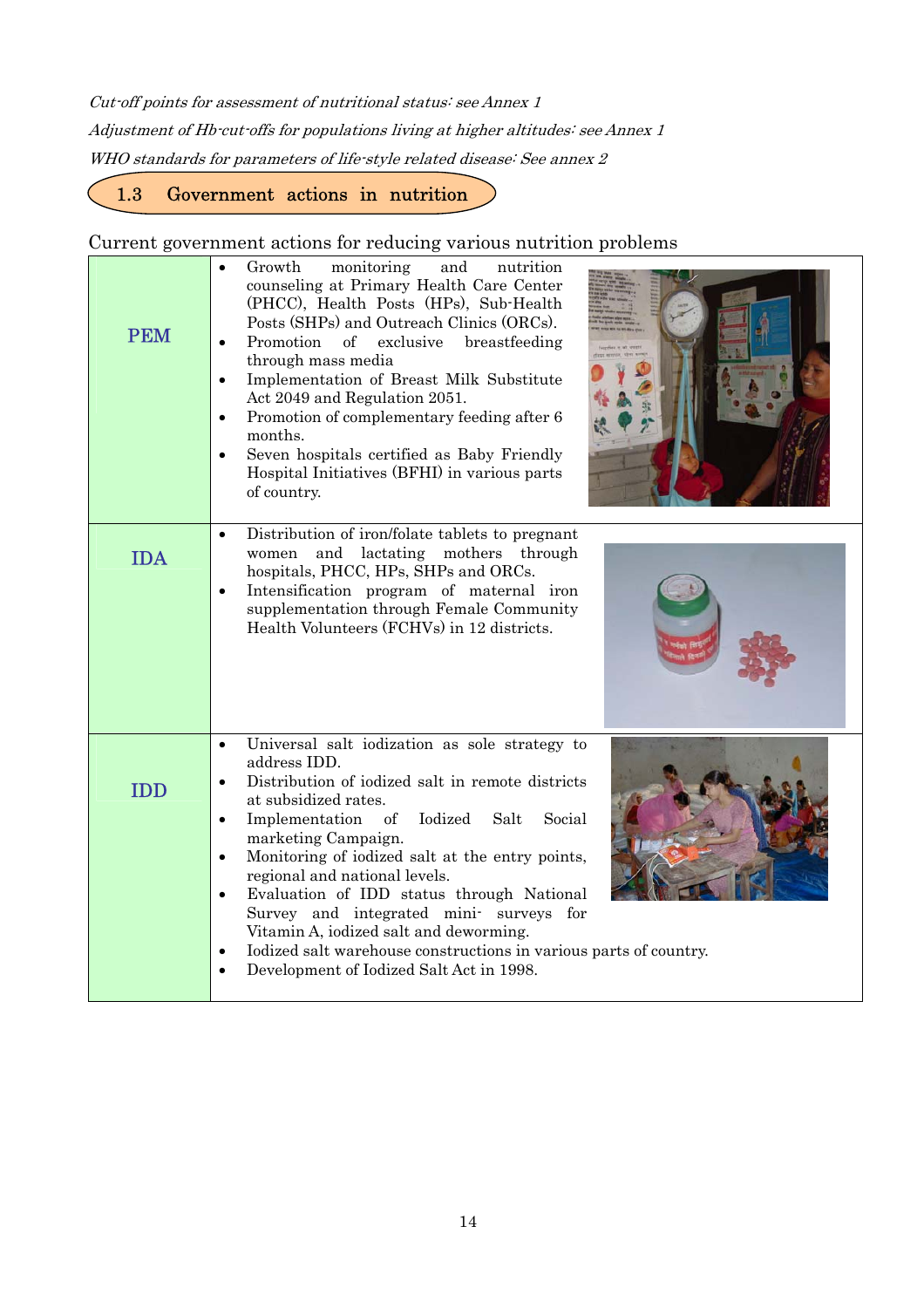*Cut-off points for assessment of nutritional status: see Annex 1*

*Adjustment of Hb-cut-offs for populations living at higher altitudes: see Annex 1*

*WHO standards for parameters of life-style related disease: See annex 2*

## 1.3 Government actions in nutrition

Current government actions for reducing various nutrition problems

| | |
|---|---|
| PEM | • Growth monitoring and nutrition counseling at Primary Health Care Center (PHCC), Health Posts (HPs), Sub-Health Posts (SHPs) and Outreach Clinics (ORCs).<br>• Promotion of exclusive breastfeeding through mass media<br>• Implementation of Breast Milk Substitute Act 2049 and Regulation 2051.<br>• Promotion of complementary feeding after 6 months.<br>• Seven hospitals certified as Baby Friendly Hospital Initiatives (BFHI) in various parts of country. |
| IDA | • Distribution of iron/folate tablets to pregnant women and lactating mothers through hospitals, PHCC, HPs, SHPs and ORCs.<br>• Intensification program of maternal iron supplementation through Female Community Health Volunteers (FCHVs) in 12 districts. |
| IDD | • Universal salt iodization as sole strategy to address IDD.<br>• Distribution of iodized salt in remote districts at subsidized rates.<br>• Implementation of Iodized Salt Social marketing Campaign.<br>• Monitoring of iodized salt at the entry points, regional and national levels.<br>• Evaluation of IDD status through National Survey and integrated mini- surveys for Vitamin A, iodized salt and deworming.<br>• Iodized salt warehouse constructions in various parts of country.<br>• Development of Iodized Salt Act in 1998. |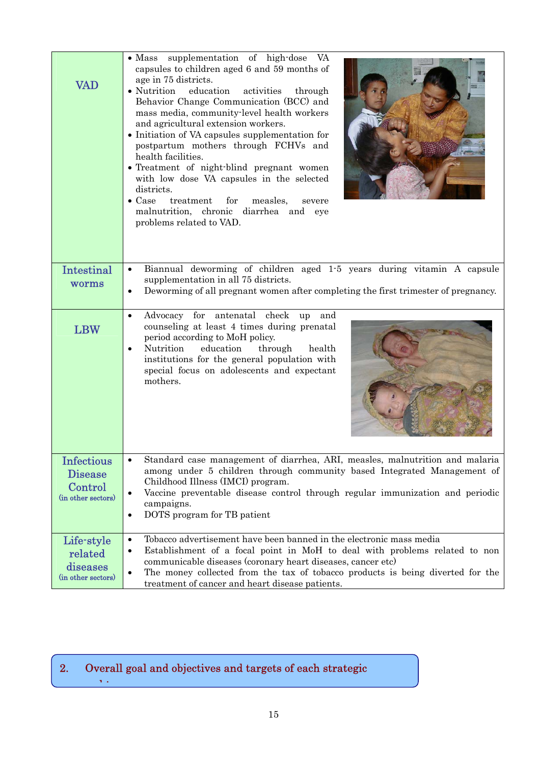| | |
|---|---|
| VAD | • Mass supplementation of high-dose VA capsules to children aged 6 and 59 months of age in 75 districts.<br>• Nutrition education activities through Behavior Change Communication (BCC) and mass media, community-level health workers and agricultural extension workers.<br>• Initiation of VA capsules supplementation for postpartum mothers through FCHVs and health facilities.<br>• Treatment of night-blind pregnant women with low dose VA capsules in the selected districts.<br>• Case treatment for measles, severe malnutrition, chronic diarrhea and eye problems related to VAD. |
| Intestinal worms | • Biannual deworming of children aged 1-5 years during vitamin A capsule supplementation in all 75 districts.<br>• Deworming of all pregnant women after completing the first trimester of pregnancy. |
| LBW | • Advocacy for antenatal check up and counseling at least 4 times during prenatal period according to MoH policy.<br>• Nutrition education through health institutions for the general population with special focus on adolescents and expectant mothers. |
| Infectious Disease Control (in other sectors) | • Standard case management of diarrhea, ARI, measles, malnutrition and malaria among under 5 children through community based Integrated Management of Childhood Illness (IMCI) program.<br>• Vaccine preventable disease control through regular immunization and periodic campaigns.<br>• DOTS program for TB patient |
| Life-style related diseases (in other sectors) | • Tobacco advertisement have been banned in the electronic mass media<br>• Establishment of a focal point in MoH to deal with problems related to non communicable diseases (coronary heart diseases, cancer etc)<br>• The money collected from the tax of tobacco products is being diverted for the treatment of cancer and heart disease patients. |

## 2. Overall goal and objectives and targets of each strategic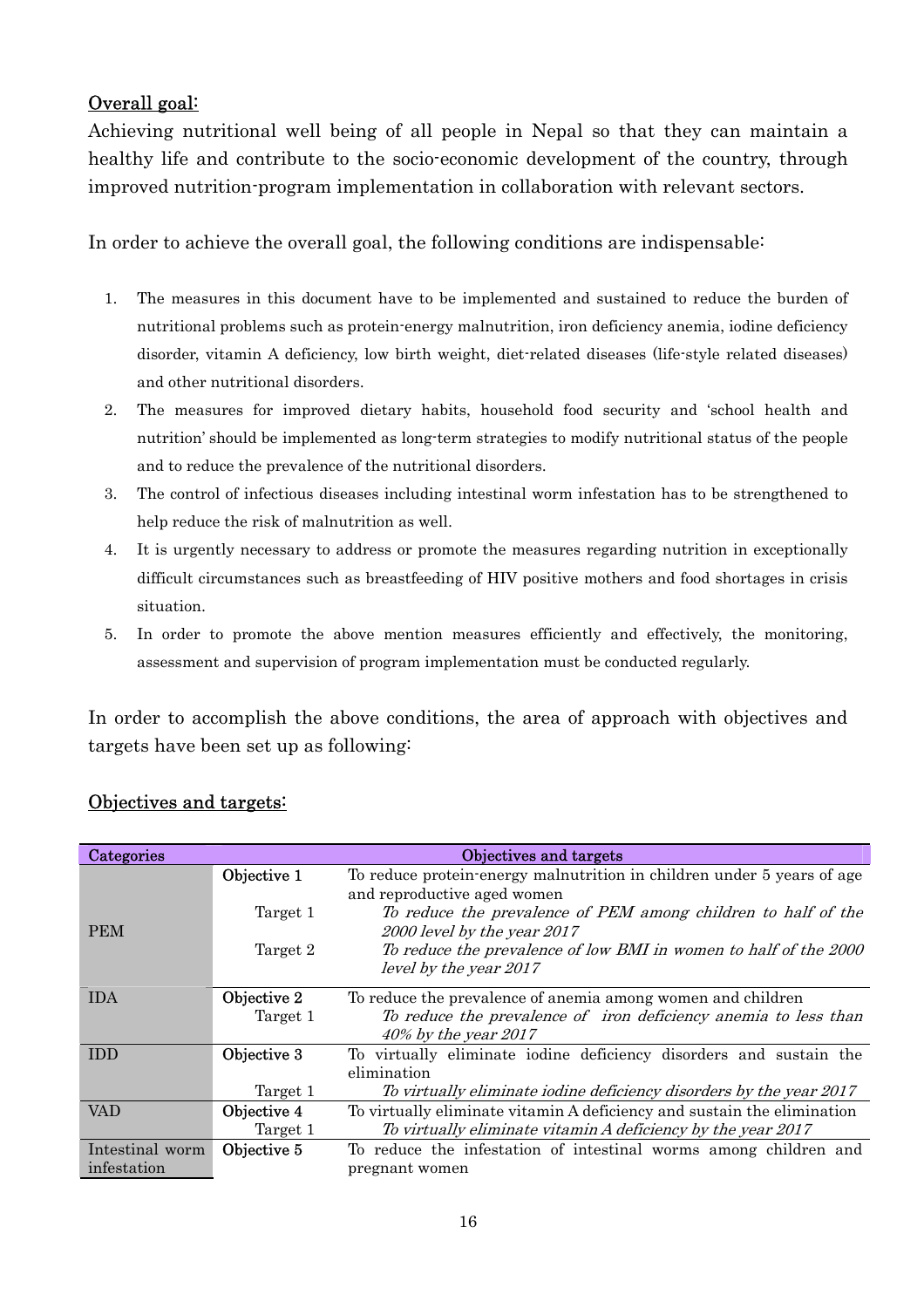## Overall goal:

Achieving nutritional well being of all people in Nepal so that they can maintain a healthy life and contribute to the socio-economic development of the country, through improved nutrition-program implementation in collaboration with relevant sectors.

In order to achieve the overall goal, the following conditions are indispensable:

1. The measures in this document have to be implemented and sustained to reduce the burden of nutritional problems such as protein-energy malnutrition, iron deficiency anemia, iodine deficiency disorder, vitamin A deficiency, low birth weight, diet-related diseases (life-style related diseases) and other nutritional disorders.
2. The measures for improved dietary habits, household food security and 'school health and nutrition' should be implemented as long-term strategies to modify nutritional status of the people and to reduce the prevalence of the nutritional disorders.
3. The control of infectious diseases including intestinal worm infestation has to be strengthened to help reduce the risk of malnutrition as well.
4. It is urgently necessary to address or promote the measures regarding nutrition in exceptionally difficult circumstances such as breastfeeding of HIV positive mothers and food shortages in crisis situation.
5. In order to promote the above mention measures efficiently and effectively, the monitoring, assessment and supervision of program implementation must be conducted regularly.

In order to accomplish the above conditions, the area of approach with objectives and targets have been set up as following:

## Objectives and targets:

| Categories | | Objectives and targets |
|---|---|---|
| PEM | Objective 1 | To reduce protein-energy malnutrition in children under 5 years of age and reproductive aged women |
| | Target 1 | *To reduce the prevalence of PEM among children to half of the 2000 level by the year 2017* |
| | Target 2 | *To reduce the prevalence of low BMI in women to half of the 2000 level by the year 2017* |
| IDA | Objective 2 | To reduce the prevalence of anemia among women and children |
| | Target 1 | *To reduce the prevalence of iron deficiency anemia to less than 40% by the year 2017* |
| IDD | Objective 3 | To virtually eliminate iodine deficiency disorders and sustain the elimination |
| | Target 1 | *To virtually eliminate iodine deficiency disorders by the year 2017* |
| VAD | Objective 4 | To virtually eliminate vitamin A deficiency and sustain the elimination |
| | Target 1 | *To virtually eliminate vitamin A deficiency by the year 2017* |
| Intestinal worm infestation | Objective 5 | To reduce the infestation of intestinal worms among children and pregnant women |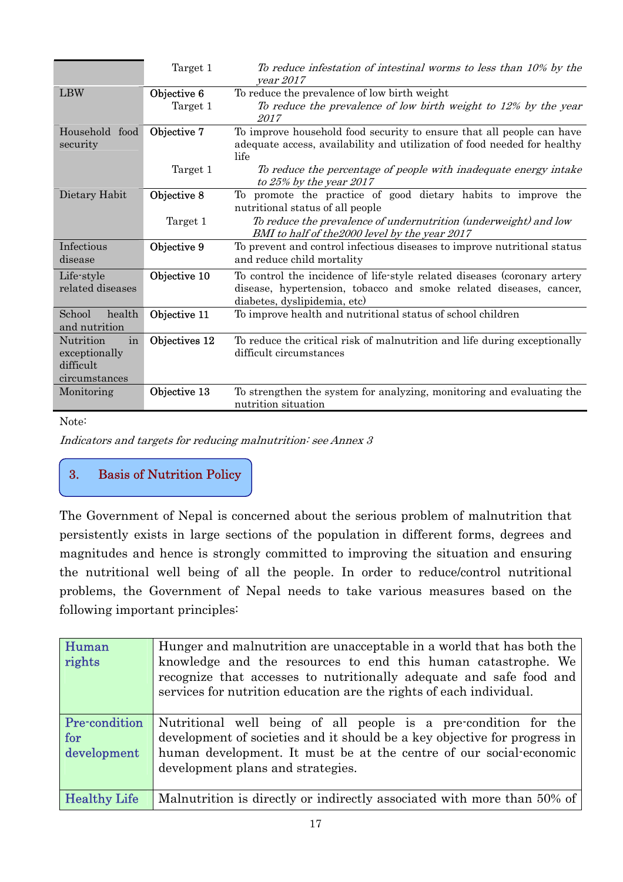| | | |
|---|---|---|
| | Target 1 | *To reduce infestation of intestinal worms to less than 10% by the year 2017* |
| LBW | **Objective 6** | To reduce the prevalence of low birth weight |
| | Target 1 | *To reduce the prevalence of low birth weight to 12% by the year 2017* |
| Household food security | **Objective 7** | To improve household food security to ensure that all people can have adequate access, availability and utilization of food needed for healthy life |
| | Target 1 | *To reduce the percentage of people with inadequate energy intake to 25% by the year 2017* |
| Dietary Habit | **Objective 8** | To promote the practice of good dietary habits to improve the nutritional status of all people |
| | Target 1 | *To reduce the prevalence of undernutrition (underweight) and low BMI to half of the2000 level by the year 2017* |
| Infectious disease | **Objective 9** | To prevent and control infectious diseases to improve nutritional status and reduce child mortality |
| Life-style related diseases | **Objective 10** | To control the incidence of life-style related diseases (coronary artery disease, hypertension, tobacco and smoke related diseases, cancer, diabetes, dyslipidemia, etc) |
| School health and nutrition | **Objective 11** | To improve health and nutritional status of school children |
| Nutrition in exceptionally difficult circumstances | **Objectives 12** | To reduce the critical risk of malnutrition and life during exceptionally difficult circumstances |
| Monitoring | **Objective 13** | To strengthen the system for analyzing, monitoring and evaluating the nutrition situation |

Note:

*Indicators and targets for reducing malnutrition: see Annex 3*

## 3. Basis of Nutrition Policy

The Government of Nepal is concerned about the serious problem of malnutrition that persistently exists in large sections of the population in different forms, degrees and magnitudes and hence is strongly committed to improving the situation and ensuring the nutritional well being of all the people. In order to reduce/control nutritional problems, the Government of Nepal needs to take various measures based on the following important principles:

| | |
|---|---|
| Human rights | Hunger and malnutrition are unacceptable in a world that has both the knowledge and the resources to end this human catastrophe. We recognize that accesses to nutritionally adequate and safe food and services for nutrition education are the rights of each individual. |
| Pre-condition for development | Nutritional well being of all people is a pre-condition for the development of societies and it should be a key objective for progress in human development. It must be at the centre of our social-economic development plans and strategies. |
| Healthy Life | Malnutrition is directly or indirectly associated with more than 50% of |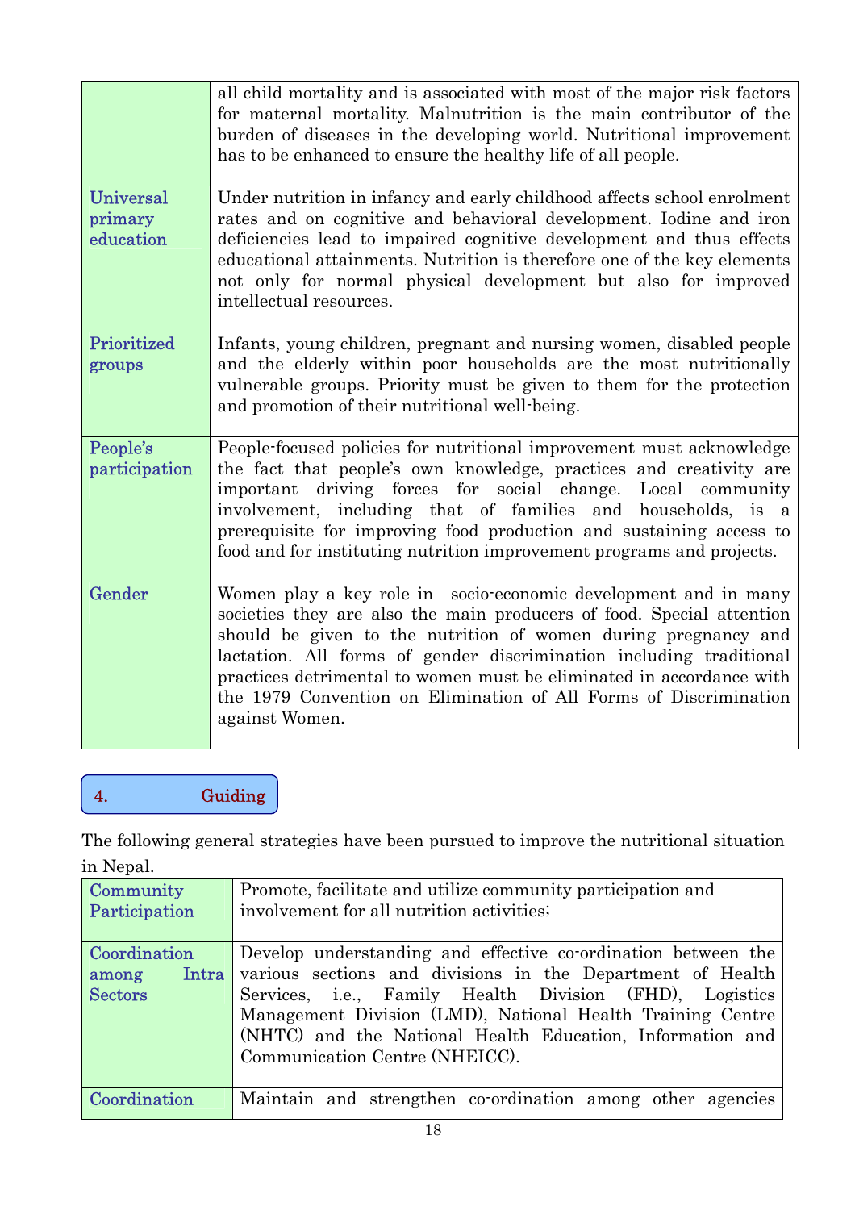| | |
|---|---|
| | all child mortality and is associated with most of the major risk factors for maternal mortality. Malnutrition is the main contributor of the burden of diseases in the developing world. Nutritional improvement has to be enhanced to ensure the healthy life of all people. |
| Universal primary education | Under nutrition in infancy and early childhood affects school enrolment rates and on cognitive and behavioral development. Iodine and iron deficiencies lead to impaired cognitive development and thus effects educational attainments. Nutrition is therefore one of the key elements not only for normal physical development but also for improved intellectual resources. |
| Prioritized groups | Infants, young children, pregnant and nursing women, disabled people and the elderly within poor households are the most nutritionally vulnerable groups. Priority must be given to them for the protection and promotion of their nutritional well-being. |
| People's participation | People-focused policies for nutritional improvement must acknowledge the fact that people's own knowledge, practices and creativity are important driving forces for social change. Local community involvement, including that of families and households, is a prerequisite for improving food production and sustaining access to food and for instituting nutrition improvement programs and projects. |
| Gender | Women play a key role in socio-economic development and in many societies they are also the main producers of food. Special attention should be given to the nutrition of women during pregnancy and lactation. All forms of gender discrimination including traditional practices detrimental to women must be eliminated in accordance with the 1979 Convention on Elimination of All Forms of Discrimination against Women. |

## 4. Guiding

The following general strategies have been pursued to improve the nutritional situation in Nepal.

| | |
|---|---|
| Community Participation | Promote, facilitate and utilize community participation and involvement for all nutrition activities; |
| Coordination among Intra Sectors | Develop understanding and effective co-ordination between the various sections and divisions in the Department of Health Services, i.e., Family Health Division (FHD), Logistics Management Division (LMD), National Health Training Centre (NHTC) and the National Health Education, Information and Communication Centre (NHEICC). |
| Coordination | Maintain and strengthen co-ordination among other agencies |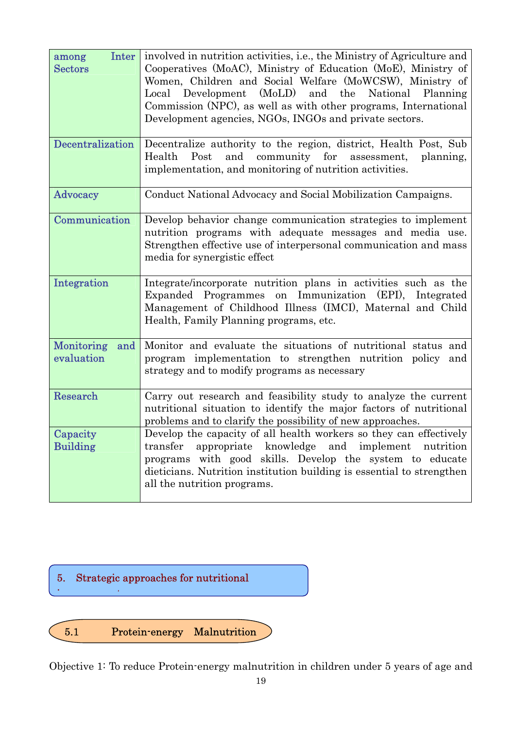| | |
|---|---|
| among Inter Sectors | involved in nutrition activities, i.e., the Ministry of Agriculture and Cooperatives (MoAC), Ministry of Education (MoE), Ministry of Women, Children and Social Welfare (MoWCSW), Ministry of Local Development (MoLD) and the National Planning Commission (NPC), as well as with other programs, International Development agencies, NGOs, INGOs and private sectors. |
| Decentralization | Decentralize authority to the region, district, Health Post, Sub Health Post and community for assessment, planning, implementation, and monitoring of nutrition activities. |
| Advocacy | Conduct National Advocacy and Social Mobilization Campaigns. |
| Communication | Develop behavior change communication strategies to implement nutrition programs with adequate messages and media use. Strengthen effective use of interpersonal communication and mass media for synergistic effect |
| Integration | Integrate/incorporate nutrition plans in activities such as the Expanded Programmes on Immunization (EPI), Integrated Management of Childhood Illness (IMCI), Maternal and Child Health, Family Planning programs, etc. |
| Monitoring and evaluation | Monitor and evaluate the situations of nutritional status and program implementation to strengthen nutrition policy and strategy and to modify programs as necessary |
| Research | Carry out research and feasibility study to analyze the current nutritional situation to identify the major factors of nutritional problems and to clarify the possibility of new approaches. |
| Capacity Building | Develop the capacity of all health workers so they can effectively transfer appropriate knowledge and implement nutrition programs with good skills. Develop the system to educate dieticians. Nutrition institution building is essential to strengthen all the nutrition programs. |

## 5. Strategic approaches for nutritional

### 5.1 Protein-energy Malnutrition

Objective 1: To reduce Protein-energy malnutrition in children under 5 years of age and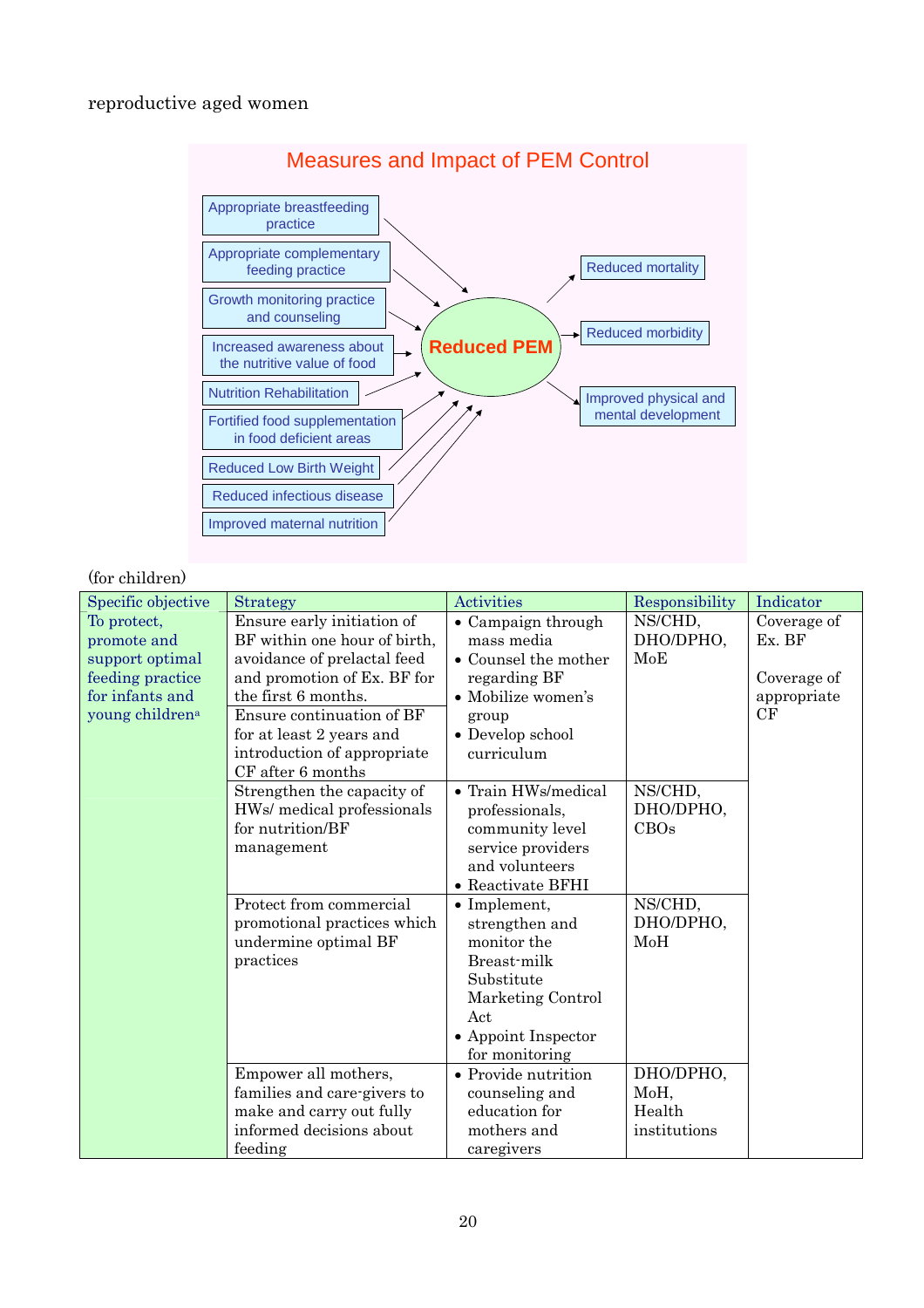reproductive aged women

## Measures and Impact of PEM Control

- Appropriate breastfeeding practice
- Appropriate complementary feeding practice
- Growth monitoring practice and counseling
- Increased awareness about the nutritive value of food
- Nutrition Rehabilitation
- Fortified food supplementation in food deficient areas
- Reduced Low Birth Weight
- Reduced infectious disease
- Improved maternal nutrition

→ **Reduced PEM** →

- Reduced mortality
- Reduced morbidity
- Improved physical and mental development

(for children)

| Specific objective | Strategy | Activities | Responsibility | Indicator |
|---|---|---|---|---|
| To protect, promote and support optimal feeding practice for infants and young children[a] | Ensure early initiation of BF within one hour of birth, avoidance of prelactal feed and promotion of Ex. BF for the first 6 months.<br>Ensure continuation of BF for at least 2 years and introduction of appropriate CF after 6 months | • Campaign through mass media<br>• Counsel the mother regarding BF<br>• Mobilize women's group<br>• Develop school curriculum | NS/CHD, DHO/DPHO, MoE | Coverage of Ex. BF<br><br>Coverage of appropriate CF |
| | Strengthen the capacity of HWs/ medical professionals for nutrition/BF management | • Train HWs/medical professionals, community level service providers and volunteers<br>• Reactivate BFHI | NS/CHD, DHO/DPHO, CBOs | |
| | Protect from commercial promotional practices which undermine optimal BF practices | • Implement, strengthen and monitor the Breast-milk Substitute Marketing Control Act<br>• Appoint Inspector for monitoring | NS/CHD, DHO/DPHO, MoH | |
| | Empower all mothers, families and care-givers to make and carry out fully informed decisions about feeding | • Provide nutrition counseling and education for mothers and caregivers | DHO/DPHO, MoH, Health institutions | |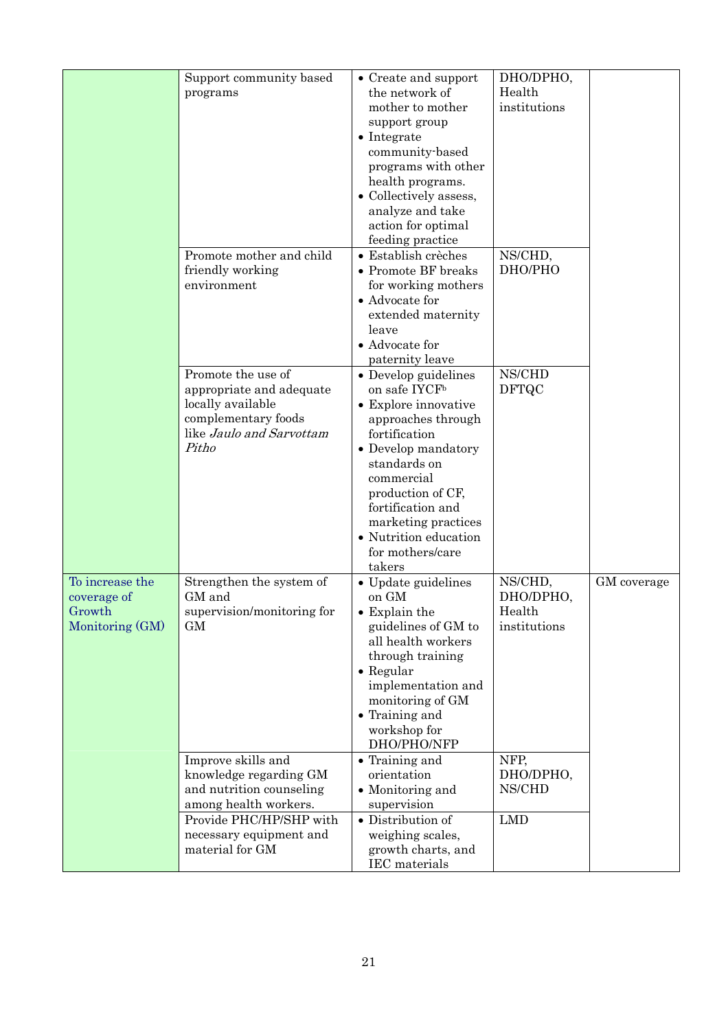| | | | | |
|---|---|---|---|---|
| | Support community based programs | • Create and support the network of mother to mother support group<br>• Integrate community-based programs with other health programs.<br>• Collectively assess, analyze and take action for optimal feeding practice | DHO/DPHO, Health institutions | |
| | Promote mother and child friendly working environment | • Establish crèches<br>• Promote BF breaks for working mothers<br>• Advocate for extended maternity leave<br>• Advocate for paternity leave | NS/CHD, DHO/PHO | |
| | Promote the use of appropriate and adequate locally available complementary foods like *Jaulo and Sarvottam Pitho* | • Develop guidelines on safe IYCF[b]<br>• Explore innovative approaches through fortification<br>• Develop mandatory standards on commercial production of CF, fortification and marketing practices<br>• Nutrition education for mothers/care takers | NS/CHD DFTQC | |
| To increase the coverage of Growth Monitoring (GM) | Strengthen the system of GM and supervision/monitoring for GM | • Update guidelines on GM<br>• Explain the guidelines of GM to all health workers through training<br>• Regular implementation and monitoring of GM<br>• Training and workshop for DHO/PHO/NFP | NS/CHD, DHO/DPHO, Health institutions | GM coverage |
| | Improve skills and knowledge regarding GM and nutrition counseling among health workers. | • Training and orientation<br>• Monitoring and supervision | NFP, DHO/DPHO, NS/CHD | |
| | Provide PHC/HP/SHP with necessary equipment and material for GM | • Distribution of weighing scales, growth charts, and IEC materials | LMD | |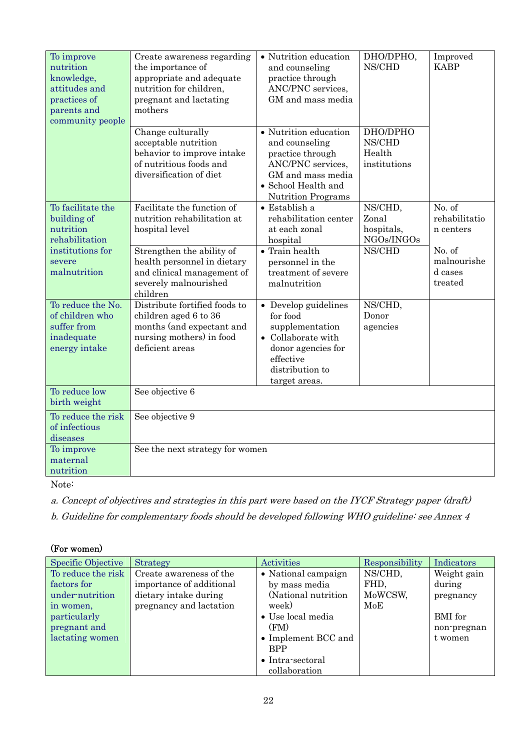| To improve nutrition knowledge, attitudes and practices of parents and community people | Create awareness regarding the importance of appropriate and adequate nutrition for children, pregnant and lactating mothers | • Nutrition education and counseling practice through ANC/PNC services, GM and mass media | DHO/DPHO, NS/CHD | Improved KABP |
|---|---|---|---|---|
| | Change culturally acceptable nutrition behavior to improve intake of nutritious foods and diversification of diet | • Nutrition education and counseling practice through ANC/PNC services, GM and mass media<br>• School Health and Nutrition Programs | DHO/DPHO NS/CHD Health institutions | |
| To facilitate the building of nutrition rehabilitation institutions for severe malnutrition | Facilitate the function of nutrition rehabilitation at hospital level | • Establish a rehabilitation center at each zonal hospital | NS/CHD, Zonal hospitals, NGOs/INGOs | No. of rehabilitation centers |
| | Strengthen the ability of health personnel in dietary and clinical management of severely malnourished children | • Train health personnel in the treatment of severe malnutrition | NS/CHD | No. of malnourished cases treated |
| To reduce the No. of children who suffer from inadequate energy intake | Distribute fortified foods to children aged 6 to 36 months (and expectant and nursing mothers) in food deficient areas | • Develop guidelines for food supplementation<br>• Collaborate with donor agencies for effective distribution to target areas. | NS/CHD, Donor agencies | |
| To reduce low birth weight | See objective 6 | | | |
| To reduce the risk of infectious diseases | See objective 9 | | | |
| To improve maternal nutrition | See the next strategy for women | | | |

Note:

*a. Concept of objectives and strategies in this part were based on the IYCF Strategy paper (draft)*

*b. Guideline for complementary foods should be developed following WHO guideline: see Annex 4*

**(For women)**

| Specific Objective | Strategy | Activities | Responsibility | Indicators |
|---|---|---|---|---|
| To reduce the risk factors for under-nutrition in women, particularly pregnant and lactating women | Create awareness of the importance of additional dietary intake during pregnancy and lactation | • National campaign by mass media (National nutrition week)<br>• Use local media (FM)<br>• Implement BCC and BPP<br>• Intra-sectoral collaboration | NS/CHD, FHD, MoWCSW, MoE | Weight gain during pregnancy<br><br>BMI for non-pregnant women |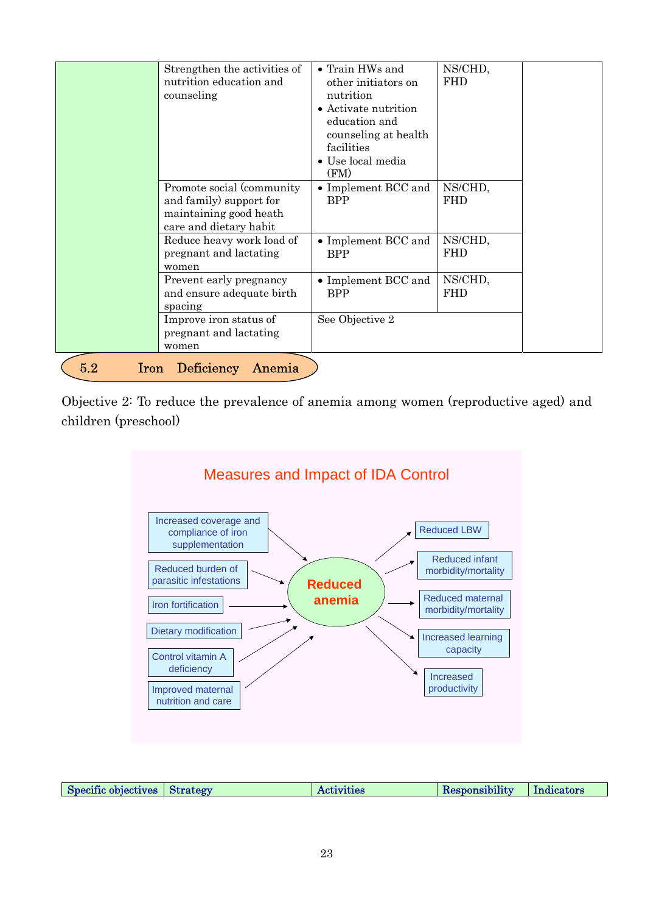| | | | | |
|---|---|---|---|---|
| | Strengthen the activities of nutrition education and counseling | • Train HWs and other initiators on nutrition<br>• Activate nutrition education and counseling at health facilities<br>• Use local media (FM) | NS/CHD, FHD | |
| | Promote social (community and family) support for maintaining good heath care and dietary habit | • Implement BCC and BPP | NS/CHD, FHD | |
| | Reduce heavy work load of pregnant and lactating women | • Implement BCC and BPP | NS/CHD, FHD | |
| | Prevent early pregnancy and ensure adequate birth spacing | • Implement BCC and BPP | NS/CHD, FHD | |
| | Improve iron status of pregnant and lactating women | See Objective 2 | | |

## 5.2 Iron Deficiency Anemia

Objective 2: To reduce the prevalence of anemia among women (reproductive aged) and children (preschool)

**Measures and Impact of IDA Control**

Measures → Reduced anemia:
- Increased coverage and compliance of iron supplementation
- Reduced burden of parasitic infestations
- Iron fortification
- Dietary modification
- Control vitamin A deficiency
- Improved maternal nutrition and care

Reduced anemia → Impact:
- Reduced LBW
- Reduced infant morbidity/mortality
- Reduced maternal morbidity/mortality
- Increased learning capacity
- Increased productivity

| Specific objectives | Strategy | Activities | Responsibility | Indicators |
|---|---|---|---|---|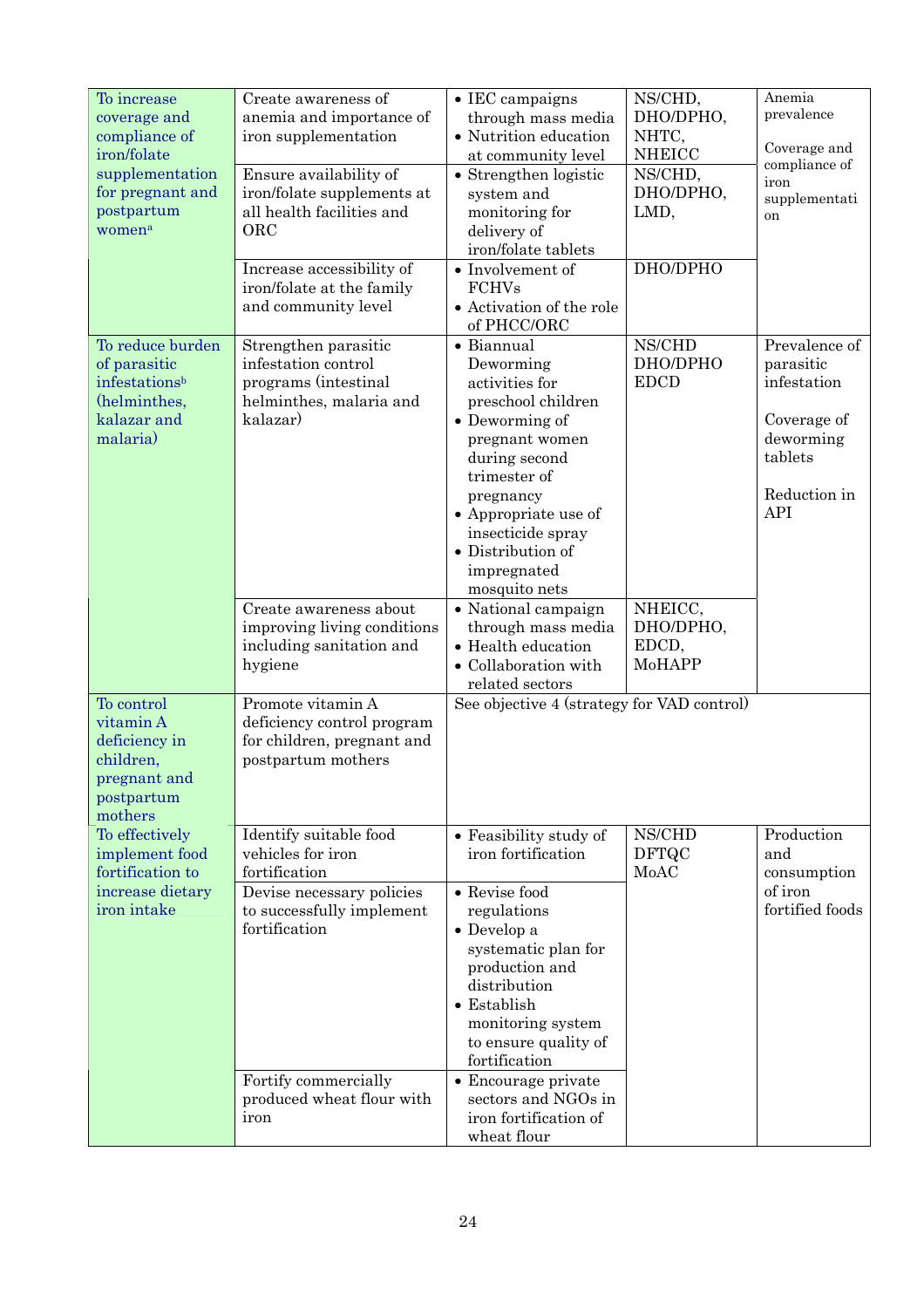| | | | | |
|---|---|---|---|---|
| To increase coverage and compliance of iron/folate supplementation for pregnant and postpartum women[a] | Create awareness of anemia and importance of iron supplementation | • IEC campaigns through mass media<br>• Nutrition education at community level | NS/CHD, DHO/DPHO, NHTC, NHEICC | Anemia prevalence<br><br>Coverage and compliance of iron supplementation |
| | Ensure availability of iron/folate supplements at all health facilities and ORC | • Strengthen logistic system and monitoring for delivery of iron/folate tablets | NS/CHD, DHO/DPHO, LMD, | |
| | Increase accessibility of iron/folate at the family and community level | • Involvement of FCHVs<br>• Activation of the role of PHCC/ORC | DHO/DPHO | |
| To reduce burden of parasitic infestations[b] (helminthes, kalazar and malaria) | Strengthen parasitic infestation control programs (intestinal helminthes, malaria and kalazar) | • Biannual Deworming activities for preschool children<br>• Deworming of pregnant women during second trimester of pregnancy<br>• Appropriate use of insecticide spray<br>• Distribution of impregnated mosquito nets | NS/CHD DHO/DPHO EDCD | Prevalence of parasitic infestation<br><br>Coverage of deworming tablets<br><br>Reduction in API |
| | Create awareness about improving living conditions including sanitation and hygiene | • National campaign through mass media<br>• Health education<br>• Collaboration with related sectors | NHEICC, DHO/DPHO, EDCD, MoHAPP | |
| To control vitamin A deficiency in children, pregnant and postpartum mothers | Promote vitamin A deficiency control program for children, pregnant and postpartum mothers | See objective 4 (strategy for VAD control) | | |
| To effectively implement food fortification to increase dietary iron intake | Identify suitable food vehicles for iron fortification | • Feasibility study of iron fortification | NS/CHD DFTQC MoAC | Production and consumption of iron fortified foods |
| | Devise necessary policies to successfully implement fortification | • Revise food regulations<br>• Develop a systematic plan for production and distribution<br>• Establish monitoring system to ensure quality of fortification | | |
| | Fortify commercially produced wheat flour with iron | • Encourage private sectors and NGOs in iron fortification of wheat flour | | |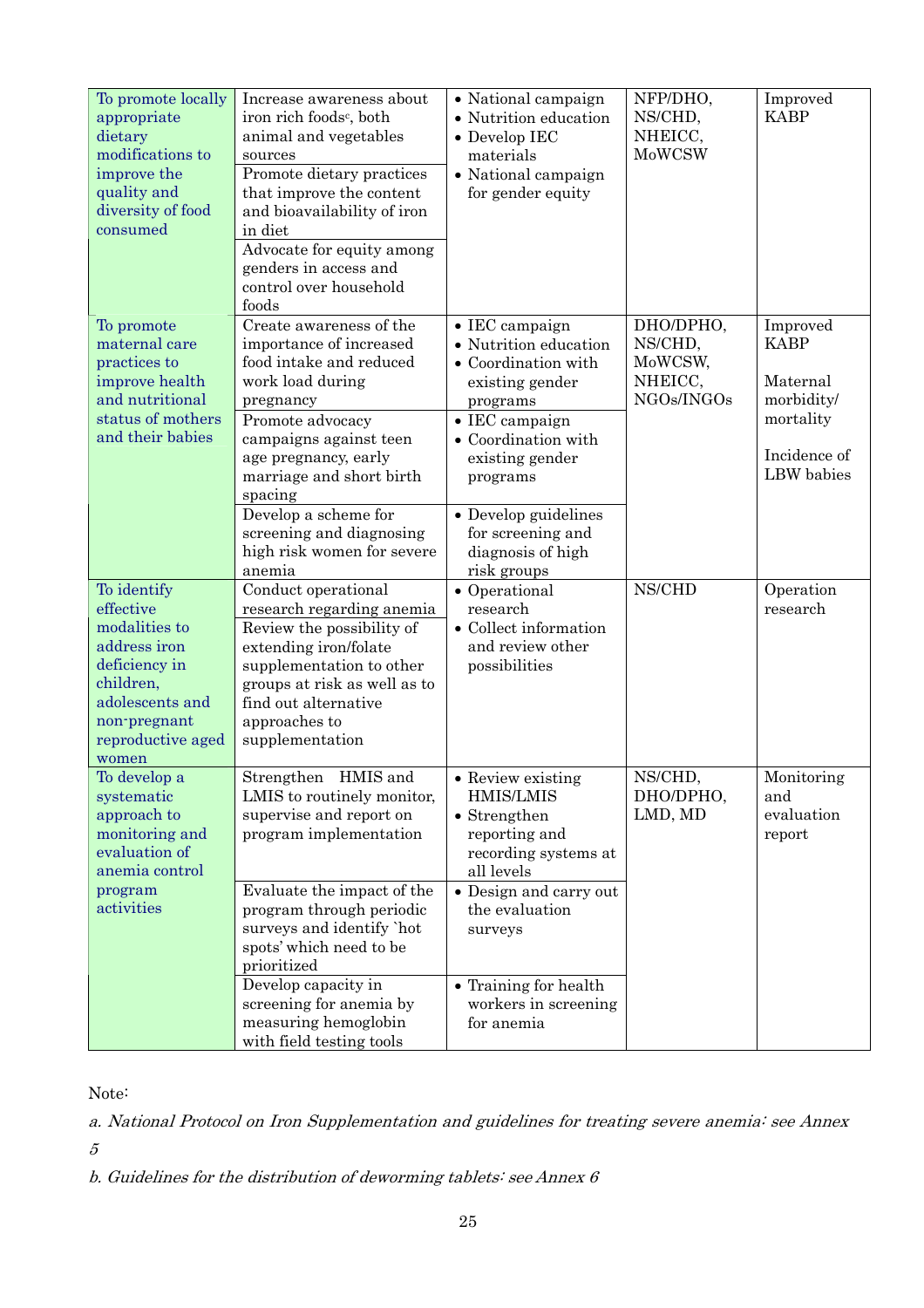| | | | | |
|---|---|---|---|---|
| To promote locally appropriate dietary modifications to improve the quality and diversity of food consumed | Increase awareness about iron rich foods[c], both animal and vegetables sources | • National campaign<br>• Nutrition education<br>• Develop IEC materials<br>• National campaign for gender equity | NFP/DHO, NS/CHD, NHEICC, MoWCSW | Improved KABP |
| | Promote dietary practices that improve the content and bioavailability of iron in diet | | | |
| | Advocate for equity among genders in access and control over household foods | | | |
| To promote maternal care practices to improve health and nutritional status of mothers and their babies | Create awareness of the importance of increased food intake and reduced work load during pregnancy | • IEC campaign<br>• Nutrition education<br>• Coordination with existing gender programs | DHO/DPHO, NS/CHD, MoWCSW, NHEICC, NGOs/INGOs | Improved KABP<br><br>Maternal morbidity/ mortality<br><br>Incidence of LBW babies |
| | Promote advocacy campaigns against teen age pregnancy, early marriage and short birth spacing | • IEC campaign<br>• Coordination with existing gender programs | | |
| | Develop a scheme for screening and diagnosing high risk women for severe anemia | • Develop guidelines for screening and diagnosis of high risk groups | | |
| To identify effective modalities to address iron deficiency in children, adolescents and non-pregnant reproductive aged women | Conduct operational research regarding anemia | • Operational research<br>• Collect information and review other possibilities | NS/CHD | Operation research |
| | Review the possibility of extending iron/folate supplementation to other groups at risk as well as to find out alternative approaches to supplementation | | | |
| To develop a systematic approach to monitoring and evaluation of anemia control program activities | Strengthen HMIS and LMIS to routinely monitor, supervise and report on program implementation | • Review existing HMIS/LMIS<br>• Strengthen reporting and recording systems at all levels | NS/CHD, DHO/DPHO, LMD, MD | Monitoring and evaluation report |
| | Evaluate the impact of the program through periodic surveys and identify `hot spots' which need to be prioritized | • Design and carry out the evaluation surveys | | |
| | Develop capacity in screening for anemia by measuring hemoglobin with field testing tools | • Training for health workers in screening for anemia | | |

Note:

*a. National Protocol on Iron Supplementation and guidelines for treating severe anemia: see Annex 5*

*b. Guidelines for the distribution of deworming tablets: see Annex 6*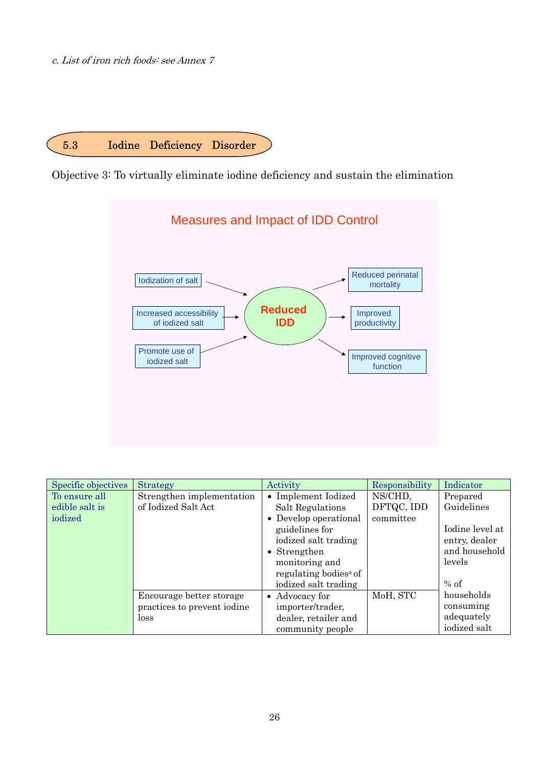*c. List of iron rich foods: see Annex 7*

## 5.3 Iodine Deficiency Disorder

Objective 3: To virtually eliminate iodine deficiency and sustain the elimination

Measures and Impact of IDD Control

Iodization of salt

Increased accessibility of iodized salt

Promote use of iodized salt

Reduced IDD

Reduced perinatal mortality

Improved productivity

Improved cognitive function

| Specific objectives | Strategy | Activity | Responsibility | Indicator |
|---|---|---|---|---|
| To ensure all edible salt is iodized | Strengthen implementation of Iodized Salt Act | • Implement Iodized Salt Regulations<br>• Develop operational guidelines for iodized salt trading<br>• Strengthen monitoring and regulating bodies[a] of iodized salt trading | NS/CHD, DFTQC, IDD committee | Prepared Guidelines<br><br>Iodine level at entry, dealer and household levels<br><br>% of households consuming adequately iodized salt |
| | Encourage better storage practices to prevent iodine loss | • Advocacy for importer/trader, dealer, retailer and community people | MoH, STC | |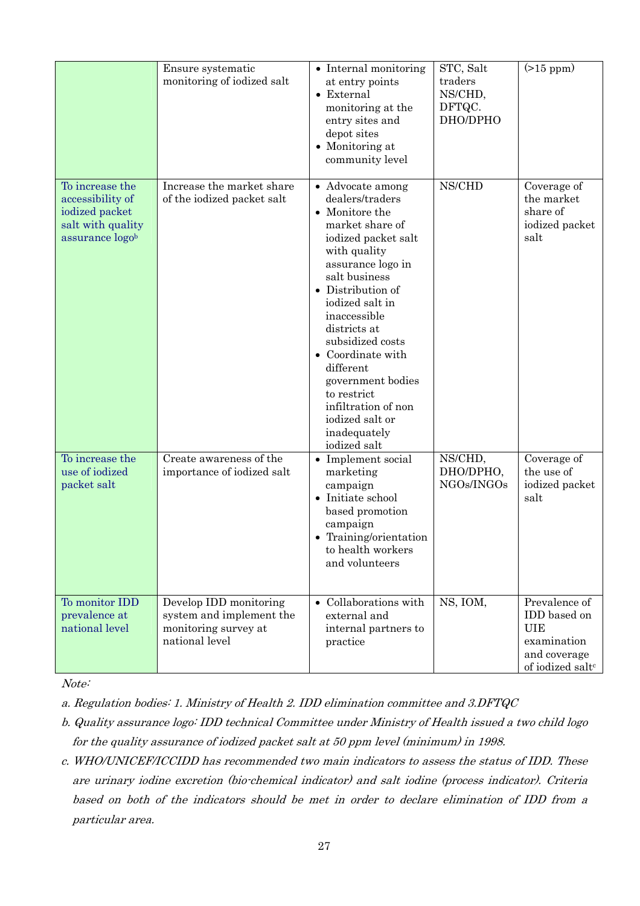| | | | | |
|---|---|---|---|---|
| | Ensure systematic monitoring of iodized salt | • Internal monitoring at entry points<br>• External monitoring at the entry sites and depot sites<br>• Monitoring at community level | STC, Salt traders NS/CHD, DFTQC. DHO/DPHO | (>15 ppm) |
| To increase the accessibility of iodized packet salt with quality assurance logo[b] | Increase the market share of the iodized packet salt | • Advocate among dealers/traders<br>• Monitore the market share of iodized packet salt with quality assurance logo in salt business<br>• Distribution of iodized salt in inaccessible districts at subsidized costs<br>• Coordinate with different government bodies to restrict infiltration of non iodized salt or inadequately iodized salt | NS/CHD | Coverage of the market share of iodized packet salt |
| To increase the use of iodized packet salt | Create awareness of the importance of iodized salt | • Implement social marketing campaign<br>• Initiate school based promotion campaign<br>• Training/orientation to health workers and volunteers | NS/CHD, DHO/DPHO, NGOs/INGOs | Coverage of the use of iodized packet salt |
| To monitor IDD prevalence at national level | Develop IDD monitoring system and implement the monitoring survey at national level | • Collaborations with external and internal partners to practice | NS, IOM, | Prevalence of IDD based on UIE examination and coverage of iodized salt[c] |

*Note:*

*a. Regulation bodies: 1. Ministry of Health 2. IDD elimination committee and 3.DFTQC*

*b. Quality assurance logo: IDD technical Committee under Ministry of Health issued a two child logo for the quality assurance of iodized packet salt at 50 ppm level (minimum) in 1998.*

*c. WHO/UNICEF/ICCIDD has recommended two main indicators to assess the status of IDD. These are urinary iodine excretion (bio-chemical indicator) and salt iodine (process indicator). Criteria based on both of the indicators should be met in order to declare elimination of IDD from a particular area.*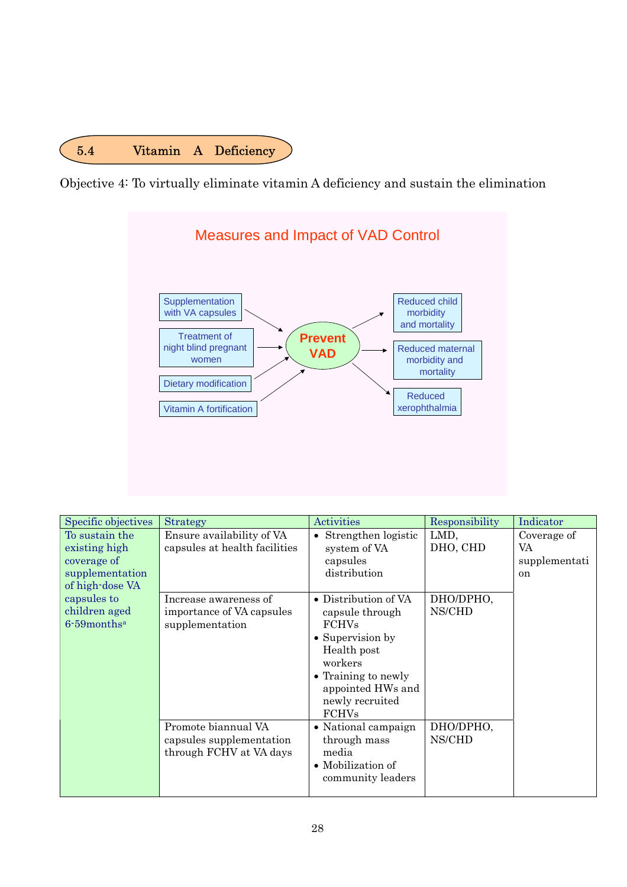## 5.4 Vitamin A Deficiency

Objective 4: To virtually eliminate vitamin A deficiency and sustain the elimination

Measures and Impact of VAD Control

Supplementation with VA capsules

Treatment of night blind pregnant women

Dietary modification

Vitamin A fortification

Prevent VAD

Reduced child morbidity and mortality

Reduced maternal morbidity and mortality

Reduced xerophthalmia

| Specific objectives | Strategy | Activities | Responsibility | Indicator |
|---|---|---|---|---|
| To sustain the existing high coverage of supplementation of high-dose VA capsules to children aged 6-59months[a] | Ensure availability of VA capsules at health facilities | • Strengthen logistic system of VA capsules distribution | LMD, DHO, CHD | Coverage of VA supplementation |
| | Increase awareness of importance of VA capsules supplementation | • Distribution of VA capsule through FCHVs<br>• Supervision by Health post workers<br>• Training to newly appointed HWs and newly recruited FCHVs | DHO/DPHO, NS/CHD | |
| | Promote biannual VA capsules supplementation through FCHV at VA days | • National campaign through mass media<br>• Mobilization of community leaders | DHO/DPHO, NS/CHD | |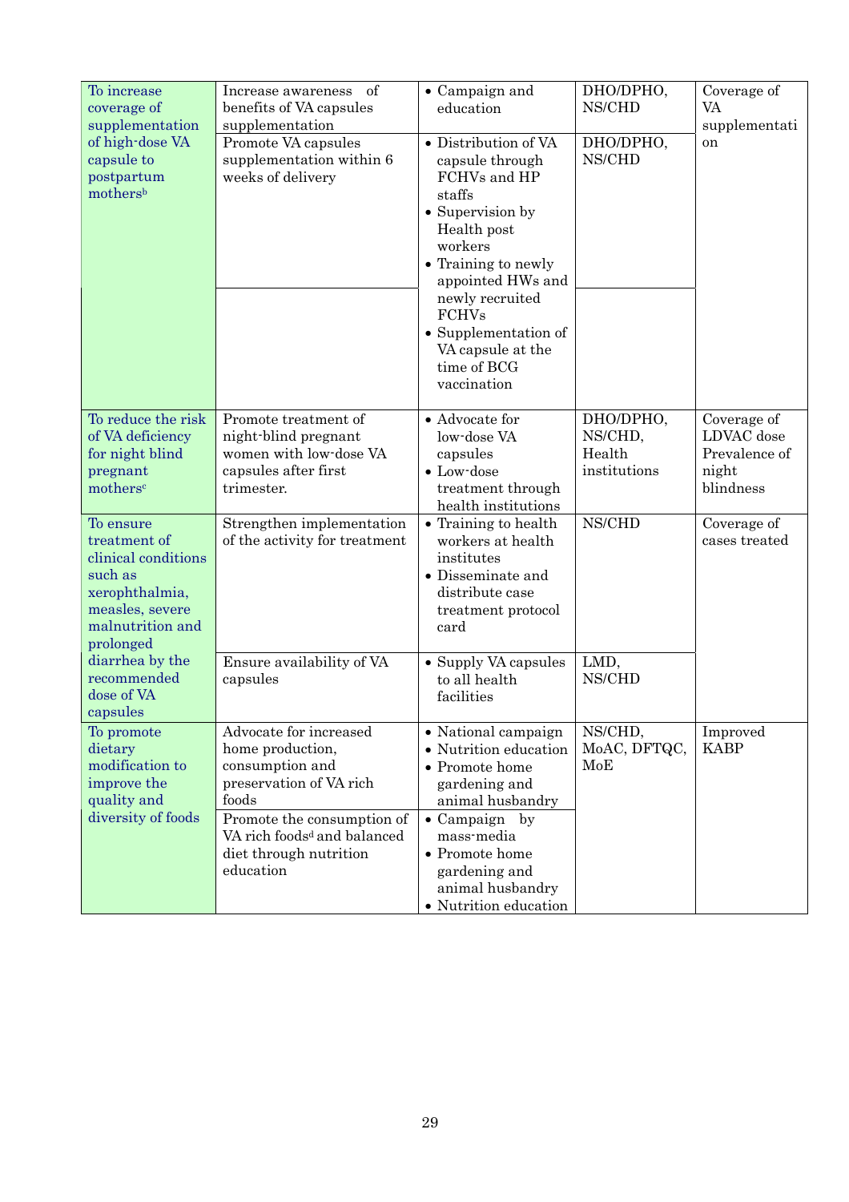| | | | | |
|---|---|---|---|---|
| To increase coverage of supplementation of high-dose VA capsule to postpartum mothers[b] | Increase awareness of benefits of VA capsules supplementation | • Campaign and education | DHO/DPHO, NS/CHD | Coverage of VA supplementation |
| | Promote VA capsules supplementation within 6 weeks of delivery | • Distribution of VA capsule through FCHVs and HP staffs<br>• Supervision by Health post workers<br>• Training to newly appointed HWs and newly recruited FCHVs<br>• Supplementation of VA capsule at the time of BCG vaccination | DHO/DPHO, NS/CHD | |
| To reduce the risk of VA deficiency for night blind pregnant mothers[c] | Promote treatment of night-blind pregnant women with low-dose VA capsules after first trimester. | • Advocate for low-dose VA capsules<br>• Low-dose treatment through health institutions | DHO/DPHO, NS/CHD, Health institutions | Coverage of LDVAC dose<br>Prevalence of night blindness |
| To ensure treatment of clinical conditions such as xerophthalmia, measles, severe malnutrition and prolonged diarrhea by the recommended dose of VA capsules | Strengthen implementation of the activity for treatment | • Training to health workers at health institutes<br>• Disseminate and distribute case treatment protocol card | NS/CHD | Coverage of cases treated |
| | Ensure availability of VA capsules | • Supply VA capsules to all health facilities | LMD, NS/CHD | |
| To promote dietary modification to improve the quality and diversity of foods | Advocate for increased home production, consumption and preservation of VA rich foods | • National campaign<br>• Nutrition education<br>• Promote home gardening and animal husbandry | NS/CHD, MoAC, DFTQC, MoE | Improved KABP |
| | Promote the consumption of VA rich foods[d] and balanced diet through nutrition education | • Campaign by mass-media<br>• Promote home gardening and animal husbandry<br>• Nutrition education | | |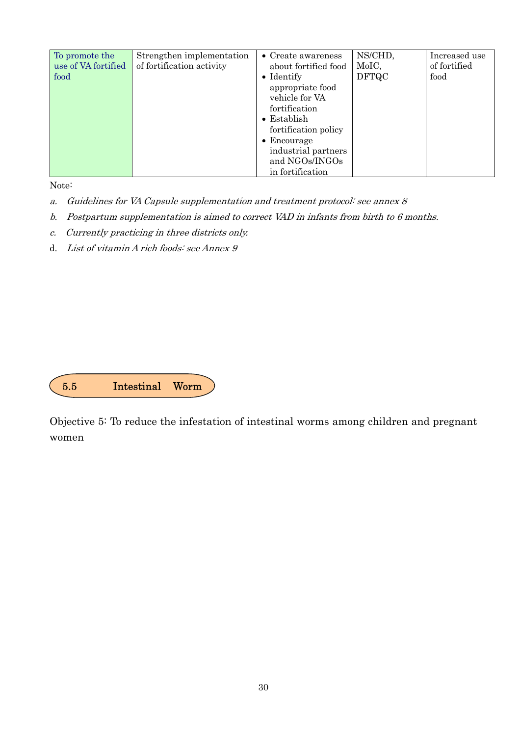| | | | | |
|---|---|---|---|---|
| To promote the use of VA fortified food | Strengthen implementation of fortification activity | • Create awareness about fortified food<br>• Identify appropriate food vehicle for VA fortification<br>• Establish fortification policy<br>• Encourage industrial partners and NGOs/INGOs in fortification | NS/CHD, MoIC, DFTQC | Increased use of fortified food |

Note:

*a. Guidelines for VA Capsule supplementation and treatment protocol: see annex 8*

*b. Postpartum supplementation is aimed to correct VAD in infants from birth to 6 months.*

*c. Currently practicing in three districts only.*

d. *List of vitamin A rich foods: see Annex 9*

## 5.5 Intestinal Worm

Objective 5: To reduce the infestation of intestinal worms among children and pregnant women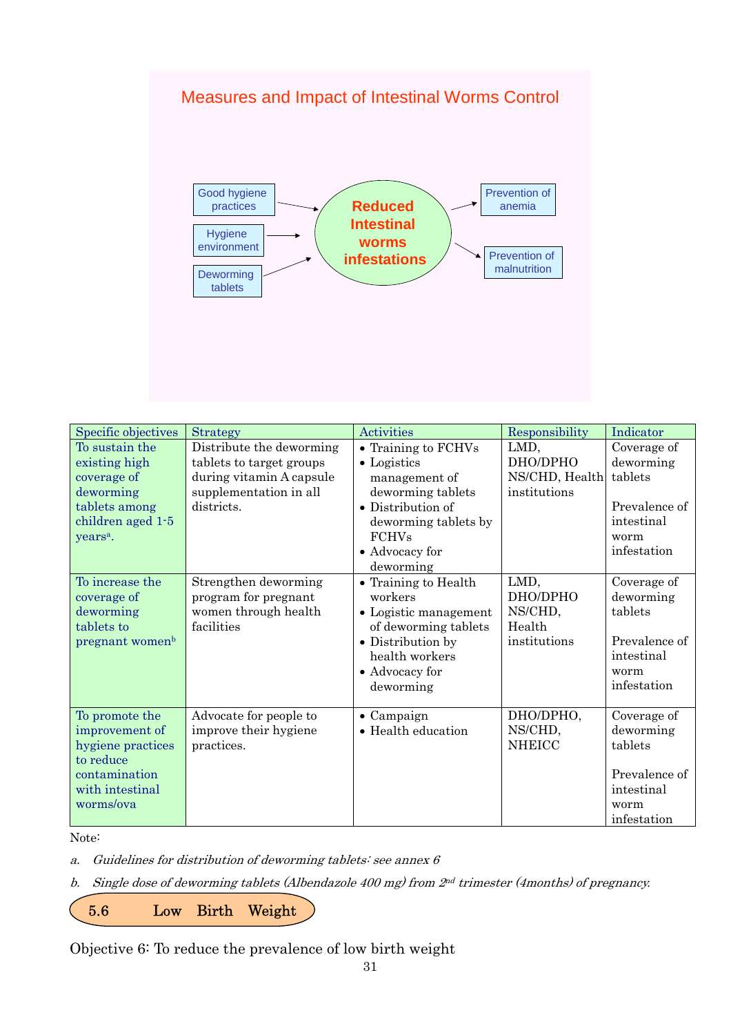### Measures and Impact of Intestinal Worms Control

Good hygiene practices → Reduced Intestinal worms infestations

Hygiene environment → Reduced Intestinal worms infestations

Deworming tablets → Reduced Intestinal worms infestations

Reduced Intestinal worms infestations → Prevention of anemia

Reduced Intestinal worms infestations → Prevention of malnutrition

| Specific objectives | Strategy | Activities | Responsibility | Indicator |
|---|---|---|---|---|
| To sustain the existing high coverage of deworming tablets among children aged 1-5 years[a]. | Distribute the deworming tablets to target groups during vitamin A capsule supplementation in all districts. | • Training to FCHVs<br>• Logistics management of deworming tablets<br>• Distribution of deworming tablets by FCHVs<br>• Advocacy for deworming | LMD, DHO/DPHO NS/CHD, Health institutions | Coverage of deworming tablets<br><br>Prevalence of intestinal worm infestation |
| To increase the coverage of deworming tablets to pregnant women[b] | Strengthen deworming program for pregnant women through health facilities | • Training to Health workers<br>• Logistic management of deworming tablets<br>• Distribution by health workers<br>• Advocacy for deworming | LMD, DHO/DPHO NS/CHD, Health institutions | Coverage of deworming tablets<br><br>Prevalence of intestinal worm infestation |
| To promote the improvement of hygiene practices to reduce contamination with intestinal worms/ova | Advocate for people to improve their hygiene practices. | • Campaign<br>• Health education | DHO/DPHO, NS/CHD, NHEICC | Coverage of deworming tablets<br><br>Prevalence of intestinal worm infestation |

Note:

*a. Guidelines for distribution of deworming tablets: see annex 6*

*b. Single dose of deworming tablets (Albendazole 400 mg) from 2nd trimester (4months) of pregnancy.*

## 5.6 Low Birth Weight

Objective 6: To reduce the prevalence of low birth weight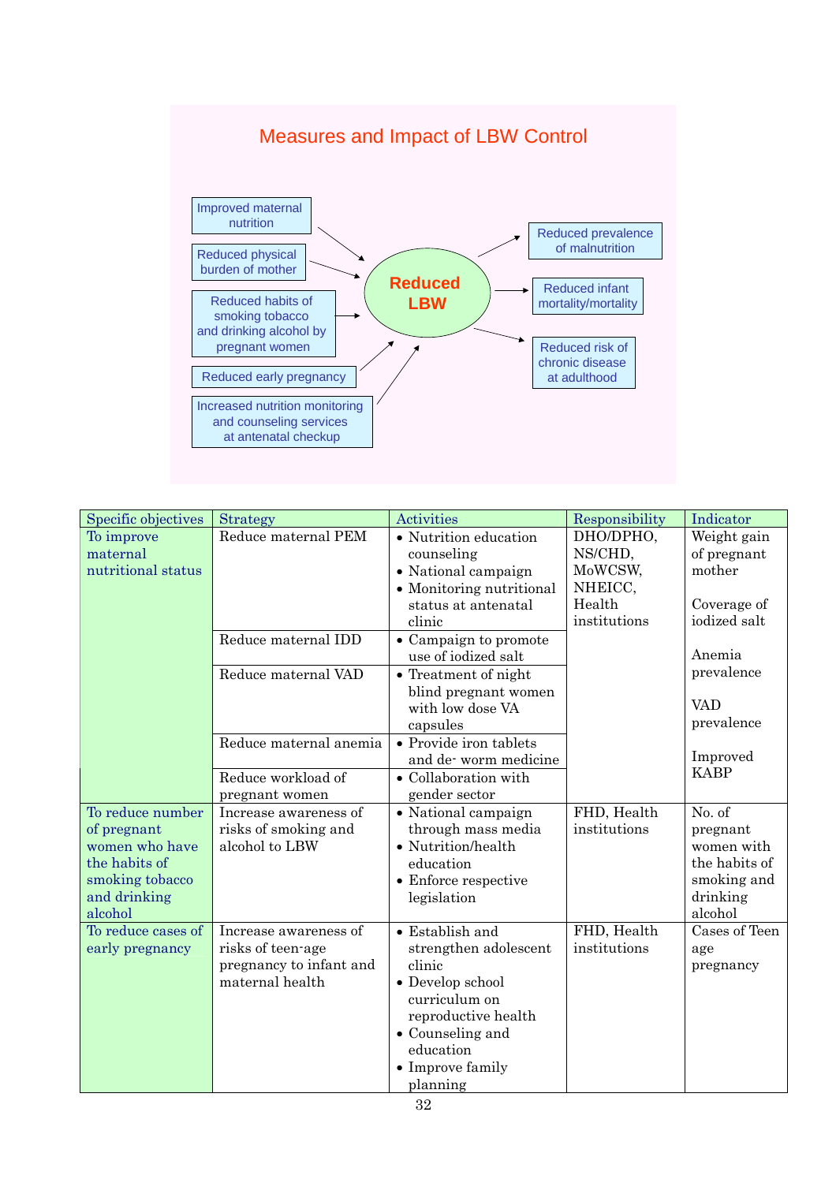## Measures and Impact of LBW Control

Improved maternal nutrition → Reduced LBW

Reduced physical burden of mother → Reduced LBW

Reduced habits of smoking tobacco and drinking alcohol by pregnant women → Reduced LBW

Reduced early pregnancy → Reduced LBW

Increased nutrition monitoring and counseling services at antenatal checkup → Reduced LBW

Reduced LBW → Reduced prevalence of malnutrition

Reduced LBW → Reduced infant mortality/mortality

Reduced LBW → Reduced risk of chronic disease at adulthood

| Specific objectives | Strategy | Activities | Responsibility | Indicator |
|---|---|---|---|---|
| To improve maternal nutritional status | Reduce maternal PEM | • Nutrition education counseling<br>• National campaign<br>• Monitoring nutritional status at antenatal clinic | DHO/DPHO, NS/CHD, MoWCSW, NHEICC, Health institutions | Weight gain of pregnant mother<br><br>Coverage of iodized salt<br><br>Anemia prevalence<br><br>VAD prevalence<br><br>Improved KABP |
| | Reduce maternal IDD | • Campaign to promote use of iodized salt | | |
| | Reduce maternal VAD | • Treatment of night blind pregnant women with low dose VA capsules | | |
| | Reduce maternal anemia | • Provide iron tablets and de- worm medicine | | |
| | Reduce workload of pregnant women | • Collaboration with gender sector | | |
| To reduce number of pregnant women who have the habits of smoking tobacco and drinking alcohol | Increase awareness of risks of smoking and alcohol to LBW | • National campaign through mass media<br>• Nutrition/health education<br>• Enforce respective legislation | FHD, Health institutions | No. of pregnant women with the habits of smoking and drinking alcohol |
| To reduce cases of early pregnancy | Increase awareness of risks of teen-age pregnancy to infant and maternal health | • Establish and strengthen adolescent clinic<br>• Develop school curriculum on reproductive health<br>• Counseling and education<br>• Improve family planning | FHD, Health institutions | Cases of Teen age pregnancy |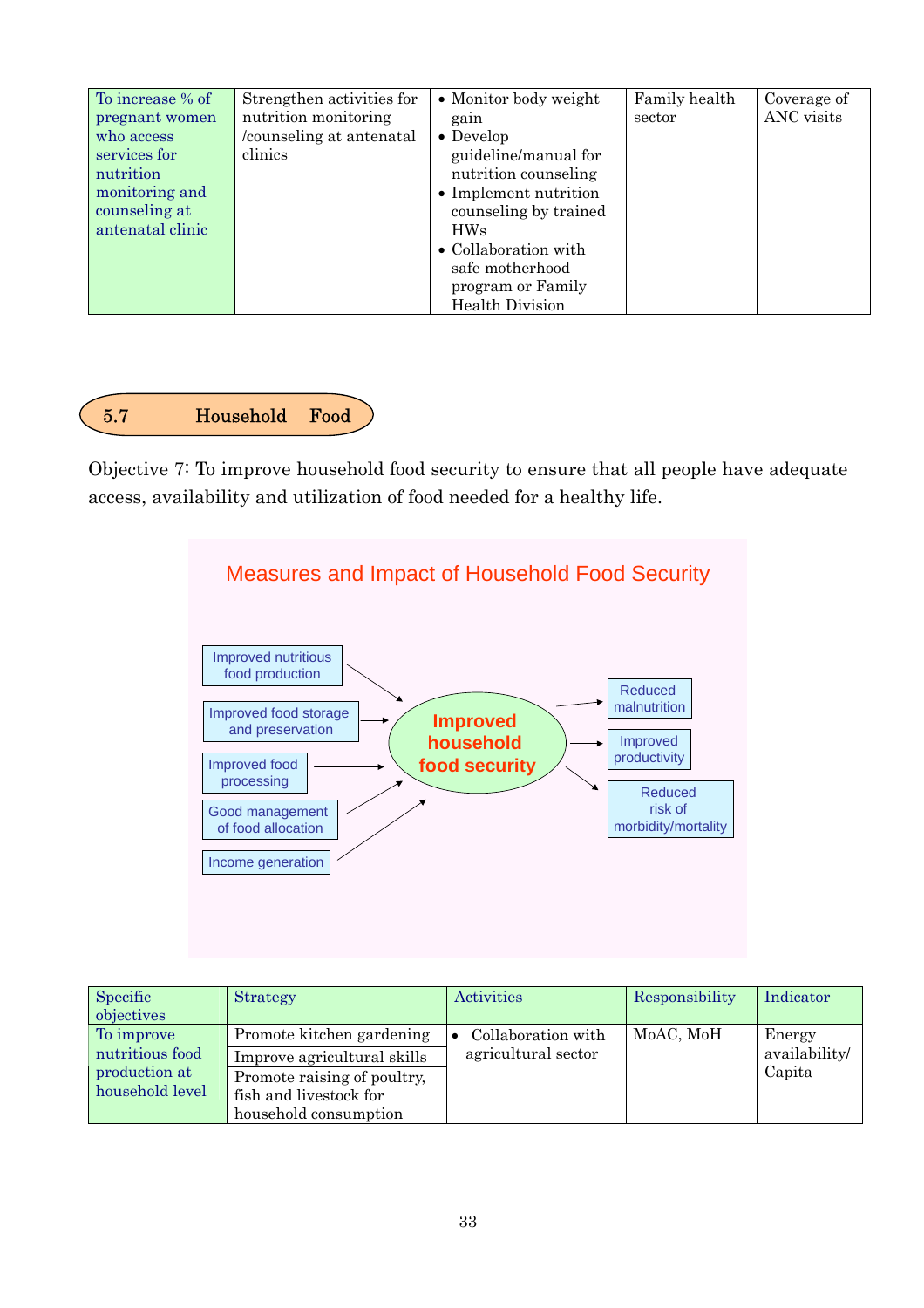| To increase % of pregnant women who access services for nutrition monitoring and counseling at antenatal clinic | Strengthen activities for nutrition monitoring /counseling at antenatal clinics | • Monitor body weight gain<br>• Develop guideline/manual for nutrition counseling<br>• Implement nutrition counseling by trained HWs<br>• Collaboration with safe motherhood program or Family Health Division | Family health sector | Coverage of ANC visits |
|---|---|---|---|---|

## 5.7 Household Food

Objective 7: To improve household food security to ensure that all people have adequate access, availability and utilization of food needed for a healthy life.

**Measures and Impact of Household Food Security**

- Improved nutritious food production → Improved household food security
- Improved food storage and preservation → Improved household food security
- Improved food processing → Improved household food security
- Good management of food allocation → Improved household food security
- Income generation → Improved household food security

Improved household food security → Reduced malnutrition; Improved productivity; Reduced risk of morbidity/mortality

| Specific objectives | Strategy | Activities | Responsibility | Indicator |
|---|---|---|---|---|
| To improve nutritious food production at household level | Promote kitchen gardening<br>Improve agricultural skills<br>Promote raising of poultry, fish and livestock for household consumption | • Collaboration with agricultural sector | MoAC, MoH | Energy availability/ Capita |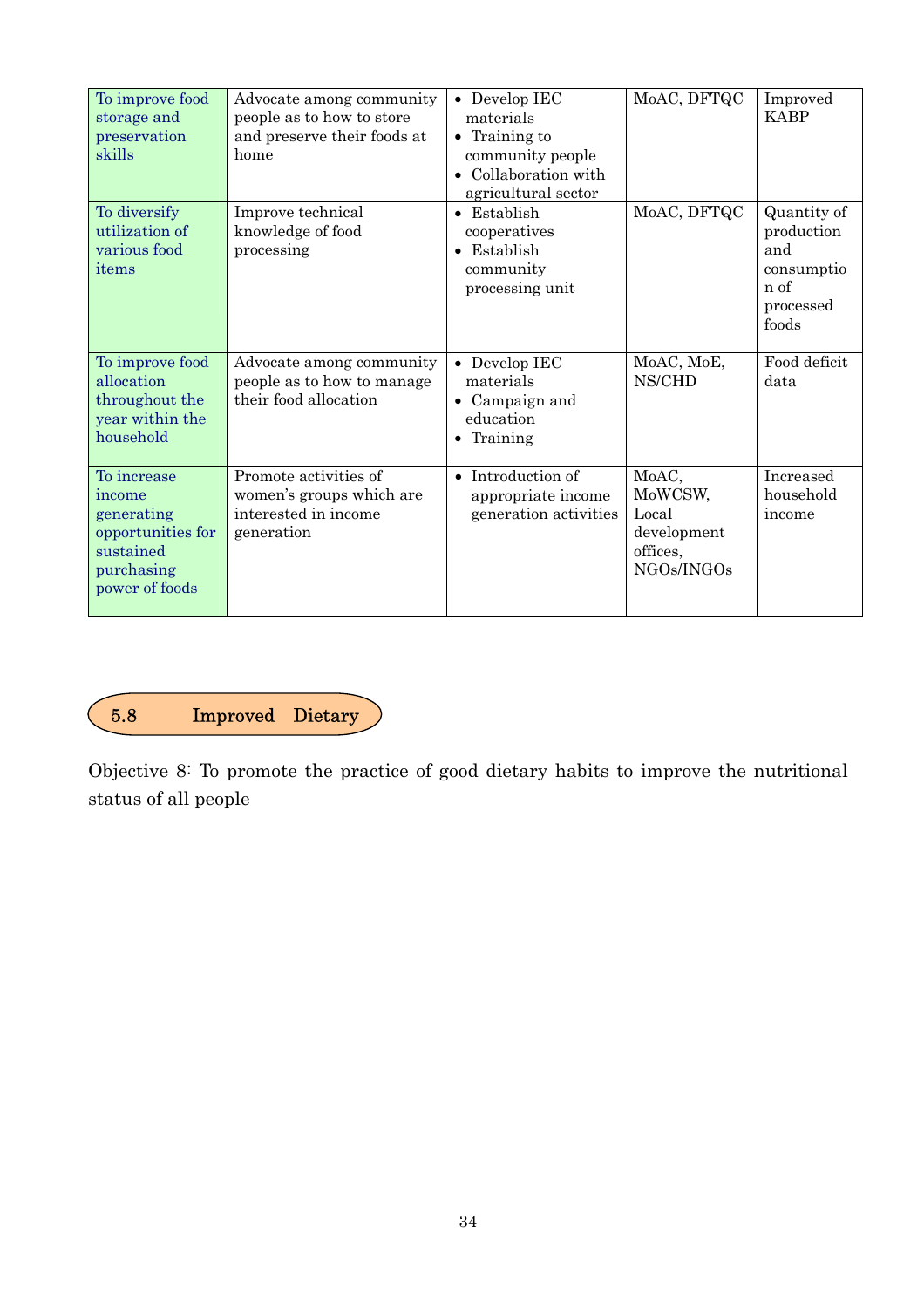| | | | | |
|---|---|---|---|---|
| To improve food storage and preservation skills | Advocate among community people as to how to store and preserve their foods at home | • Develop IEC materials<br>• Training to community people<br>• Collaboration with agricultural sector | MoAC, DFTQC | Improved KABP |
| To diversify utilization of various food items | Improve technical knowledge of food processing | • Establish cooperatives<br>• Establish community processing unit | MoAC, DFTQC | Quantity of production and consumption of processed foods |
| To improve food allocation throughout the year within the household | Advocate among community people as to how to manage their food allocation | • Develop IEC materials<br>• Campaign and education<br>• Training | MoAC, MoE, NS/CHD | Food deficit data |
| To increase income generating opportunities for sustained purchasing power of foods | Promote activities of women's groups which are interested in income generation | • Introduction of appropriate income generation activities | MoAC, MoWCSW, Local development offices, NGOs/INGOs | Increased household income |

## 5.8 Improved Dietary

Objective 8: To promote the practice of good dietary habits to improve the nutritional status of all people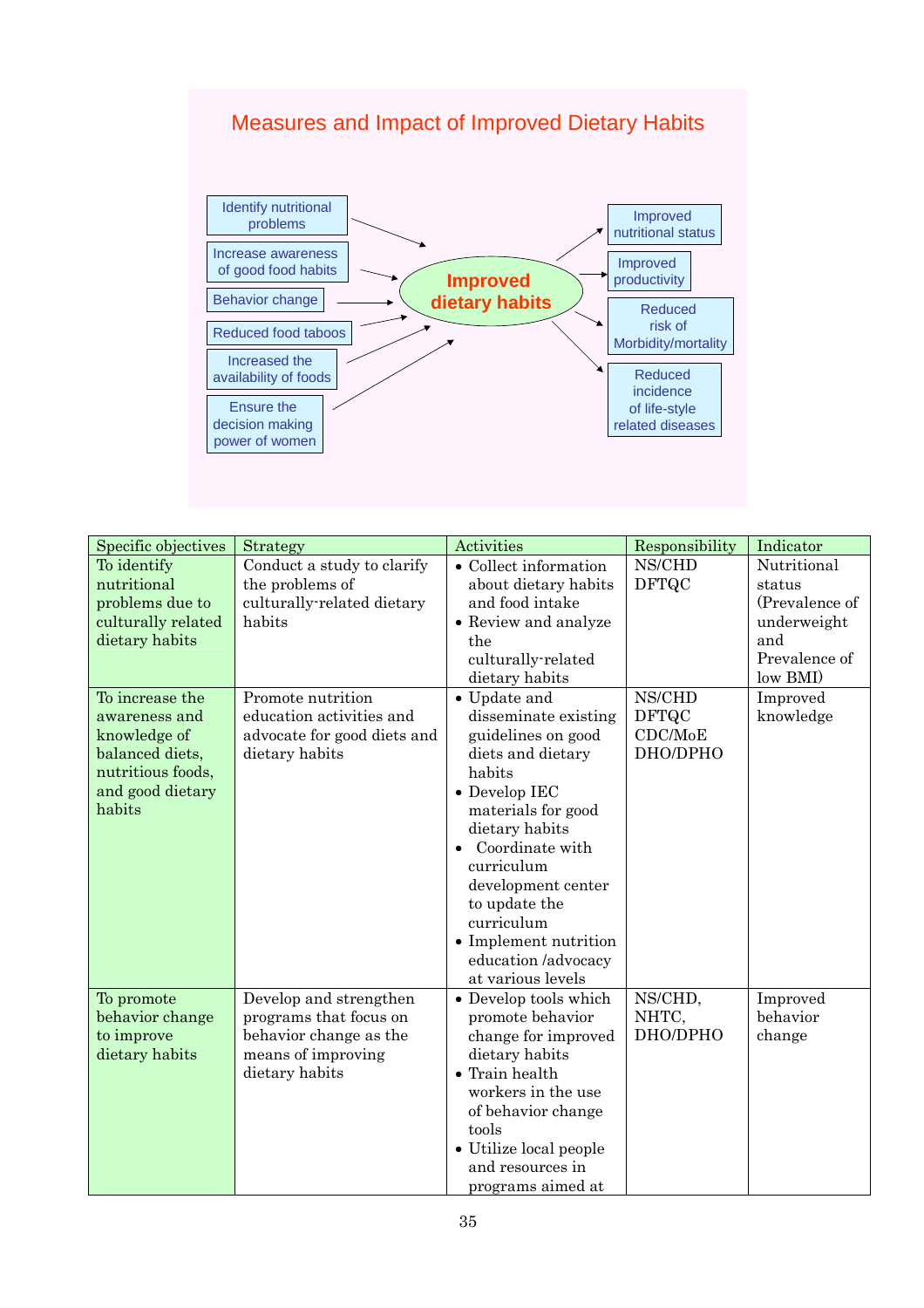## Measures and Impact of Improved Dietary Habits

**Measures (leading to Improved dietary habits):**

- Identify nutritional problems
- Increase awareness of good food habits
- Behavior change
- Reduced food taboos
- Increased the availability of foods
- Ensure the decision making power of women

**Improved dietary habits**

**Impact:**

- Improved nutritional status
- Improved productivity
- Reduced risk of Morbidity/mortality
- Reduced incidence of life-style related diseases

| Specific objectives | Strategy | Activities | Responsibility | Indicator |
|---|---|---|---|---|
| To identify nutritional problems due to culturally related dietary habits | Conduct a study to clarify the problems of culturally-related dietary habits | • Collect information about dietary habits and food intake<br>• Review and analyze the culturally-related dietary habits | NS/CHD<br>DFTQC | Nutritional status (Prevalence of underweight and Prevalence of low BMI) |
| To increase the awareness and knowledge of balanced diets, nutritious foods, and good dietary habits | Promote nutrition education activities and advocate for good diets and dietary habits | • Update and disseminate existing guidelines on good diets and dietary habits<br>• Develop IEC materials for good dietary habits<br>• Coordinate with curriculum development center to update the curriculum<br>• Implement nutrition education /advocacy at various levels | NS/CHD<br>DFTQC<br>CDC/MoE<br>DHO/DPHO | Improved knowledge |
| To promote behavior change to improve dietary habits | Develop and strengthen programs that focus on behavior change as the means of improving dietary habits | • Develop tools which promote behavior change for improved dietary habits<br>• Train health workers in the use of behavior change tools<br>• Utilize local people and resources in programs aimed at | NS/CHD,<br>NHTC,<br>DHO/DPHO | Improved behavior change |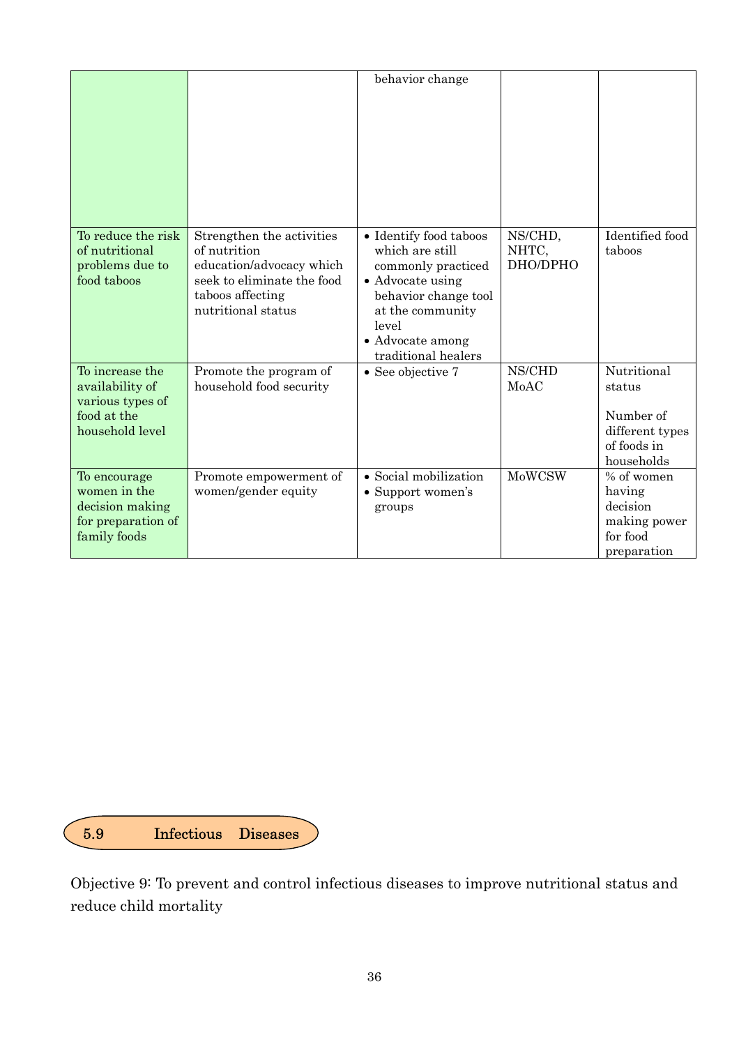|  |  |  |  |  |
|---|---|---|---|---|
|  |  | behavior change |  |  |
| To reduce the risk of nutritional problems due to food taboos | Strengthen the activities of nutrition education/advocacy which seek to eliminate the food taboos affecting nutritional status | • Identify food taboos which are still commonly practiced<br>• Advocate using behavior change tool at the community level<br>• Advocate among traditional healers | NS/CHD, NHTC, DHO/DPHO | Identified food taboos |
| To increase the availability of various types of food at the household level | Promote the program of household food security | • See objective 7 | NS/CHD MoAC | Nutritional status<br><br>Number of different types of foods in households |
| To encourage women in the decision making for preparation of family foods | Promote empowerment of women/gender equity | • Social mobilization<br>• Support women's groups | MoWCSW | % of women having decision making power for food preparation |

## 5.9 Infectious Diseases

Objective 9: To prevent and control infectious diseases to improve nutritional status and reduce child mortality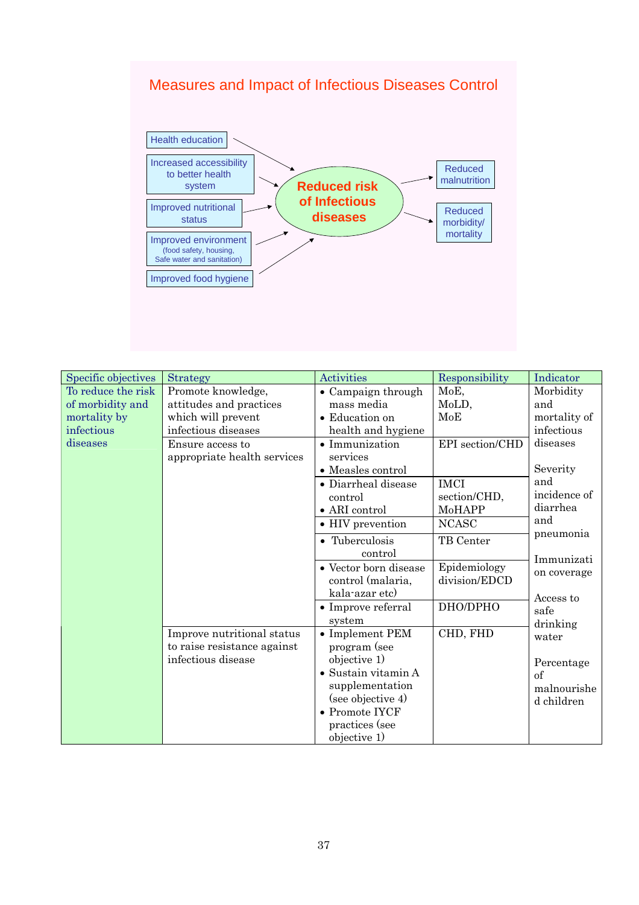## Measures and Impact of Infectious Diseases Control

- Health education
- Increased accessibility to better health system
- Improved nutritional status
- Improved environment (food safety, housing, Safe water and sanitation)
- Improved food hygiene

→ **Reduced risk of Infectious diseases** → Reduced malnutrition; Reduced morbidity/ mortality

| Specific objectives | Strategy | Activities | Responsibility | Indicator |
|---|---|---|---|---|
| To reduce the risk of morbidity and mortality by infectious diseases | Promote knowledge, attitudes and practices which will prevent infectious diseases | • Campaign through mass media<br>• Education on health and hygiene | MoE, MoLD, MoE | Morbidity and mortality of infectious diseases<br><br>Severity and incidence of diarrhea and pneumonia<br><br>Immunization coverage<br><br>Access to safe drinking water<br><br>Percentage of malnourished children |
| | Ensure access to appropriate health services | • Immunization services<br>• Measles control | EPI section/CHD | |
| | | • Diarrheal disease control<br>• ARI control | IMCI section/CHD, MoHAPP | |
| | | • HIV prevention | NCASC | |
| | | • Tuberculosis control | TB Center | |
| | | • Vector born disease control (malaria, kala-azar etc) | Epidemiology division/EDCD | |
| | | • Improve referral system | DHO/DPHO | |
| | Improve nutritional status to raise resistance against infectious disease | • Implement PEM program (see objective 1)<br>• Sustain vitamin A supplementation (see objective 4)<br>• Promote IYCF practices (see objective 1) | CHD, FHD | |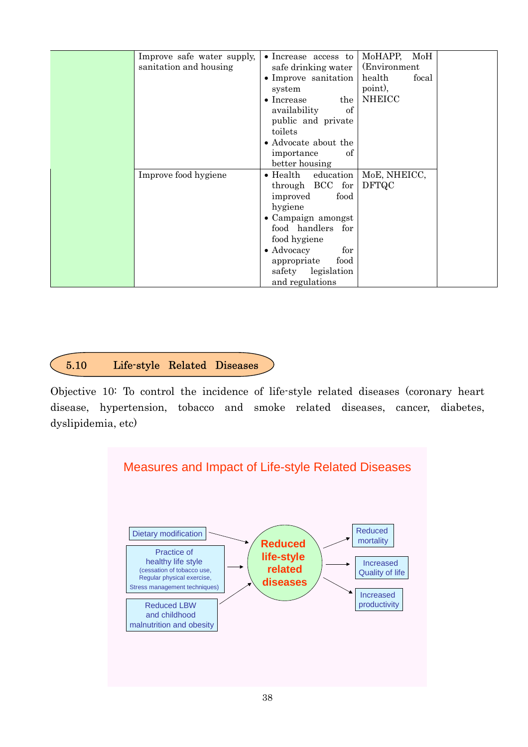| | | | | |
|---|---|---|---|---|
| | Improve safe water supply, sanitation and housing | • Increase access to safe drinking water<br>• Improve sanitation system<br>• Increase the availability of public and private toilets<br>• Advocate about the importance of better housing | MoHAPP, MoH (Environment health focal point), NHEICC | |
| | Improve food hygiene | • Health education through BCC for improved food hygiene<br>• Campaign amongst food handlers for food hygiene<br>• Advocacy for appropriate food safety legislation and regulations | MoE, NHEICC, DFTQC | |

## 5.10 Life-style Related Diseases

Objective 10: To control the incidence of life-style related diseases (coronary heart disease, hypertension, tobacco and smoke related diseases, cancer, diabetes, dyslipidemia, etc)

**Measures and Impact of Life-style Related Diseases**

- Dietary modification → Reduced life-style related diseases
- Practice of healthy life style (cessation of tobacco use, Regular physical exercise, Stress management techniques) → Reduced life-style related diseases
- Reduced LBW and childhood malnutrition and obesity → Reduced life-style related diseases

Reduced life-style related diseases → Reduced mortality; Increased Quality of life; Increased productivity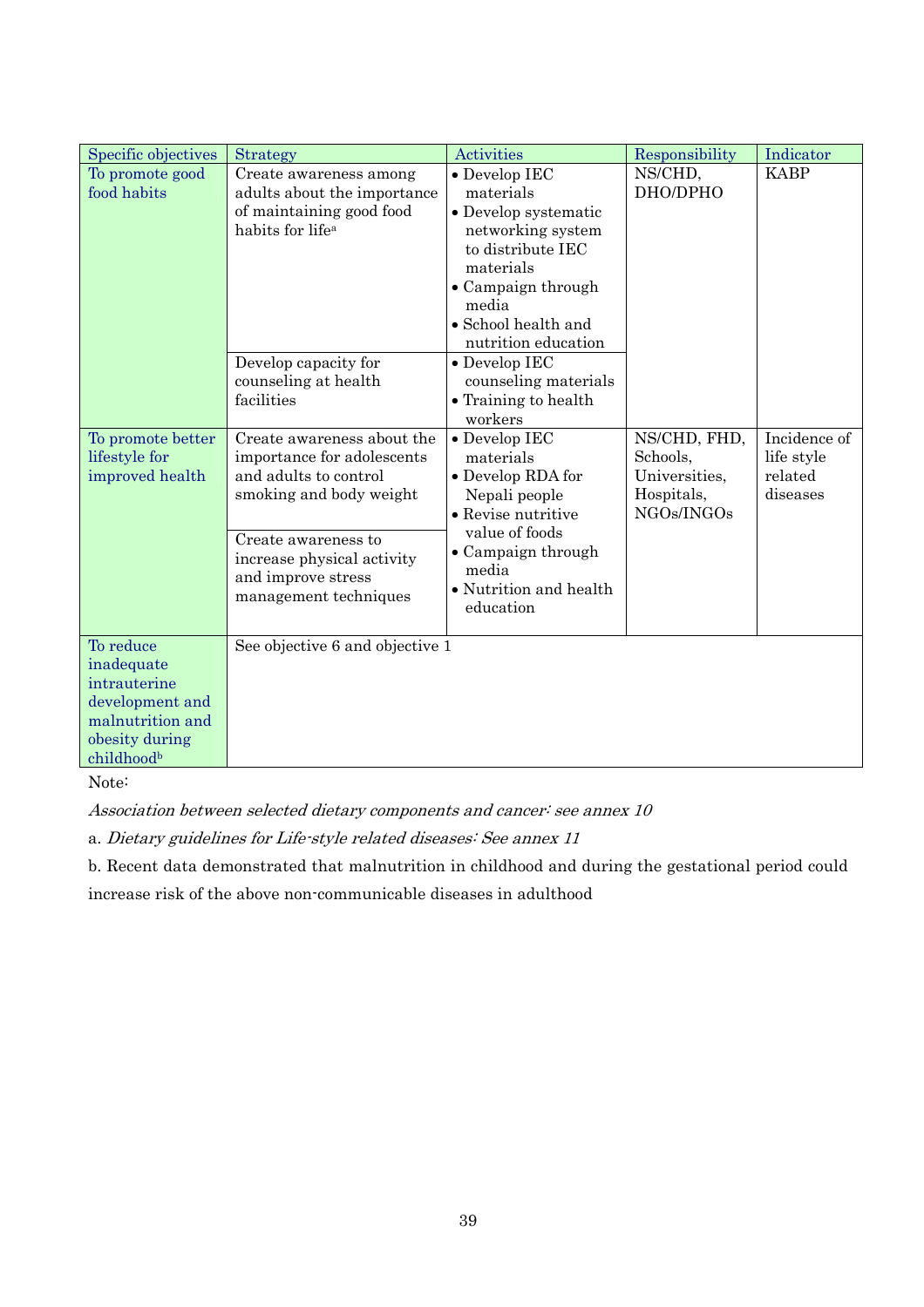| Specific objectives | Strategy | Activities | Responsibility | Indicator |
|---|---|---|---|---|
| To promote good food habits | Create awareness among adults about the importance of maintaining good food habits for life[a] | • Develop IEC materials<br>• Develop systematic networking system to distribute IEC materials<br>• Campaign through media<br>• School health and nutrition education | NS/CHD, DHO/DPHO | KABP |
| | Develop capacity for counseling at health facilities | • Develop IEC counseling materials<br>• Training to health workers | | |
| To promote better lifestyle for improved health | Create awareness about the importance for adolescents and adults to control smoking and body weight | • Develop IEC materials<br>• Develop RDA for Nepali people<br>• Revise nutritive value of foods<br>• Campaign through media<br>• Nutrition and health education | NS/CHD, FHD, Schools, Universities, Hospitals, NGOs/INGOs | Incidence of life style related diseases |
| | Create awareness to increase physical activity and improve stress management techniques | | | |
| To reduce inadequate intrauterine development and malnutrition and obesity during childhood[b] | See objective 6 and objective 1 | | | |

Note:

*Association between selected dietary components and cancer: see annex 10*

a. *Dietary guidelines for Life-style related diseases: See annex 11*

b. Recent data demonstrated that malnutrition in childhood and during the gestational period could increase risk of the above non-communicable diseases in adulthood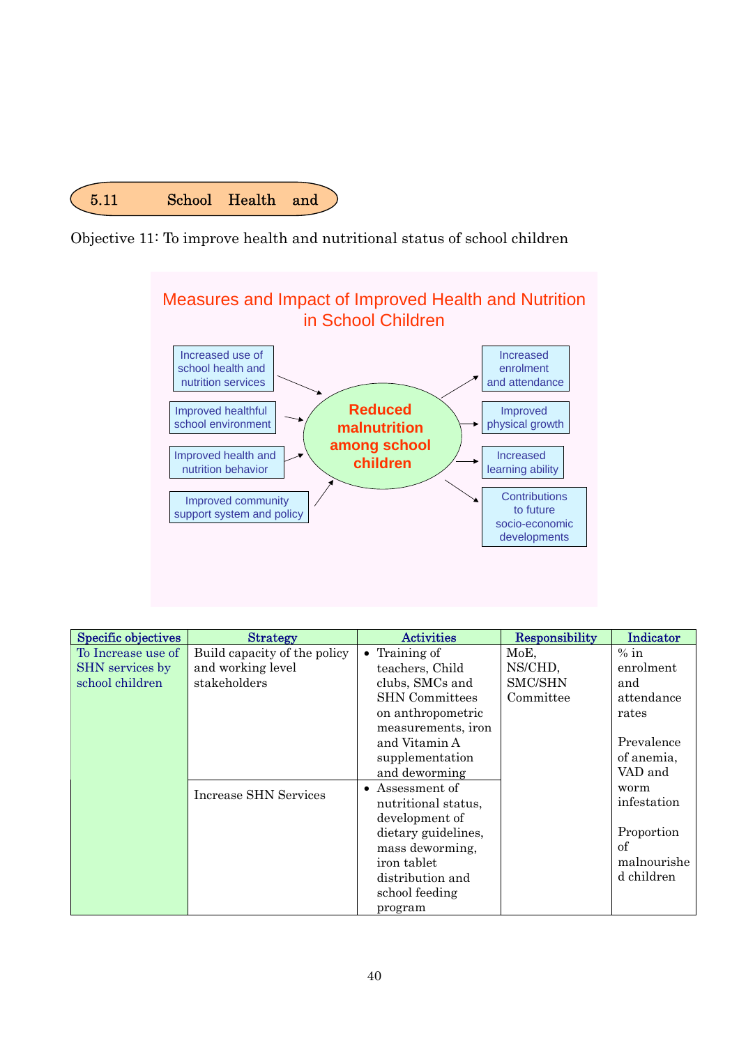## 5.11 School Health and

Objective 11: To improve health and nutritional status of school children

**Measures and Impact of Improved Health and Nutrition in School Children**

Inputs:
- Increased use of school health and nutrition services
- Improved healthful school environment
- Improved health and nutrition behavior
- Improved community support system and policy

Central outcome: **Reduced malnutrition among school children**

Impacts:
- Increased enrolment and attendance
- Improved physical growth
- Increased learning ability
- Contributions to future socio-economic developments

| Specific objectives | Strategy | Activities | Responsibility | Indicator |
|---|---|---|---|---|
| To Increase use of SHN services by school children | Build capacity of the policy and working level stakeholders | • Training of teachers, Child clubs, SMCs and SHN Committees on anthropometric measurements, iron and Vitamin A supplementation and deworming | MoE, NS/CHD, SMC/SHN Committee | % in enrolment and attendance rates<br><br>Prevalence of anemia, VAD and worm infestation<br><br>Proportion of malnourished children |
| | Increase SHN Services | • Assessment of nutritional status, development of dietary guidelines, mass deworming, iron tablet distribution and school feeding program | | |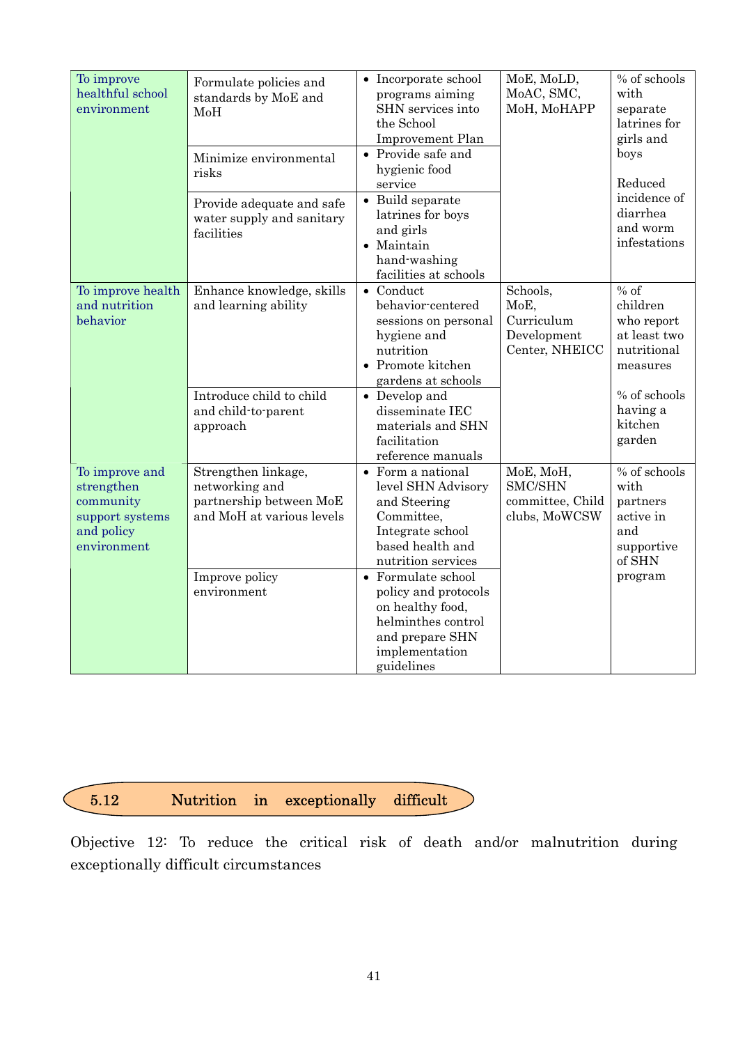| | | | | |
|---|---|---|---|---|
| To improve healthful school environment | Formulate policies and standards by MoE and MoH | • Incorporate school programs aiming SHN services into the School Improvement Plan | MoE, MoLD, MoAC, SMC, MoH, MoHAPP | % of schools with separate latrines for girls and boys<br><br>Reduced incidence of diarrhea and worm infestations |
| | Minimize environmental risks | • Provide safe and hygienic food service | | |
| | Provide adequate and safe water supply and sanitary facilities | • Build separate latrines for boys and girls<br>• Maintain hand-washing facilities at schools | | |
| To improve health and nutrition behavior | Enhance knowledge, skills and learning ability | • Conduct behavior-centered sessions on personal hygiene and nutrition<br>• Promote kitchen gardens at schools | Schools, MoE, Curriculum Development Center, NHEICC | % of children who report at least two nutritional measures<br><br>% of schools having a kitchen garden |
| | Introduce child to child and child-to-parent approach | • Develop and disseminate IEC materials and SHN facilitation reference manuals | | |
| To improve and strengthen community support systems and policy environment | Strengthen linkage, networking and partnership between MoE and MoH at various levels | • Form a national level SHN Advisory and Steering Committee, Integrate school based health and nutrition services | MoE, MoH, SMC/SHN committee, Child clubs, MoWCSW | % of schools with partners active in and supportive of SHN program |
| | Improve policy environment | • Formulate school policy and protocols on healthy food, helminthes control and prepare SHN implementation guidelines | | |

## 5.12 Nutrition in exceptionally difficult

Objective 12: To reduce the critical risk of death and/or malnutrition during exceptionally difficult circumstances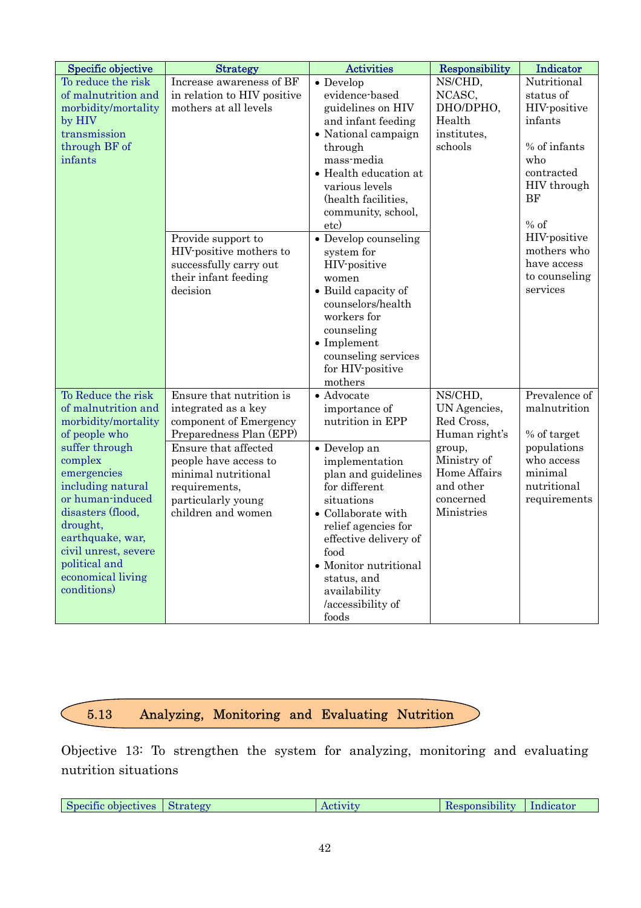| Specific objective | Strategy | Activities | Responsibility | Indicator |
|---|---|---|---|---|
| To reduce the risk of malnutrition and morbidity/mortality by HIV transmission through BF of infants | Increase awareness of BF in relation to HIV positive mothers at all levels | • Develop evidence-based guidelines on HIV and infant feeding<br>• National campaign through mass-media<br>• Health education at various levels (health facilities, community, school, etc) | NS/CHD, NCASC, DHO/DPHO, Health institutes, schools | Nutritional status of HIV-positive infants<br><br>% of infants who contracted HIV through BF<br><br>% of HIV-positive mothers who have access to counseling services |
| | Provide support to HIV-positive mothers to successfully carry out their infant feeding decision | • Develop counseling system for HIV-positive women<br>• Build capacity of counselors/health workers for counseling<br>• Implement counseling services for HIV-positive mothers | | |
| To Reduce the risk of malnutrition and morbidity/mortality of people who suffer through complex emergencies including natural or human-induced disasters (flood, drought, earthquake, war, civil unrest, severe political and economical living conditions) | Ensure that nutrition is integrated as a key component of Emergency Preparedness Plan (EPP) | • Advocate importance of nutrition in EPP | NS/CHD, UN Agencies, Red Cross, Human right's group, Ministry of Home Affairs and other concerned Ministries | Prevalence of malnutrition<br><br>% of target populations who access minimal nutritional requirements |
| | Ensure that affected people have access to minimal nutritional requirements, particularly young children and women | • Develop an implementation plan and guidelines for different situations<br>• Collaborate with relief agencies for effective delivery of food<br>• Monitor nutritional status, and availability /accessibility of foods | | |

## 5.13 Analyzing, Monitoring and Evaluating Nutrition

Objective 13: To strengthen the system for analyzing, monitoring and evaluating nutrition situations

| Specific objectives | Strategy | Activity | Responsibility | Indicator |
|---|---|---|---|---|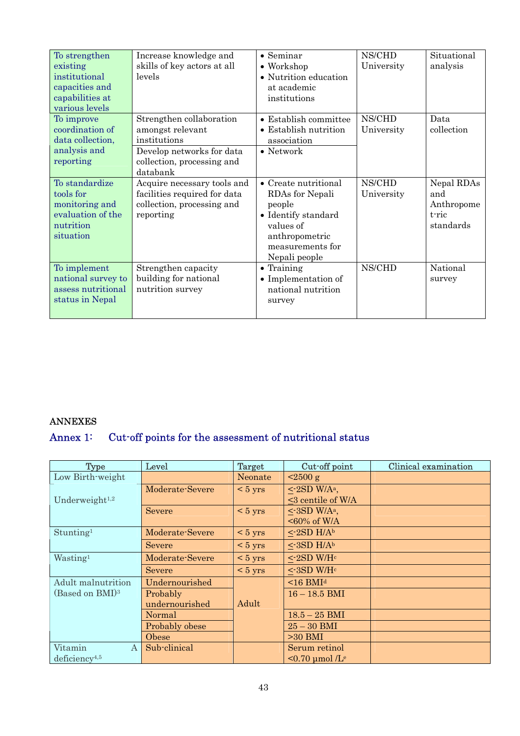| To strengthen existing institutional capacities and capabilities at various levels | Increase knowledge and skills of key actors at all levels | • Seminar<br>• Workshop<br>• Nutrition education at academic institutions | NS/CHD<br>University | Situational analysis |
|---|---|---|---|---|
| To improve coordination of data collection, analysis and reporting | Strengthen collaboration amongst relevant institutions | • Establish committee<br>• Establish nutrition association | NS/CHD<br>University | Data collection |
| | Develop networks for data collection, processing and databank | • Network | | |
| To standardize tools for monitoring and evaluation of the nutrition situation | Acquire necessary tools and facilities required for data collection, processing and reporting | • Create nutritional RDAs for Nepali people<br>• Identify standard values of anthropometric measurements for Nepali people | NS/CHD<br>University | Nepal RDAs and Anthropome t-ric standards |
| To implement national survey to assess nutritional status in Nepal | Strengthen capacity building for national nutrition survey | • Training<br>• Implementation of national nutrition survey | NS/CHD | National survey |

ANNEXES

## Annex 1: Cut-off points for the assessment of nutritional status

| Type | Level | Target | Cut-off point | Clinical examination |
|---|---|---|---|---|
| Low Birth-weight | | Neonate | <2500 g | |
| Underweight[1,2] | Moderate-Severe | < 5 yrs | <u>&lt;</u>-2SD W/A[a],<br><u>&lt;</u>3 centile of W/A | |
| | Severe | < 5 yrs | <u>&lt;</u>-3SD W/A[a],<br><60% of W/A | |
| Stunting[1] | Moderate-Severe | < 5 yrs | <u>&lt;</u>-2SD H/A[b] | |
| | Severe | < 5 yrs | <u>&lt;</u>-3SD H/A[b] | |
| Wasting[1] | Moderate-Severe | < 5 yrs | <u>&lt;</u>-2SD W/H[c] | |
| | Severe | < 5 yrs | <u>&lt;</u>-3SD W/H[c] | |
| Adult malnutrition (Based on BMI)[3] | Undernourished | Adult | <16 BMI[d] | |
| | Probably undernourished | | 16 – 18.5 BMI | |
| | Normal | | 18.5 – 25 BMI | |
| | Probably obese | | 25 – 30 BMI | |
| | Obese | | >30 BMI | |
| Vitamin A deficiency[4,5] | Sub-clinical | | Serum retinol <0.70 μmol /L[e] | |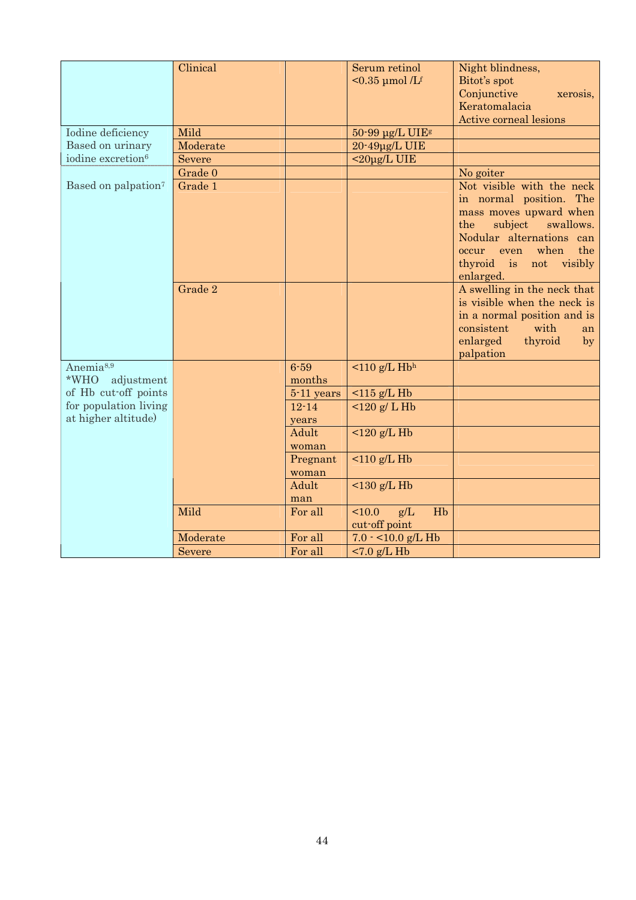| | | | | |
|---|---|---|---|---|
| | Clinical | | Serum retinol <0.35 µmol /L[f] | Night blindness, Bitot's spot Conjunctive xerosis, Keratomalacia Active corneal lesions |
| Iodine deficiency Based on urinary iodine excretion[6] | Mild | | 50-99 µg/L UIE[g] | |
| | Moderate | | 20-49µg/L UIE | |
| | Severe | | <20µg/L UIE | |
| Based on palpation[7] | Grade 0 | | | No goiter |
| | Grade 1 | | | Not visible with the neck in normal position. The mass moves upward when the subject swallows. Nodular alternations can occur even when the thyroid is not visibly enlarged. |
| | Grade 2 | | | A swelling in the neck that is visible when the neck is in a normal position and is consistent with an enlarged thyroid by palpation |
| Anemia[8,9] *WHO adjustment of Hb cut-off points for population living at higher altitude) | | 6-59 months | <110 g/L Hb[h] | |
| | | 5-11 years | <115 g/L Hb | |
| | | 12-14 years | <120 g/ L Hb | |
| | | Adult woman | <120 g/L Hb | |
| | | Pregnant woman | <110 g/L Hb | |
| | | Adult man | <130 g/L Hb | |
| | Mild | For all | <10.0 g/L Hb cut-off point | |
| | Moderate | For all | 7.0 - <10.0 g/L Hb | |
| | Severe | For all | <7.0 g/L Hb | |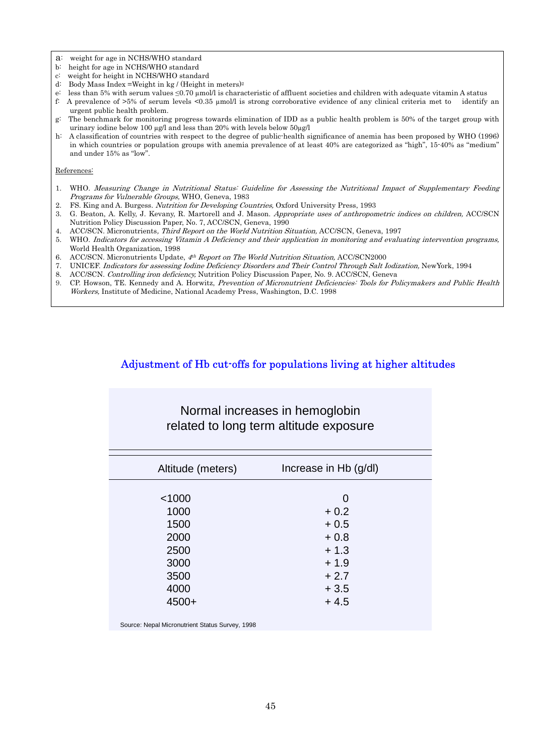a: weight for age in NCHS/WHO standard
b: height for age in NCHS/WHO standard
c: weight for height in NCHS/WHO standard
d: Body Mass Index =Weight in kg / (Height in meters)$^2$
e: less than 5% with serum values ≤0.70 µmol/l is characteristic of affluent societies and children with adequate vitamin A status
f: A prevalence of >5% of serum levels <0.35 µmol/l is strong corroborative evidence of any clinical criteria met to identify an urgent public health problem.
g: The benchmark for monitoring progress towards elimination of IDD as a public health problem is 50% of the target group with urinary iodine below 100 µg/l and less than 20% with levels below 50µg/l
h: A classification of countries with respect to the degree of public-health significance of anemia has been proposed by WHO (1996) in which countries or population groups with anemia prevalence of at least 40% are categorized as "high", 15-40% as "medium" and under 15% as "low".

References:

1. WHO. *Measuring Change in Nutritional Status: Guideline for Assessing the Nutritional Impact of Supplementary Feeding Programs for Vulnerable Groups,* WHO, Geneva, 1983
2. FS. King and A. Burgess. *Nutrition for Developing Countries,* Oxford University Press, 1993
3. G. Beaton, A. Kelly, J. Kevany, R. Martorell and J. Mason. *Appropriate uses of anthropometric indices on children,* ACC/SCN Nutrition Policy Discussion Paper, No. 7, ACC/SCN, Geneva, 1990
4. ACC/SCN. Micronutrients, *Third Report on the World Nutrition Situation,* ACC/SCN, Geneva, 1997
5. WHO. *Indicators for accessing Vitamin A Deficiency and their application in monitoring and evaluating intervention programs,* World Health Organization, 1998
6. ACC/SCN. Micronutrients Update, *4th Report on The World Nutrition Situation,* ACC/SCN2000
7. UNICEF. *Indicators for assessing Iodine Deficiency Disorders and Their Control Through Salt Iodization,* NewYork, 1994
8. ACC/SCN. *Controlling iron deficiency,* Nutrition Policy Discussion Paper, No. 9. ACC/SCN, Geneva
9. CP. Howson, TE. Kennedy and A. Horwitz, *Prevention of Micronutrient Deficiencies: Tools for Policymakers and Public Health Workers,* Institute of Medicine, National Academy Press, Washington, D.C. 1998

## Adjustment of Hb cut-offs for populations living at higher altitudes

**Normal increases in hemoglobin related to long term altitude exposure**

| Altitude (meters) | Increase in Hb (g/dl) |
|---|---|
| <1000 | 0 |
| 1000 | + 0.2 |
| 1500 | + 0.5 |
| 2000 | + 0.8 |
| 2500 | + 1.3 |
| 3000 | + 1.9 |
| 3500 | + 2.7 |
| 4000 | + 3.5 |
| 4500+ | + 4.5 |

Source: Nepal Micronutrient Status Survey, 1998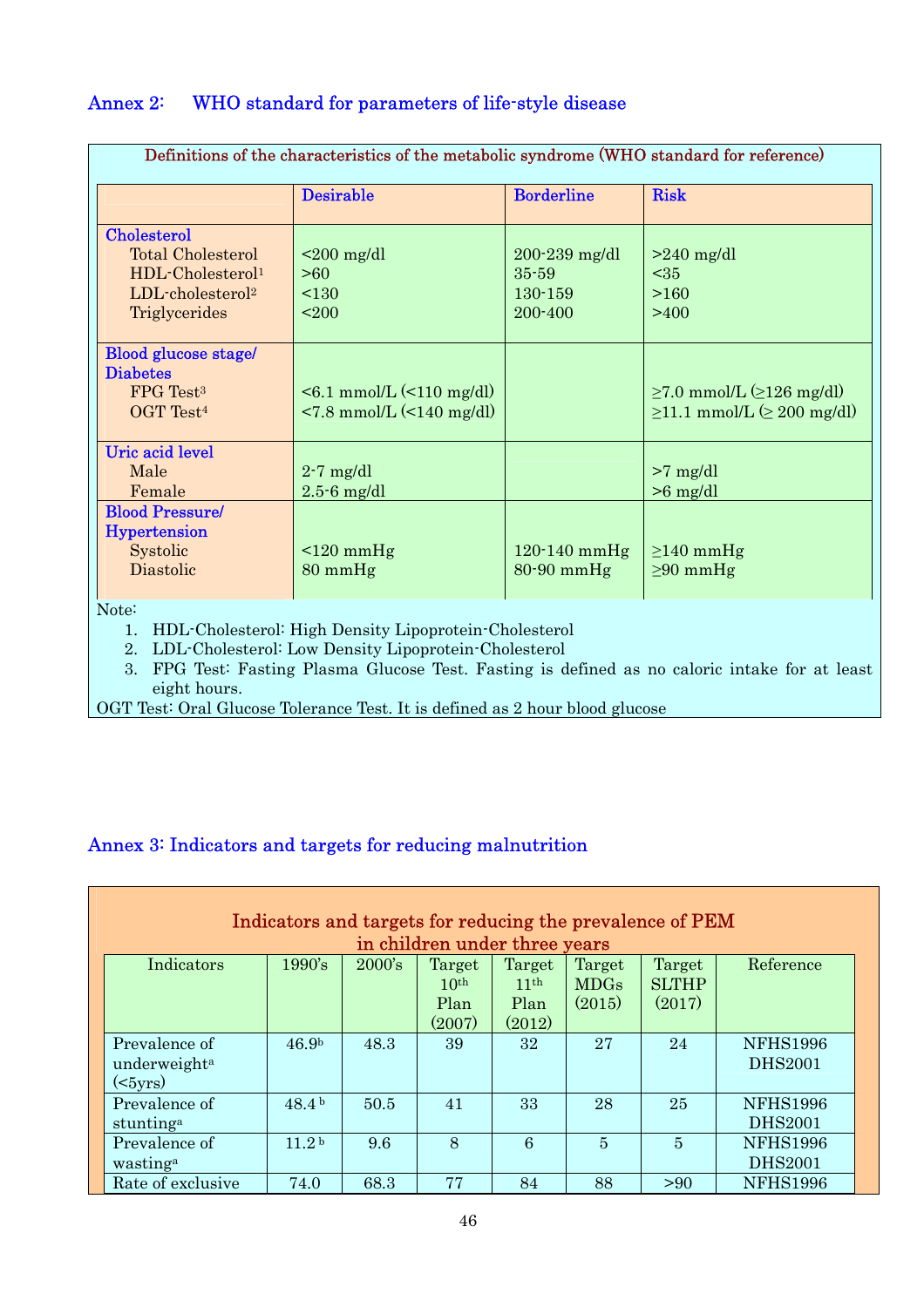## Annex 2: WHO standard for parameters of life-style disease

**Definitions of the characteristics of the metabolic syndrome (WHO standard for reference)**

| | Desirable | Borderline | Risk |
|---|---|---|---|
| **Cholesterol** | | | |
| Total Cholesterol | <200 mg/dl | 200-239 mg/dl | >240 mg/dl |
| HDL-Cholesterol[1] | >60 | 35-59 | <35 |
| LDL-cholesterol[2] | <130 | 130-159 | >160 |
| Triglycerides | <200 | 200-400 | >400 |
| **Blood glucose stage/ Diabetes** | | | |
| FPG Test[3] | <6.1 mmol/L (<110 mg/dl) | | ≥7.0 mmol/L (≥126 mg/dl) |
| OGT Test[4] | <7.8 mmol/L (<140 mg/dl) | | ≥11.1 mmol/L (≥ 200 mg/dl) |
| **Uric acid level** | | | |
| Male | 2-7 mg/dl | | >7 mg/dl |
| Female | 2.5-6 mg/dl | | >6 mg/dl |
| **Blood Pressure/ Hypertension** | | | |
| Systolic | <120 mmHg | 120-140 mmHg | ≥140 mmHg |
| Diastolic | 80 mmHg | 80-90 mmHg | ≥90 mmHg |

Note:

1. HDL-Cholesterol: High Density Lipoprotein-Cholesterol
2. LDL-Cholesterol: Low Density Lipoprotein-Cholesterol
3. FPG Test: Fasting Plasma Glucose Test. Fasting is defined as no caloric intake for at least eight hours.

OGT Test: Oral Glucose Tolerance Test. It is defined as 2 hour blood glucose

## Annex 3: Indicators and targets for reducing malnutrition

**Indicators and targets for reducing the prevalence of PEM in children under three years**

| Indicators | 1990's | 2000's | Target 10th Plan (2007) | Target 11th Plan (2012) | Target MDGs (2015) | Target SLTHP (2017) | Reference |
|---|---|---|---|---|---|---|---|
| Prevalence of underweight[a] (<5yrs) | 46.9[b] | 48.3 | 39 | 32 | 27 | 24 | NFHS1996 DHS2001 |
| Prevalence of stunting[a] | 48.4[b] | 50.5 | 41 | 33 | 28 | 25 | NFHS1996 DHS2001 |
| Prevalence of wasting[a] | 11.2[b] | 9.6 | 8 | 6 | 5 | 5 | NFHS1996 DHS2001 |
| Rate of exclusive | 74.0 | 68.3 | 77 | 84 | 88 | >90 | NFHS1996 |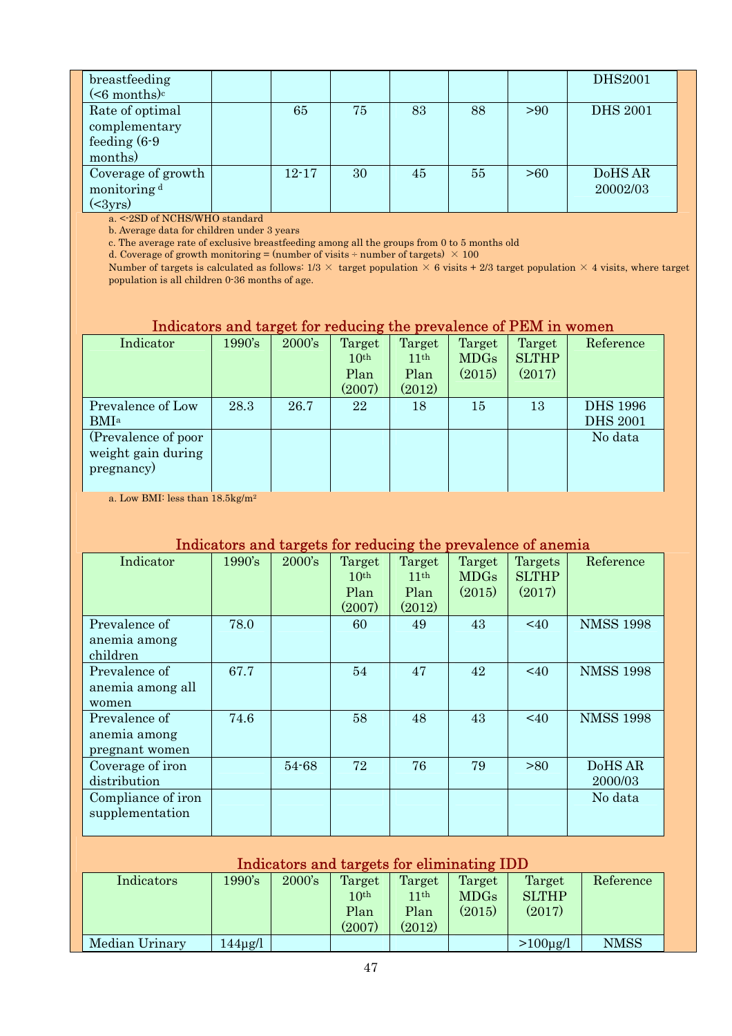| | | | | | | | |
|---|---|---|---|---|---|---|---|
| breastfeeding (<6 months)[c] | | | | | | | DHS2001 |
| Rate of optimal complementary feeding (6-9 months) | | 65 | 75 | 83 | 88 | >90 | DHS 2001 |
| Coverage of growth monitoring [d] (<3yrs) | | 12-17 | 30 | 45 | 55 | >60 | DoHS AR 20002/03 |

a. <-2SD of NCHS/WHO standard
b. Average data for children under 3 years
c. The average rate of exclusive breastfeeding among all the groups from 0 to 5 months old
d. Coverage of growth monitoring = (number of visits ÷ number of targets) × 100
Number of targets is calculated as follows: 1/3 × target population × 6 visits + 2/3 target population × 4 visits, where target population is all children 0-36 months of age.

## Indicators and target for reducing the prevalence of PEM in women

| Indicator | 1990's | 2000's | Target 10th Plan (2007) | Target 11th Plan (2012) | Target MDGs (2015) | Target SLTHP (2017) | Reference |
|---|---|---|---|---|---|---|---|
| Prevalence of Low BMI[a] | 28.3 | 26.7 | 22 | 18 | 15 | 13 | DHS 1996 DHS 2001 |
| (Prevalence of poor weight gain during pregnancy) | | | | | | | No data |

a. Low BMI: less than 18.5kg/m²

## Indicators and targets for reducing the prevalence of anemia

| Indicator | 1990's | 2000's | Target 10th Plan (2007) | Target 11th Plan (2012) | Target MDGs (2015) | Targets SLTHP (2017) | Reference |
|---|---|---|---|---|---|---|---|
| Prevalence of anemia among children | 78.0 | | 60 | 49 | 43 | <40 | NMSS 1998 |
| Prevalence of anemia among all women | 67.7 | | 54 | 47 | 42 | <40 | NMSS 1998 |
| Prevalence of anemia among pregnant women | 74.6 | | 58 | 48 | 43 | <40 | NMSS 1998 |
| Coverage of iron distribution | | 54-68 | 72 | 76 | 79 | >80 | DoHS AR 2000/03 |
| Compliance of iron supplementation | | | | | | | No data |

## Indicators and targets for eliminating IDD

| Indicators | 1990's | 2000's | Target 10th Plan (2007) | Target 11th Plan (2012) | Target MDGs (2015) | Target SLTHP (2017) | Reference |
|---|---|---|---|---|---|---|---|
| Median Urinary | 144μg/l | | | | | >100μg/l | NMSS |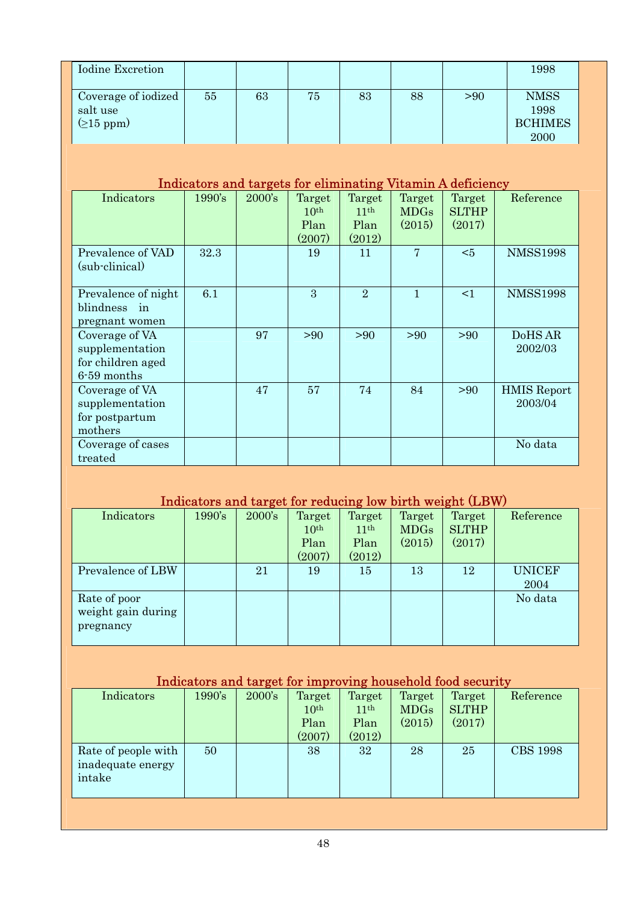| | | | | | | | |
|---|---|---|---|---|---|---|---|
| Iodine Excretion | | | | | | | 1998 |
| Coverage of iodized salt use (≥15 ppm) | 55 | 63 | 75 | 83 | 88 | >90 | NMSS 1998 BCHIMES 2000 |

### Indicators and targets for eliminating Vitamin A deficiency

| Indicators | 1990's | 2000's | Target 10th Plan (2007) | Target 11th Plan (2012) | Target MDGs (2015) | Target SLTHP (2017) | Reference |
|---|---|---|---|---|---|---|---|
| Prevalence of VAD (sub-clinical) | 32.3 | | 19 | 11 | 7 | <5 | NMSS1998 |
| Prevalence of night blindness in pregnant women | 6.1 | | 3 | 2 | 1 | <1 | NMSS1998 |
| Coverage of VA supplementation for children aged 6-59 months | | 97 | >90 | >90 | >90 | >90 | DoHS AR 2002/03 |
| Coverage of VA supplementation for postpartum mothers | | 47 | 57 | 74 | 84 | >90 | HMIS Report 2003/04 |
| Coverage of cases treated | | | | | | | No data |

### Indicators and target for reducing low birth weight (LBW)

| Indicators | 1990's | 2000's | Target 10th Plan (2007) | Target 11th Plan (2012) | Target MDGs (2015) | Target SLTHP (2017) | Reference |
|---|---|---|---|---|---|---|---|
| Prevalence of LBW | | 21 | 19 | 15 | 13 | 12 | UNICEF 2004 |
| Rate of poor weight gain during pregnancy | | | | | | | No data |

### Indicators and target for improving household food security

| Indicators | 1990's | 2000's | Target 10th Plan (2007) | Target 11th Plan (2012) | Target MDGs (2015) | Target SLTHP (2017) | Reference |
|---|---|---|---|---|---|---|---|
| Rate of people with inadequate energy intake | 50 | | 38 | 32 | 28 | 25 | CBS 1998 |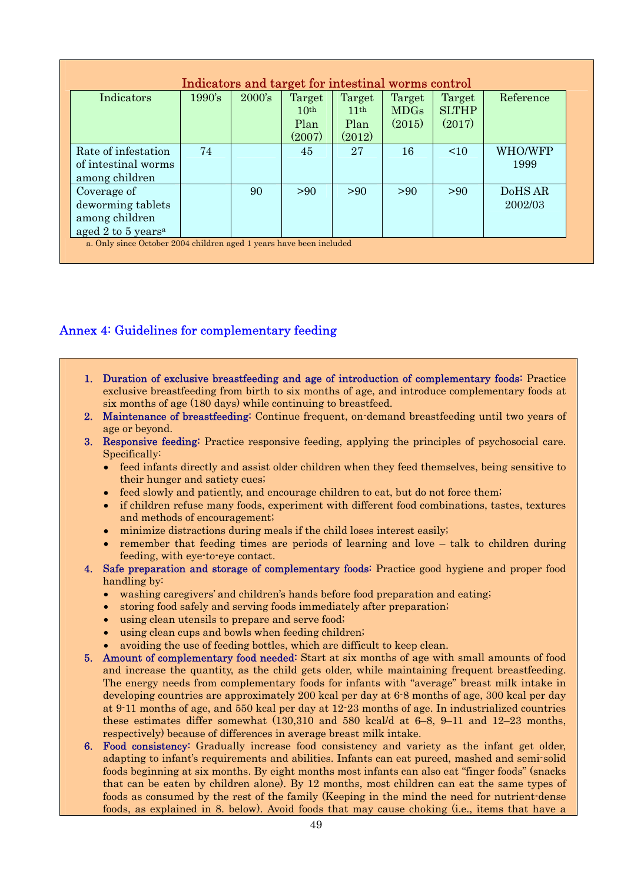**Indicators and target for intestinal worms control**

| Indicators | 1990's | 2000's | Target 10th Plan (2007) | Target 11th Plan (2012) | Target MDGs (2015) | Target SLTHP (2017) | Reference |
|---|---|---|---|---|---|---|---|
| Rate of infestation of intestinal worms among children | 74 | | 45 | 27 | 16 | <10 | WHO/WFP 1999 |
| Coverage of deworming tablets among children aged 2 to 5 years[a] | | 90 | >90 | >90 | >90 | >90 | DoHS AR 2002/03 |

a. Only since October 2004 children aged 1 years have been included

## Annex 4: Guidelines for complementary feeding

1. **Duration of exclusive breastfeeding and age of introduction of complementary foods:** Practice exclusive breastfeeding from birth to six months of age, and introduce complementary foods at six months of age (180 days) while continuing to breastfeed.
2. **Maintenance of breastfeeding:** Continue frequent, on-demand breastfeeding until two years of age or beyond.
3. **Responsive feeding:** Practice responsive feeding, applying the principles of psychosocial care. Specifically:
   - feed infants directly and assist older children when they feed themselves, being sensitive to their hunger and satiety cues;
   - feed slowly and patiently, and encourage children to eat, but do not force them;
   - if children refuse many foods, experiment with different food combinations, tastes, textures and methods of encouragement;
   - minimize distractions during meals if the child loses interest easily;
   - remember that feeding times are periods of learning and love – talk to children during feeding, with eye-to-eye contact.
4. **Safe preparation and storage of complementary foods:** Practice good hygiene and proper food handling by:
   - washing caregivers' and children's hands before food preparation and eating;
   - storing food safely and serving foods immediately after preparation;
   - using clean utensils to prepare and serve food;
   - using clean cups and bowls when feeding children;
   - avoiding the use of feeding bottles, which are difficult to keep clean.
5. **Amount of complementary food needed:** Start at six months of age with small amounts of food and increase the quantity, as the child gets older, while maintaining frequent breastfeeding. The energy needs from complementary foods for infants with "average" breast milk intake in developing countries are approximately 200 kcal per day at 6-8 months of age, 300 kcal per day at 9-11 months of age, and 550 kcal per day at 12-23 months of age. In industrialized countries these estimates differ somewhat (130,310 and 580 kcal/d at 6–8, 9–11 and 12–23 months, respectively) because of differences in average breast milk intake.
6. **Food consistency:** Gradually increase food consistency and variety as the infant get older, adapting to infant's requirements and abilities. Infants can eat pureed, mashed and semi-solid foods beginning at six months. By eight months most infants can also eat "finger foods" (snacks that can be eaten by children alone). By 12 months, most children can eat the same types of foods as consumed by the rest of the family (Keeping in the mind the need for nutrient-dense foods, as explained in 8. below). Avoid foods that may cause choking (i.e., items that have a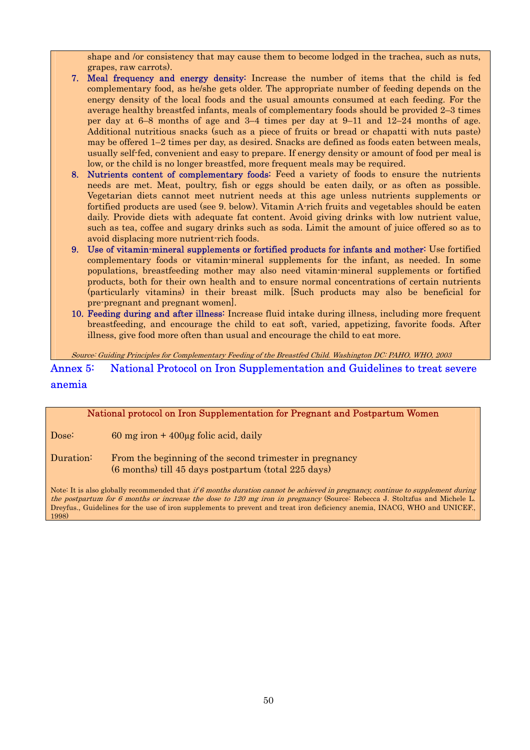shape and /or consistency that may cause them to become lodged in the trachea, such as nuts, grapes, raw carrots).

7. **Meal frequency and energy density:** Increase the number of items that the child is fed complementary food, as he/she gets older. The appropriate number of feeding depends on the energy density of the local foods and the usual amounts consumed at each feeding. For the average healthy breastfed infants, meals of complementary foods should be provided 2–3 times per day at 6–8 months of age and 3–4 times per day at 9–11 and 12–24 months of age. Additional nutritious snacks (such as a piece of fruits or bread or chapatti with nuts paste) may be offered 1–2 times per day, as desired. Snacks are defined as foods eaten between meals, usually self-fed, convenient and easy to prepare. If energy density or amount of food per meal is low, or the child is no longer breastfed, more frequent meals may be required.
8. **Nutrients content of complementary foods:** Feed a variety of foods to ensure the nutrients needs are met. Meat, poultry, fish or eggs should be eaten daily, or as often as possible. Vegetarian diets cannot meet nutrient needs at this age unless nutrients supplements or fortified products are used (see 9. below). Vitamin A-rich fruits and vegetables should be eaten daily. Provide diets with adequate fat content. Avoid giving drinks with low nutrient value, such as tea, coffee and sugary drinks such as soda. Limit the amount of juice offered so as to avoid displacing more nutrient-rich foods.
9. **Use of vitamin-mineral supplements or fortified products for infants and mother:** Use fortified complementary foods or vitamin-mineral supplements for the infant, as needed. In some populations, breastfeeding mother may also need vitamin-mineral supplements or fortified products, both for their own health and to ensure normal concentrations of certain nutrients (particularly vitamins) in their breast milk. [Such products may also be beneficial for pre-pregnant and pregnant women].
10. **Feeding during and after illness:** Increase fluid intake during illness, including more frequent breastfeeding, and encourage the child to eat soft, varied, appetizing, favorite foods. After illness, give food more often than usual and encourage the child to eat more.

*Source: Guiding Principles for Complementary Feeding of the Breastfed Child. Washington DC: PAHO, WHO, 2003*

## Annex 5: National Protocol on Iron Supplementation and Guidelines to treat severe anemia

**National protocol on Iron Supplementation for Pregnant and Postpartum Women**

Dose: 60 mg iron + 400µg folic acid, daily

Duration: From the beginning of the second trimester in pregnancy (6 months) till 45 days postpartum (total 225 days)

Note: It is also globally recommended that *if 6 months duration cannot be achieved in pregnancy, continue to supplement during the postpartum for 6 months or increase the dose to 120 mg iron in pregnancy* (Source: Rebecca J. Stoltzfus and Michele L. Dreyfus., Guidelines for the use of iron supplements to prevent and treat iron deficiency anemia, INACG, WHO and UNICEF., 1998)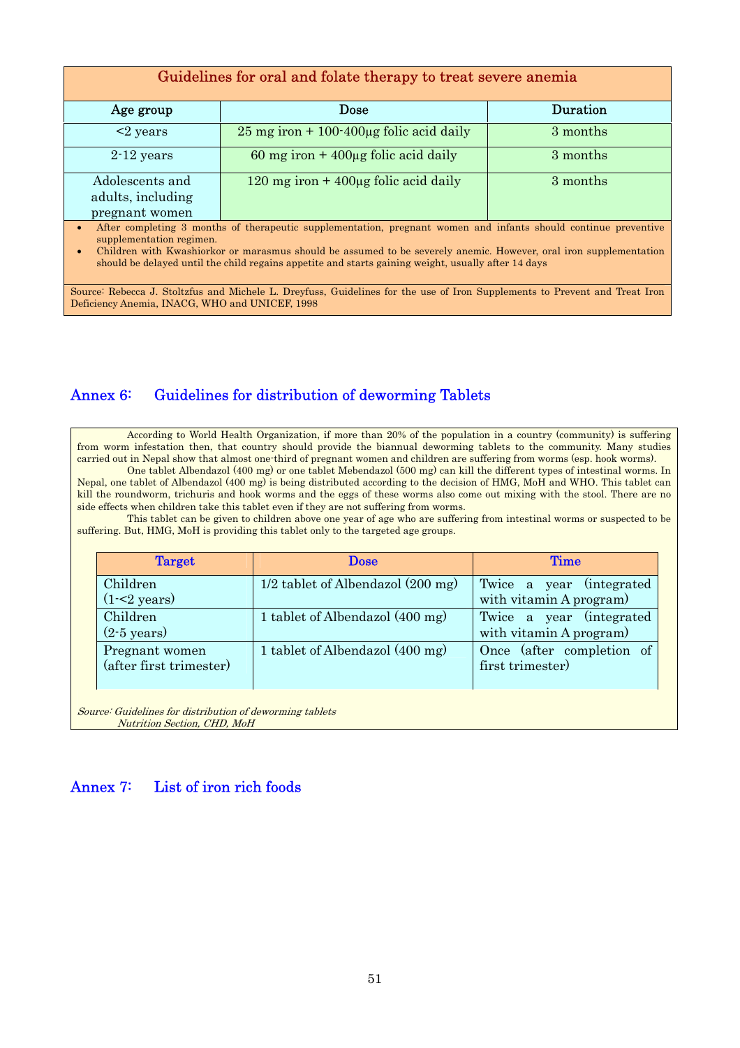| Guidelines for oral and folate therapy to treat severe anemia | | |
|---|---|---|
| **Age group** | **Dose** | **Duration** |
| <2 years | 25 mg iron + 100-400µg folic acid daily | 3 months |
| 2-12 years | 60 mg iron + 400µg folic acid daily | 3 months |
| Adolescents and adults, including pregnant women | 120 mg iron + 400µg folic acid daily | 3 months |

- After completing 3 months of therapeutic supplementation, pregnant women and infants should continue preventive supplementation regimen.
- Children with Kwashiorkor or marasmus should be assumed to be severely anemic. However, oral iron supplementation should be delayed until the child regains appetite and starts gaining weight, usually after 14 days

Source: Rebecca J. Stoltzfus and Michele L. Dreyfuss, Guidelines for the use of Iron Supplements to Prevent and Treat Iron Deficiency Anemia, INACG, WHO and UNICEF, 1998

## Annex 6: Guidelines for distribution of deworming Tablets

According to World Health Organization, if more than 20% of the population in a country (community) is suffering from worm infestation then, that country should provide the biannual deworming tablets to the community. Many studies carried out in Nepal show that almost one-third of pregnant women and children are suffering from worms (esp. hook worms).

One tablet Albendazol (400 mg) or one tablet Mebendazol (500 mg) can kill the different types of intestinal worms. In Nepal, one tablet of Albendazol (400 mg) is being distributed according to the decision of HMG, MoH and WHO. This tablet can kill the roundworm, trichuris and hook worms and the eggs of these worms also come out mixing with the stool. There are no side effects when children take this tablet even if they are not suffering from worms.

This tablet can be given to children above one year of age who are suffering from intestinal worms or suspected to be suffering. But, HMG, MoH is providing this tablet only to the targeted age groups.

| Target | Dose | Time |
|---|---|---|
| Children (1-<2 years) | 1/2 tablet of Albendazol (200 mg) | Twice a year (integrated with vitamin A program) |
| Children (2-5 years) | 1 tablet of Albendazol (400 mg) | Twice a year (integrated with vitamin A program) |
| Pregnant women (after first trimester) | 1 tablet of Albendazol (400 mg) | Once (after completion of first trimester) |

*Source: Guidelines for distribution of deworming tablets*
*Nutrition Section, CHD, MoH*

## Annex 7: List of iron rich foods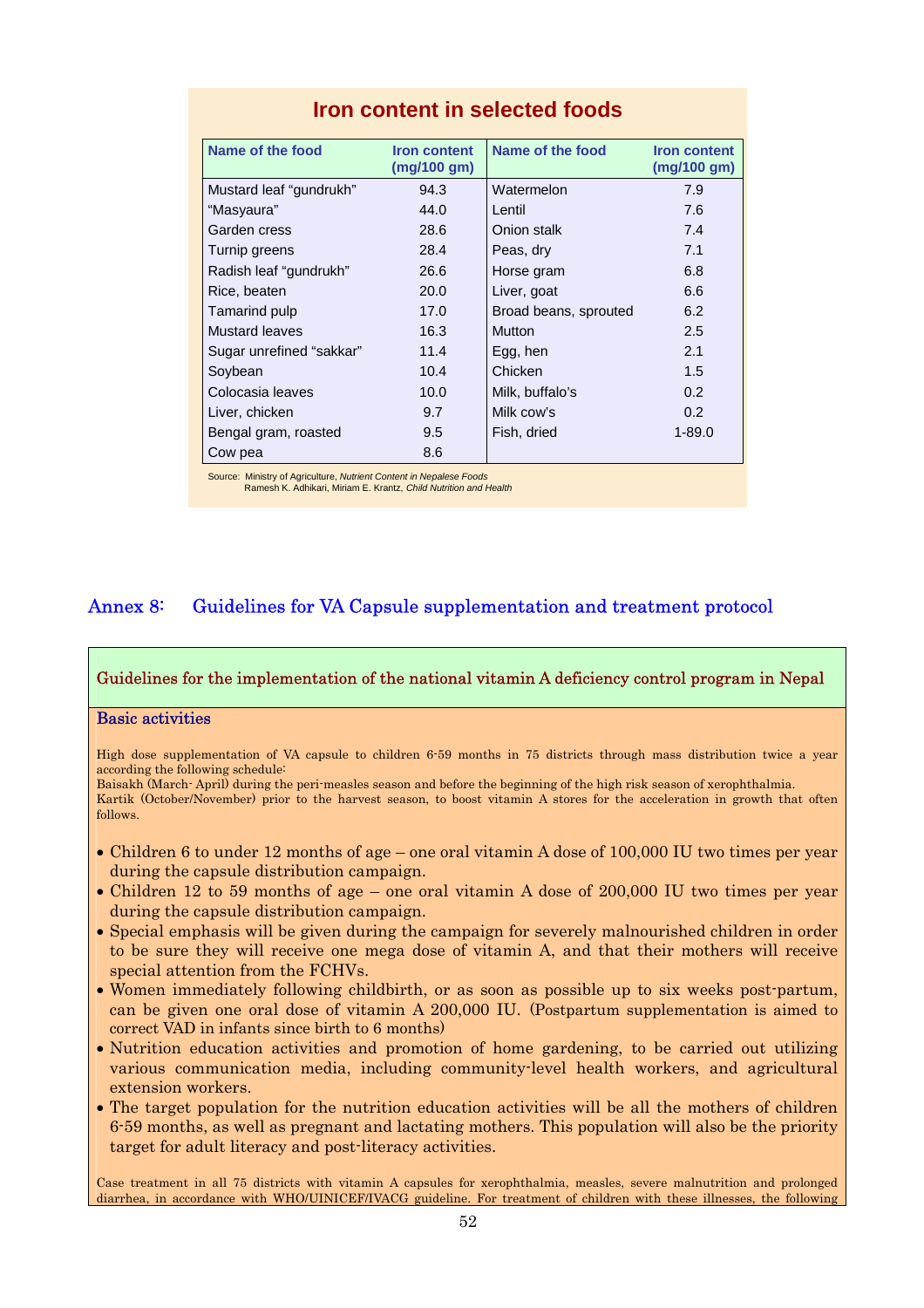## Iron content in selected foods

| Name of the food | Iron content (mg/100 gm) | Name of the food | Iron content (mg/100 gm) |
|---|---|---|---|
| Mustard leaf "gundrukh" | 94.3 | Watermelon | 7.9 |
| "Masyaura" | 44.0 | Lentil | 7.6 |
| Garden cress | 28.6 | Onion stalk | 7.4 |
| Turnip greens | 28.4 | Peas, dry | 7.1 |
| Radish leaf "gundrukh" | 26.6 | Horse gram | 6.8 |
| Rice, beaten | 20.0 | Liver, goat | 6.6 |
| Tamarind pulp | 17.0 | Broad beans, sprouted | 6.2 |
| Mustard leaves | 16.3 | Mutton | 2.5 |
| Sugar unrefined "sakkar" | 11.4 | Egg, hen | 2.1 |
| Soybean | 10.4 | Chicken | 1.5 |
| Colocasia leaves | 10.0 | Milk, buffalo's | 0.2 |
| Liver, chicken | 9.7 | Milk cow's | 0.2 |
| Bengal gram, roasted | 9.5 | Fish, dried | 1-89.0 |
| Cow pea | 8.6 | | |

Source: Ministry of Agriculture, *Nutrient Content in Nepalese Foods*
Ramesh K. Adhikari, Miriam E. Krantz, *Child Nutrition and Health*

## Annex 8: Guidelines for VA Capsule supplementation and treatment protocol

### Guidelines for the implementation of the national vitamin A deficiency control program in Nepal

#### Basic activities

High dose supplementation of VA capsule to children 6-59 months in 75 districts through mass distribution twice a year according the following schedule:
Baisakh (March- April) during the peri-measles season and before the beginning of the high risk season of xerophthalmia.
Kartik (October/November) prior to the harvest season, to boost vitamin A stores for the acceleration in growth that often follows.

- Children 6 to under 12 months of age – one oral vitamin A dose of 100,000 IU two times per year during the capsule distribution campaign.
- Children 12 to 59 months of age – one oral vitamin A dose of 200,000 IU two times per year during the capsule distribution campaign.
- Special emphasis will be given during the campaign for severely malnourished children in order to be sure they will receive one mega dose of vitamin A, and that their mothers will receive special attention from the FCHVs.
- Women immediately following childbirth, or as soon as possible up to six weeks post-partum, can be given one oral dose of vitamin A 200,000 IU. (Postpartum supplementation is aimed to correct VAD in infants since birth to 6 months)
- Nutrition education activities and promotion of home gardening, to be carried out utilizing various communication media, including community-level health workers, and agricultural extension workers.
- The target population for the nutrition education activities will be all the mothers of children 6-59 months, as well as pregnant and lactating mothers. This population will also be the priority target for adult literacy and post-literacy activities.

Case treatment in all 75 districts with vitamin A capsules for xerophthalmia, measles, severe malnutrition and prolonged diarrhea, in accordance with WHO/UNICEF/IVACG guideline. For treatment of children with these illnesses, the following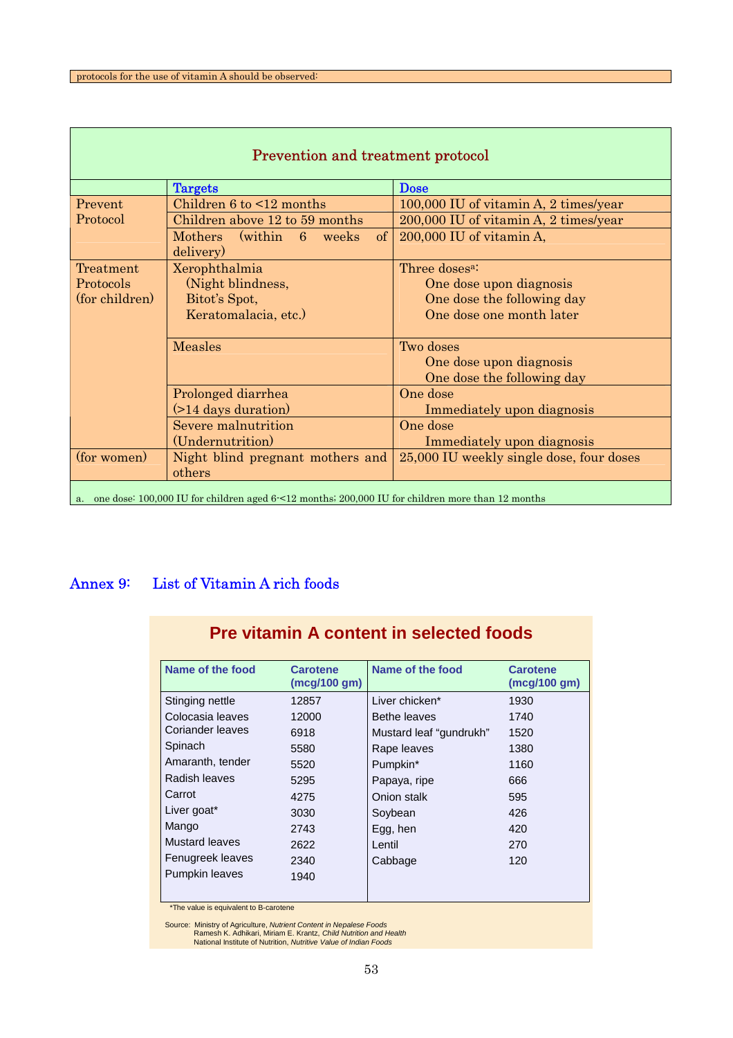protocols for the use of vitamin A should be observed:

**Prevention and treatment protocol**

| | Targets | Dose |
|---|---|---|
| Prevent Protocol | Children 6 to <12 months | 100,000 IU of vitamin A, 2 times/year |
| | Children above 12 to 59 months | 200,000 IU of vitamin A, 2 times/year |
| | Mothers (within 6 weeks of delivery) | 200,000 IU of vitamin A, |
| Treatment Protocols (for children) | Xerophthalmia (Night blindness, Bitot's Spot, Keratomalacia, etc.) | Three doses[a]: One dose upon diagnosis; One dose the following day; One dose one month later |
| | Measles | Two doses: One dose upon diagnosis; One dose the following day |
| | Prolonged diarrhea (>14 days duration) | One dose: Immediately upon diagnosis |
| | Severe malnutrition (Undernutrition) | One dose: Immediately upon diagnosis |
| (for women) | Night blind pregnant mothers and others | 25,000 IU weekly single dose, four doses |

a. one dose: 100,000 IU for children aged 6-<12 months; 200,000 IU for children more than 12 months

## Annex 9: List of Vitamin A rich foods

**Pre vitamin A content in selected foods**

| Name of the food | Carotene (mcg/100 gm) | Name of the food | Carotene (mcg/100 gm) |
|---|---|---|---|
| Stinging nettle | 12857 | Liver chicken* | 1930 |
| Colocasia leaves | 12000 | Bethe leaves | 1740 |
| Coriander leaves | 6918 | Mustard leaf "gundrukh" | 1520 |
| Spinach | 5580 | Rape leaves | 1380 |
| Amaranth, tender | 5520 | Pumpkin* | 1160 |
| Radish leaves | 5295 | Papaya, ripe | 666 |
| Carrot | 4275 | Onion stalk | 595 |
| Liver goat* | 3030 | Soybean | 426 |
| Mango | 2743 | Egg, hen | 420 |
| Mustard leaves | 2622 | Lentil | 270 |
| Fenugreek leaves | 2340 | Cabbage | 120 |
| Pumpkin leaves | 1940 | | |

*The value is equivalent to B-carotene

Source: Ministry of Agriculture, *Nutrient Content in Nepalese Foods*
Ramesh K. Adhikari, Miriam E. Krantz, *Child Nutrition and Health*
National Institute of Nutrition, *Nutritive Value of Indian Foods*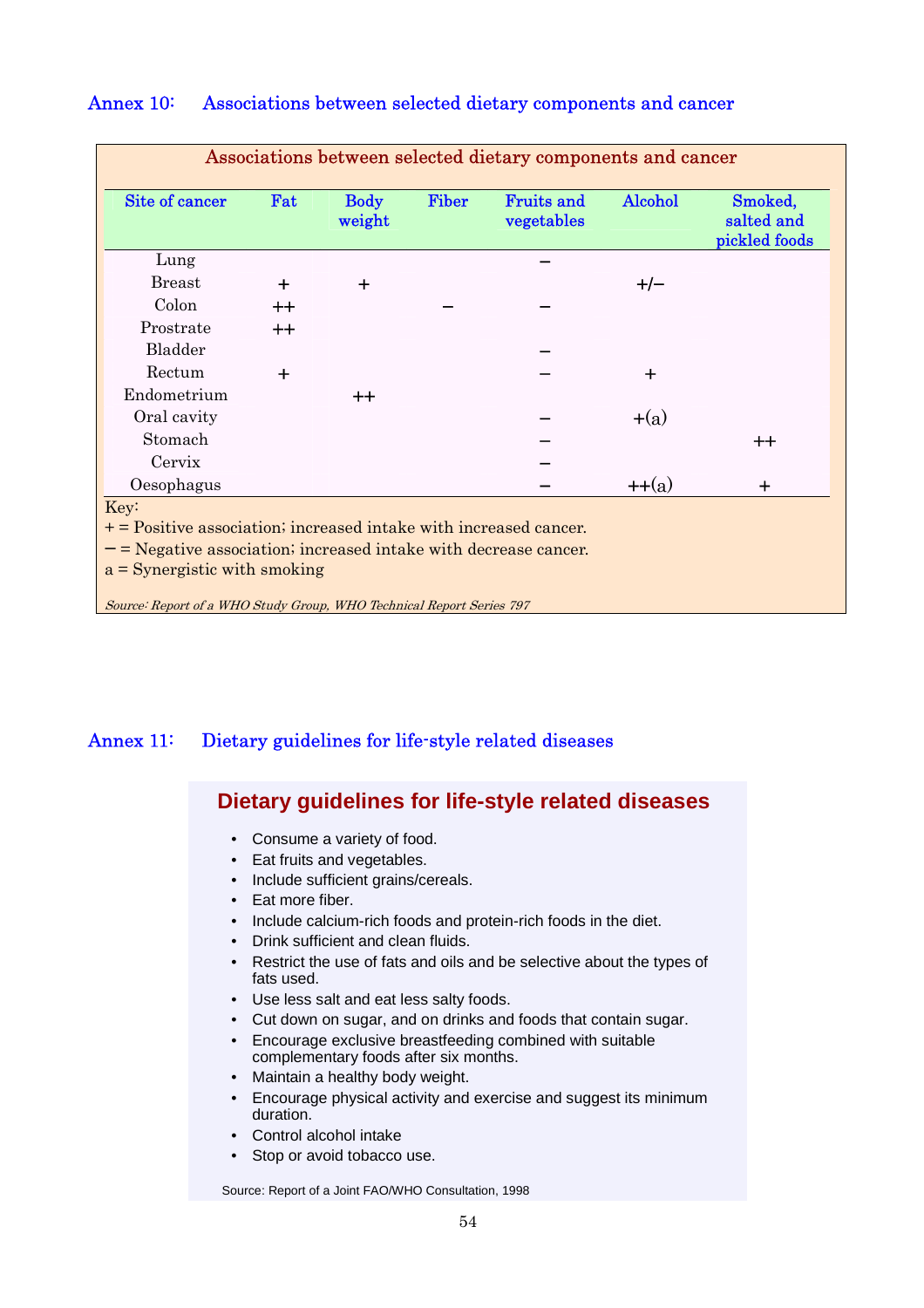## Annex 10: Associations between selected dietary components and cancer

**Associations between selected dietary components and cancer**

| Site of cancer | Fat | Body weight | Fiber | Fruits and vegetables | Alcohol | Smoked, salted and pickled foods |
|---|---|---|---|---|---|---|
| Lung | | | | – | | |
| Breast | + | + | | | +/– | |
| Colon | ++ | | – | – | | |
| Prostrate | ++ | | | | | |
| Bladder | | | | – | | |
| Rectum | + | | | – | + | |
| Endometrium | | ++ | | | | |
| Oral cavity | | | | – | +(a) | |
| Stomach | | | | – | | ++ |
| Cervix | | | | – | | |
| Oesophagus | | | | – | ++(a) | + |

Key:

+ = Positive association; increased intake with increased cancer.

– = Negative association; increased intake with decrease cancer.

a = Synergistic with smoking

*Source: Report of a WHO Study Group, WHO Technical Report Series 797*

## Annex 11: Dietary guidelines for life-style related diseases

**Dietary guidelines for life-style related diseases**

- Consume a variety of food.
- Eat fruits and vegetables.
- Include sufficient grains/cereals.
- Eat more fiber.
- Include calcium-rich foods and protein-rich foods in the diet.
- Drink sufficient and clean fluids.
- Restrict the use of fats and oils and be selective about the types of fats used.
- Use less salt and eat less salty foods.
- Cut down on sugar, and on drinks and foods that contain sugar.
- Encourage exclusive breastfeeding combined with suitable complementary foods after six months.
- Maintain a healthy body weight.
- Encourage physical activity and exercise and suggest its minimum duration.
- Control alcohol intake
- Stop or avoid tobacco use.

Source: Report of a Joint FAO/WHO Consultation, 1998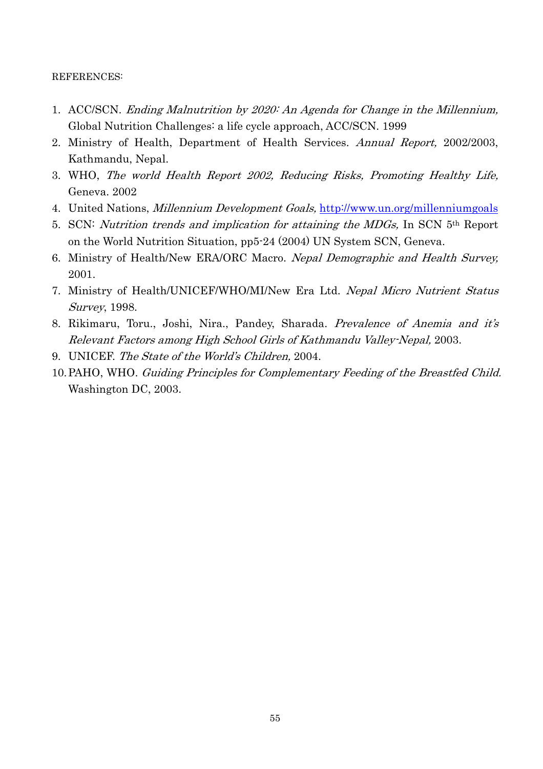REFERENCES:

1. ACC/SCN. *Ending Malnutrition by 2020: An Agenda for Change in the Millennium,* Global Nutrition Challenges: a life cycle approach, ACC/SCN. 1999
2. Ministry of Health, Department of Health Services. *Annual Report,* 2002/2003, Kathmandu, Nepal.
3. WHO, *The world Health Report 2002, Reducing Risks, Promoting Healthy Life,* Geneva. 2002
4. United Nations, *Millennium Development Goals,* http://www.un.org/millenniumgoals
5. SCN: *Nutrition trends and implication for attaining the MDGs,* In SCN 5th Report on the World Nutrition Situation, pp5-24 (2004) UN System SCN, Geneva.
6. Ministry of Health/New ERA/ORC Macro. *Nepal Demographic and Health Survey,* 2001.
7. Ministry of Health/UNICEF/WHO/MI/New Era Ltd. *Nepal Micro Nutrient Status Survey*, 1998.
8. Rikimaru, Toru., Joshi, Nira., Pandey, Sharada. *Prevalence of Anemia and it's Relevant Factors among High School Girls of Kathmandu Valley-Nepal,* 2003.
9. UNICEF. *The State of the World's Children,* 2004.
10. PAHO, WHO. *Guiding Principles for Complementary Feeding of the Breastfed Child.* Washington DC, 2003.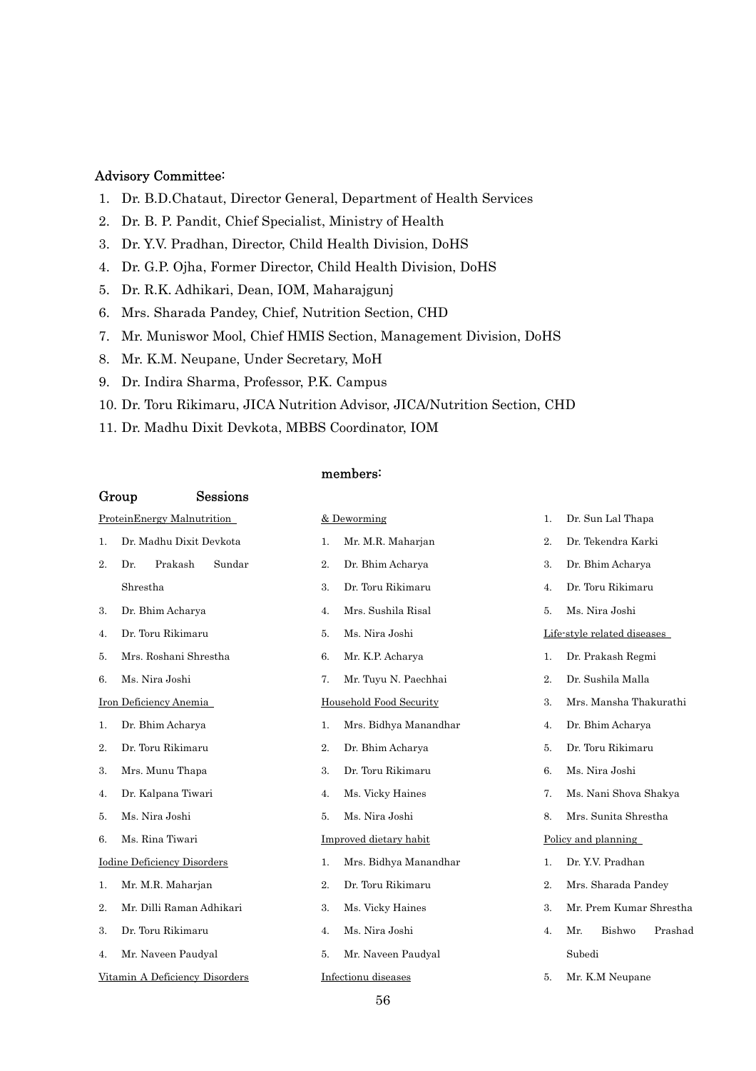### Advisory Committee:

1. Dr. B.D.Chataut, Director General, Department of Health Services
2. Dr. B. P. Pandit, Chief Specialist, Ministry of Health
3. Dr. Y.V. Pradhan, Director, Child Health Division, DoHS
4. Dr. G.P. Ojha, Former Director, Child Health Division, DoHS
5. Dr. R.K. Adhikari, Dean, IOM, Maharajgunj
6. Mrs. Sharada Pandey, Chief, Nutrition Section, CHD
7. Mr. Muniswor Mool, Chief HMIS Section, Management Division, DoHS
8. Mr. K.M. Neupane, Under Secretary, MoH
9. Dr. Indira Sharma, Professor, P.K. Campus
10. Dr. Toru Rikimaru, JICA Nutrition Advisor, JICA/Nutrition Section, CHD
11. Dr. Madhu Dixit Devkota, MBBS Coordinator, IOM

### Group Sessions members:

ProteinEnergy Malnutrition

1. Dr. Madhu Dixit Devkota
2. Dr. Prakash Sundar Shrestha
3. Dr. Bhim Acharya
4. Dr. Toru Rikimaru
5. Mrs. Roshani Shrestha
6. Ms. Nira Joshi

Iron Deficiency Anemia

1. Dr. Bhim Acharya
2. Dr. Toru Rikimaru
3. Mrs. Munu Thapa
4. Dr. Kalpana Tiwari
5. Ms. Nira Joshi
6. Ms. Rina Tiwari

Iodine Deficiency Disorders

1. Mr. M.R. Maharjan
2. Mr. Dilli Raman Adhikari
3. Dr. Toru Rikimaru
4. Mr. Naveen Paudyal

Vitamin A Deficiency Disorders & Deworming

1. Mr. M.R. Maharjan
2. Dr. Bhim Acharya
3. Dr. Toru Rikimaru
4. Mrs. Sushila Risal
5. Ms. Nira Joshi
6. Mr. K.P. Acharya
7. Mr. Tuyu N. Paechhai

Household Food Security

1. Mrs. Bidhya Manandhar
2. Dr. Bhim Acharya
3. Dr. Toru Rikimaru
4. Ms. Vicky Haines
5. Ms. Nira Joshi

Improved dietary habit

1. Mrs. Bidhya Manandhar
2. Dr. Toru Rikimaru
3. Ms. Vicky Haines
4. Ms. Nira Joshi
5. Mr. Naveen Paudyal

Infectionu diseases

1. Dr. Sun Lal Thapa
2. Dr. Tekendra Karki
3. Dr. Bhim Acharya
4. Dr. Toru Rikimaru
5. Ms. Nira Joshi

Life-style related diseases

1. Dr. Prakash Regmi
2. Dr. Sushila Malla
3. Mrs. Mansha Thakurathi
4. Dr. Bhim Acharya
5. Dr. Toru Rikimaru
6. Ms. Nira Joshi
7. Ms. Nani Shova Shakya
8. Mrs. Sunita Shrestha

Policy and planning

1. Dr. Y.V. Pradhan
2. Mrs. Sharada Pandey
3. Mr. Prem Kumar Shrestha
4. Mr. Bishwo Prashad Subedi
5. Mr. K.M Neupane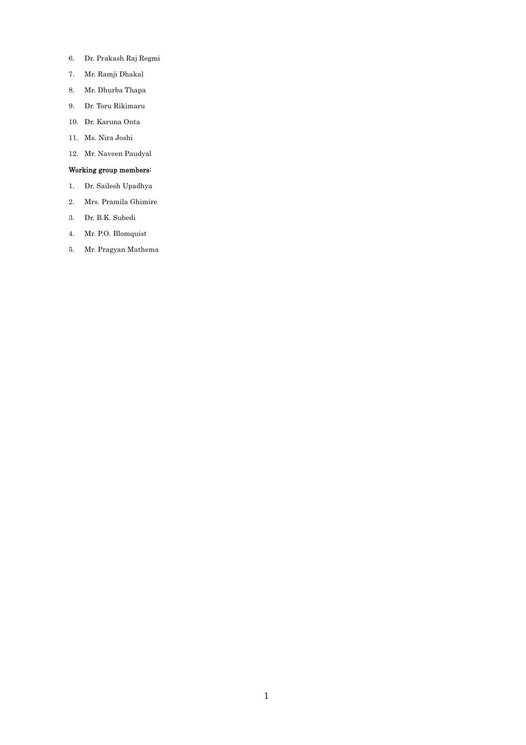6. Dr. Prakash Raj Regmi
7. Mr. Ramji Dhakal
8. Mr. Dhurba Thapa
9. Dr. Toru Rikimaru
10. Dr. Karuna Onta
11. Ms. Nira Joshi
12. Mr. Naveen Paudyal

**Working group members:**

1. Dr. Sailesh Upadhya
2. Mrs. Pramila Ghimire
3. Dr. B.K. Subedi
4. Mr. P.O. Blomquist
5. Mr. Pragyan Mathema